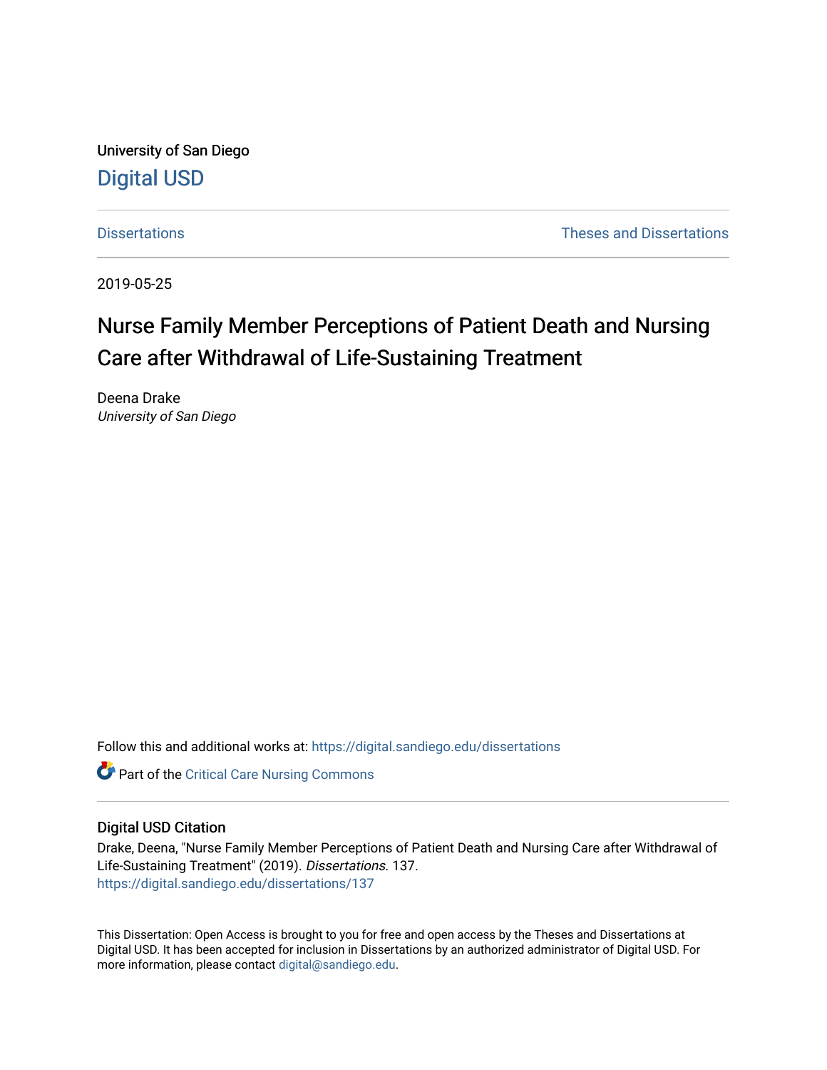University of San Diego

Digital USD

Dissertations | Theses and Dissertations

2019-05-25

# Nurse Family Member Perceptions of Patient Death and Nursing Care after Withdrawal of Life-Sustaining Treatment

Deena Drake
*University of San Diego*

Follow this and additional works at: https://digital.sandiego.edu/dissertations

Part of the Critical Care Nursing Commons

## Digital USD Citation

Drake, Deena, "Nurse Family Member Perceptions of Patient Death and Nursing Care after Withdrawal of Life-Sustaining Treatment" (2019). *Dissertations*. 137.
https://digital.sandiego.edu/dissertations/137

This Dissertation: Open Access is brought to you for free and open access by the Theses and Dissertations at Digital USD. It has been accepted for inclusion in Dissertations by an authorized administrator of Digital USD. For more information, please contact digital@sandiego.edu.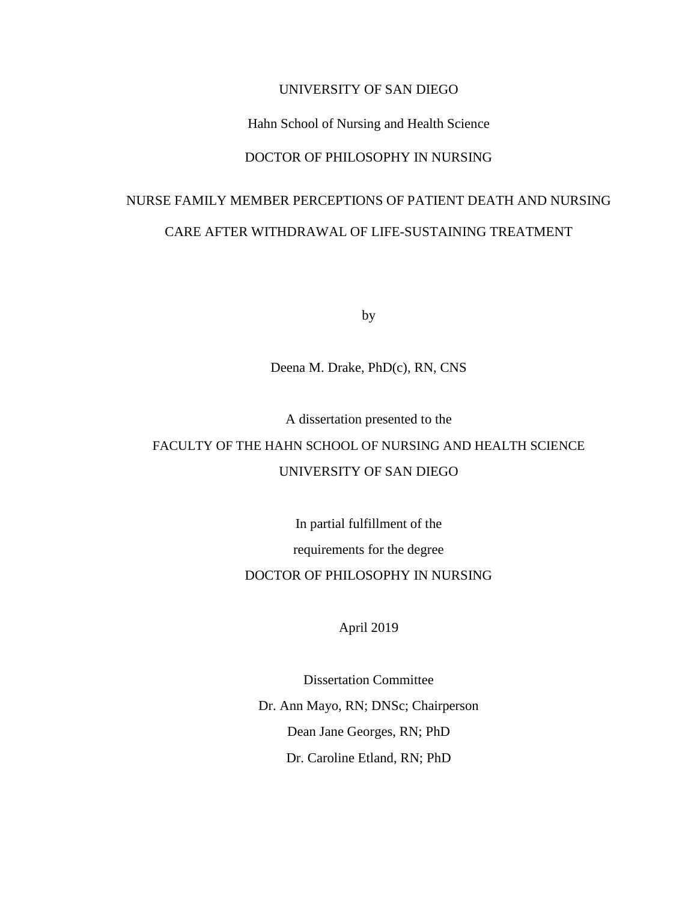UNIVERSITY OF SAN DIEGO

Hahn School of Nursing and Health Science

DOCTOR OF PHILOSOPHY IN NURSING

# NURSE FAMILY MEMBER PERCEPTIONS OF PATIENT DEATH AND NURSING CARE AFTER WITHDRAWAL OF LIFE-SUSTAINING TREATMENT

by

Deena M. Drake, PhD(c), RN, CNS

A dissertation presented to the
FACULTY OF THE HAHN SCHOOL OF NURSING AND HEALTH SCIENCE
UNIVERSITY OF SAN DIEGO

In partial fulfillment of the
requirements for the degree
DOCTOR OF PHILOSOPHY IN NURSING

April 2019

Dissertation Committee
Dr. Ann Mayo, RN; DNSc; Chairperson
Dean Jane Georges, RN; PhD
Dr. Caroline Etland, RN; PhD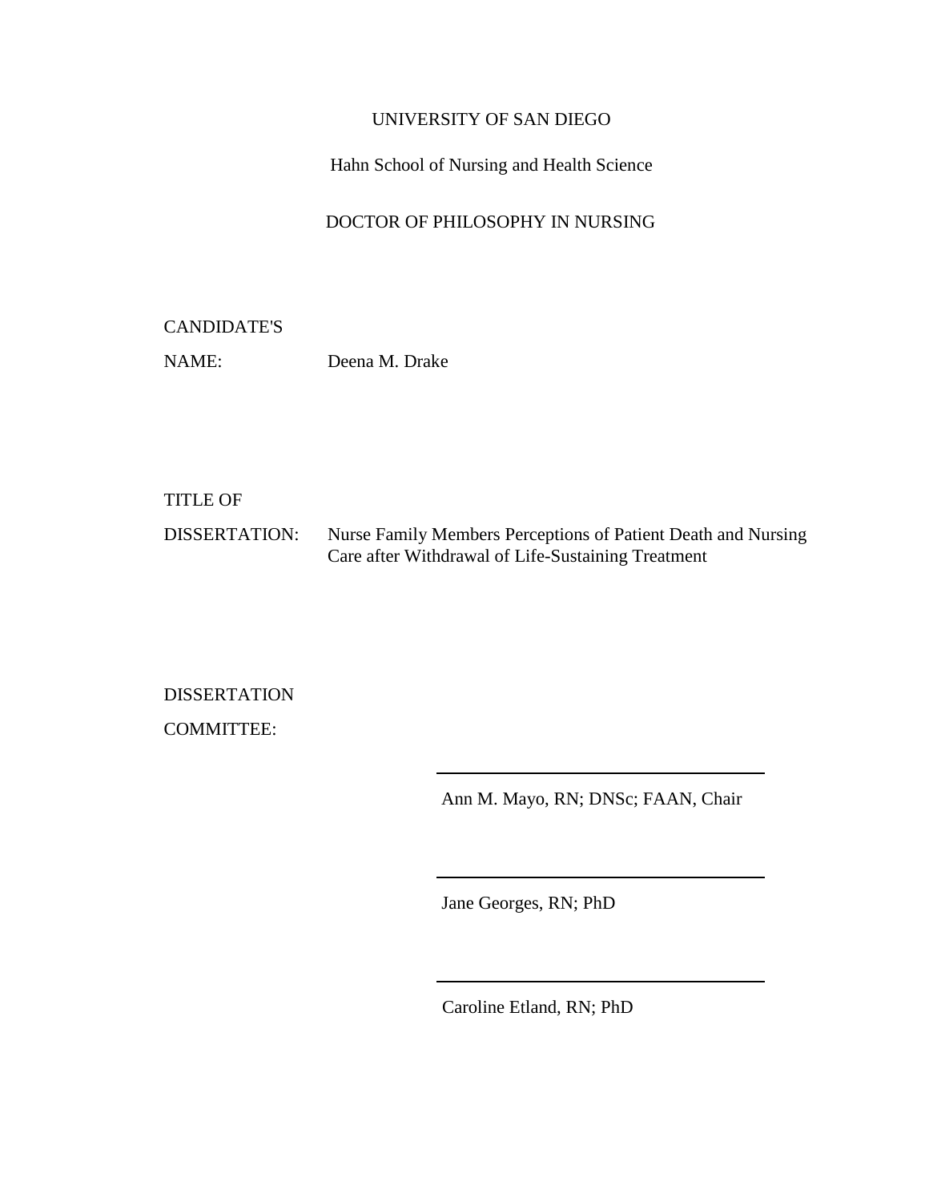UNIVERSITY OF SAN DIEGO

Hahn School of Nursing and Health Science

DOCTOR OF PHILOSOPHY IN NURSING

CANDIDATE'S

NAME: Deena M. Drake

TITLE OF

DISSERTATION: Nurse Family Members Perceptions of Patient Death and Nursing Care after Withdrawal of Life-Sustaining Treatment

DISSERTATION

COMMITTEE:

Ann M. Mayo, RN; DNSc; FAAN, Chair

Jane Georges, RN; PhD

Caroline Etland, RN; PhD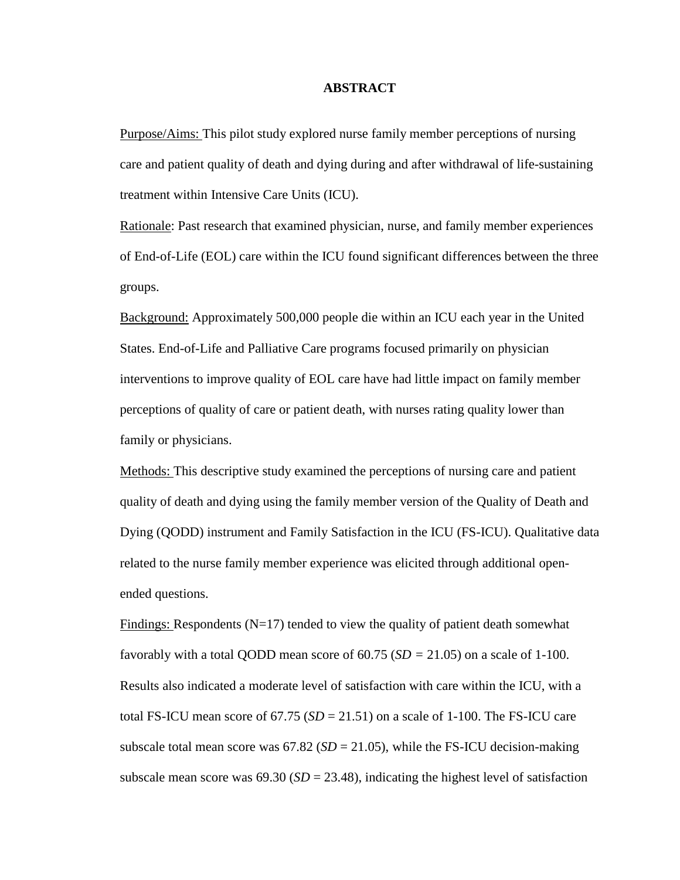# ABSTRACT

Purpose/Aims: This pilot study explored nurse family member perceptions of nursing care and patient quality of death and dying during and after withdrawal of life-sustaining treatment within Intensive Care Units (ICU).

Rationale: Past research that examined physician, nurse, and family member experiences of End-of-Life (EOL) care within the ICU found significant differences between the three groups.

Background: Approximately 500,000 people die within an ICU each year in the United States. End-of-Life and Palliative Care programs focused primarily on physician interventions to improve quality of EOL care have had little impact on family member perceptions of quality of care or patient death, with nurses rating quality lower than family or physicians.

Methods: This descriptive study examined the perceptions of nursing care and patient quality of death and dying using the family member version of the Quality of Death and Dying (QODD) instrument and Family Satisfaction in the ICU (FS-ICU). Qualitative data related to the nurse family member experience was elicited through additional open-ended questions.

Findings: Respondents (N=17) tended to view the quality of patient death somewhat favorably with a total QODD mean score of 60.75 (*SD* = 21.05) on a scale of 1-100. Results also indicated a moderate level of satisfaction with care within the ICU, with a total FS-ICU mean score of 67.75 (*SD* = 21.51) on a scale of 1-100. The FS-ICU care subscale total mean score was 67.82 (*SD* = 21.05), while the FS-ICU decision-making subscale mean score was 69.30 (*SD* = 23.48), indicating the highest level of satisfaction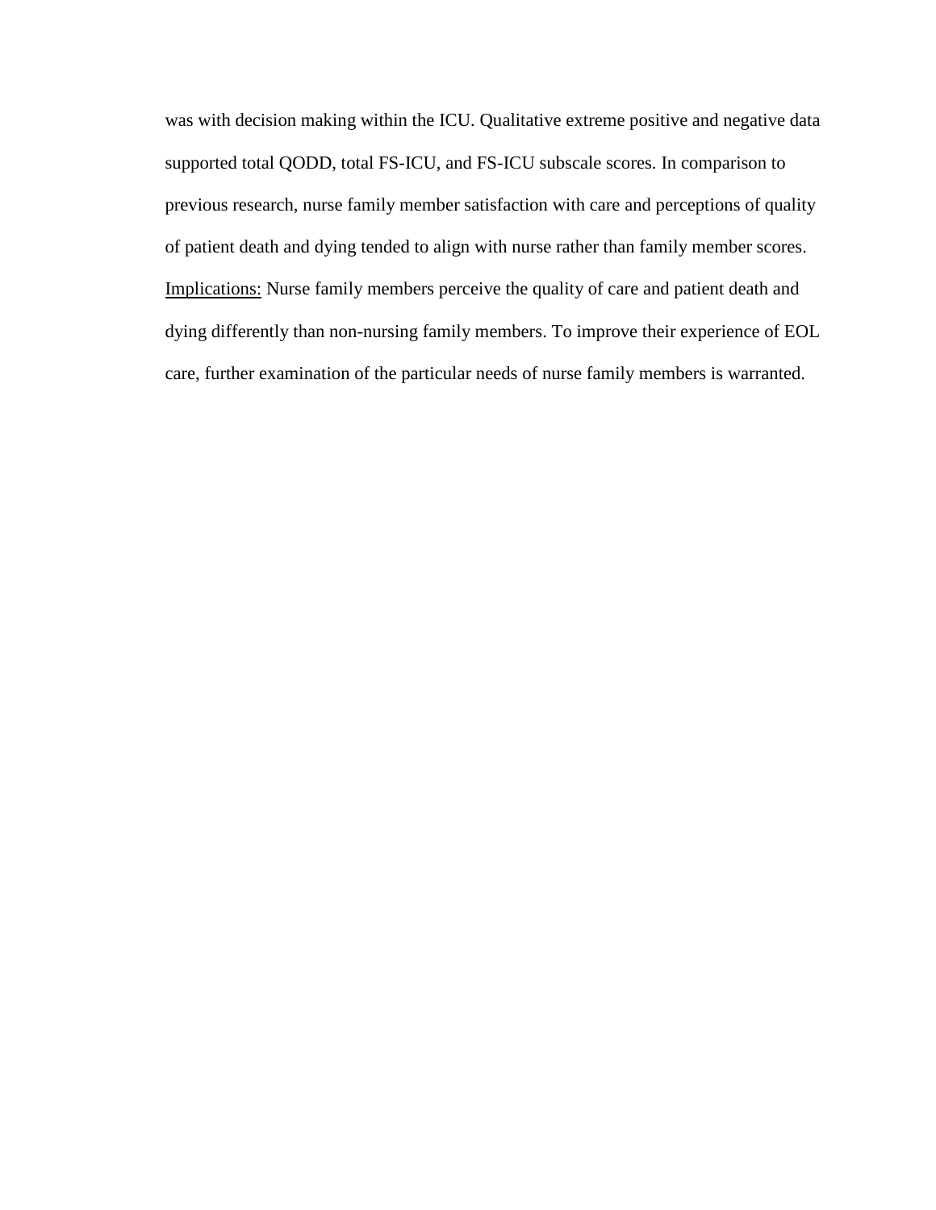was with decision making within the ICU. Qualitative extreme positive and negative data supported total QODD, total FS-ICU, and FS-ICU subscale scores. In comparison to previous research, nurse family member satisfaction with care and perceptions of quality of patient death and dying tended to align with nurse rather than family member scores. <u>Implications:</u> Nurse family members perceive the quality of care and patient death and dying differently than non-nursing family members. To improve their experience of EOL care, further examination of the particular needs of nurse family members is warranted.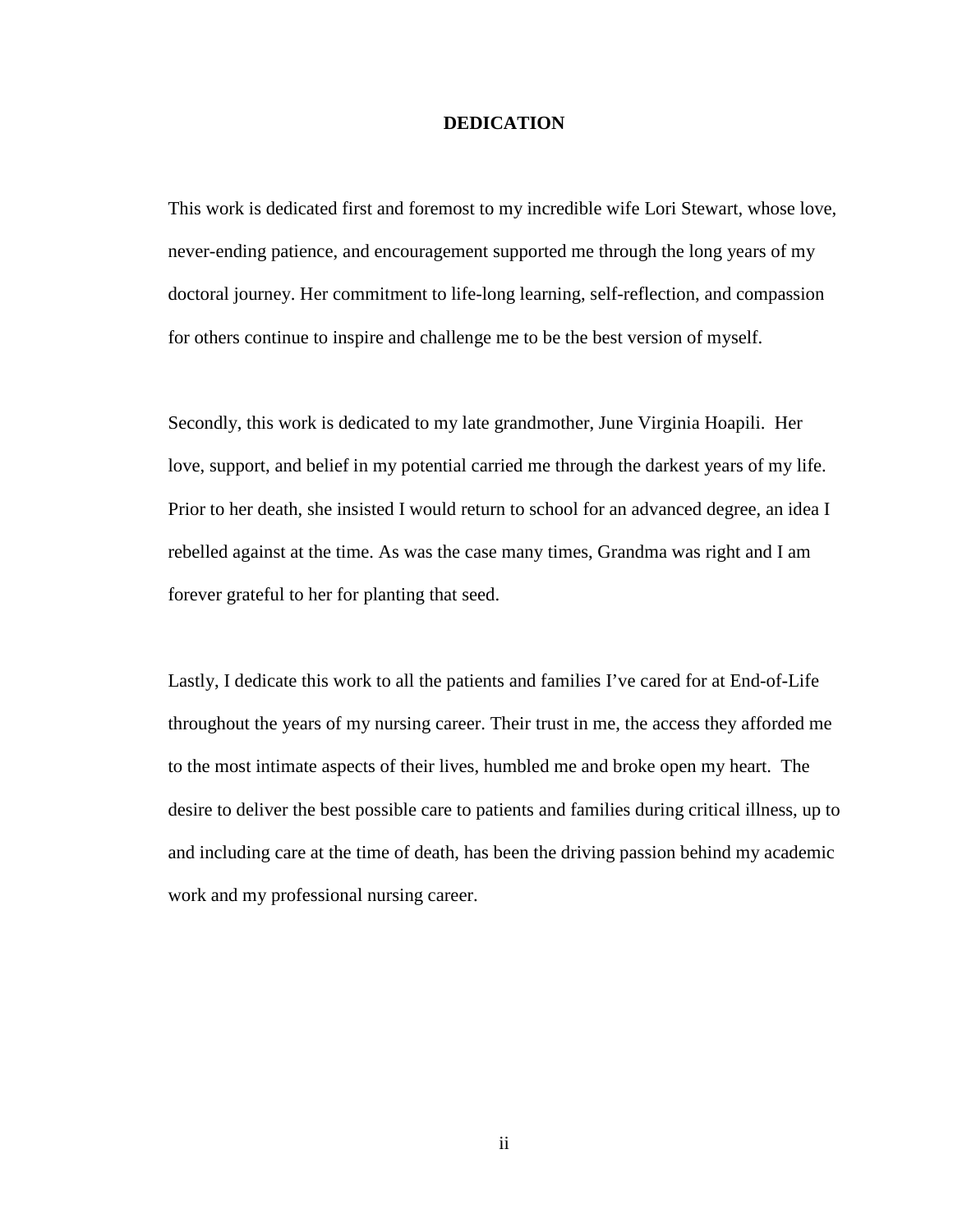# DEDICATION

This work is dedicated first and foremost to my incredible wife Lori Stewart, whose love, never-ending patience, and encouragement supported me through the long years of my doctoral journey. Her commitment to life-long learning, self-reflection, and compassion for others continue to inspire and challenge me to be the best version of myself.

Secondly, this work is dedicated to my late grandmother, June Virginia Hoapili. Her love, support, and belief in my potential carried me through the darkest years of my life. Prior to her death, she insisted I would return to school for an advanced degree, an idea I rebelled against at the time. As was the case many times, Grandma was right and I am forever grateful to her for planting that seed.

Lastly, I dedicate this work to all the patients and families I've cared for at End-of-Life throughout the years of my nursing career. Their trust in me, the access they afforded me to the most intimate aspects of their lives, humbled me and broke open my heart. The desire to deliver the best possible care to patients and families during critical illness, up to and including care at the time of death, has been the driving passion behind my academic work and my professional nursing career.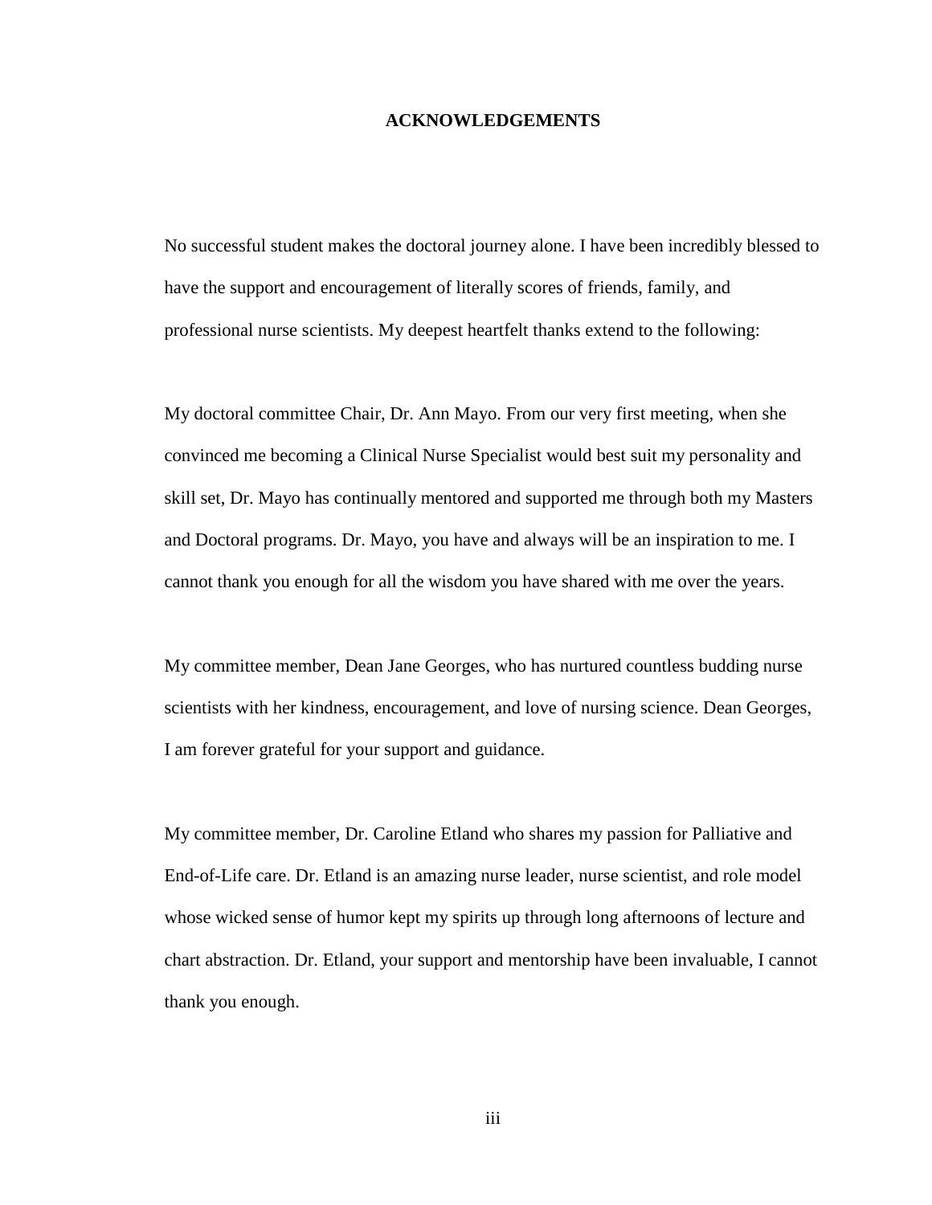## ACKNOWLEDGEMENTS

No successful student makes the doctoral journey alone. I have been incredibly blessed to have the support and encouragement of literally scores of friends, family, and professional nurse scientists. My deepest heartfelt thanks extend to the following:

My doctoral committee Chair, Dr. Ann Mayo. From our very first meeting, when she convinced me becoming a Clinical Nurse Specialist would best suit my personality and skill set, Dr. Mayo has continually mentored and supported me through both my Masters and Doctoral programs. Dr. Mayo, you have and always will be an inspiration to me. I cannot thank you enough for all the wisdom you have shared with me over the years.

My committee member, Dean Jane Georges, who has nurtured countless budding nurse scientists with her kindness, encouragement, and love of nursing science. Dean Georges, I am forever grateful for your support and guidance.

My committee member, Dr. Caroline Etland who shares my passion for Palliative and End-of-Life care. Dr. Etland is an amazing nurse leader, nurse scientist, and role model whose wicked sense of humor kept my spirits up through long afternoons of lecture and chart abstraction. Dr. Etland, your support and mentorship have been invaluable, I cannot thank you enough.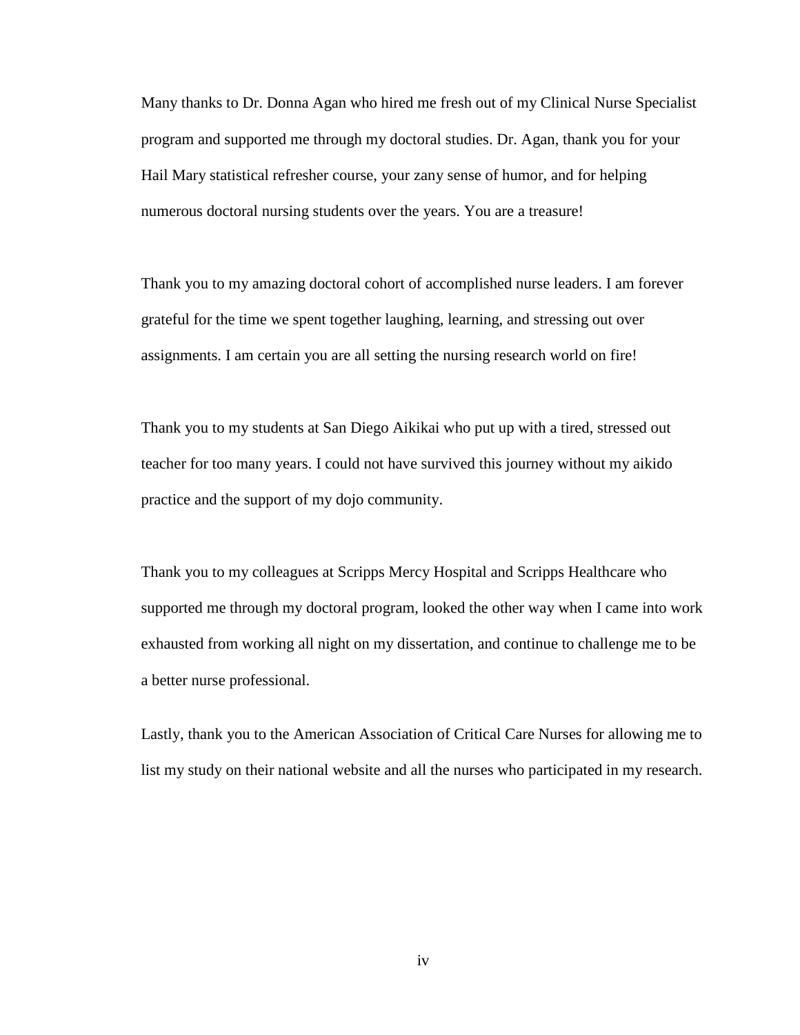Many thanks to Dr. Donna Agan who hired me fresh out of my Clinical Nurse Specialist program and supported me through my doctoral studies. Dr. Agan, thank you for your Hail Mary statistical refresher course, your zany sense of humor, and for helping numerous doctoral nursing students over the years. You are a treasure!

Thank you to my amazing doctoral cohort of accomplished nurse leaders. I am forever grateful for the time we spent together laughing, learning, and stressing out over assignments. I am certain you are all setting the nursing research world on fire!

Thank you to my students at San Diego Aikikai who put up with a tired, stressed out teacher for too many years. I could not have survived this journey without my aikido practice and the support of my dojo community.

Thank you to my colleagues at Scripps Mercy Hospital and Scripps Healthcare who supported me through my doctoral program, looked the other way when I came into work exhausted from working all night on my dissertation, and continue to challenge me to be a better nurse professional.

Lastly, thank you to the American Association of Critical Care Nurses for allowing me to list my study on their national website and all the nurses who participated in my research.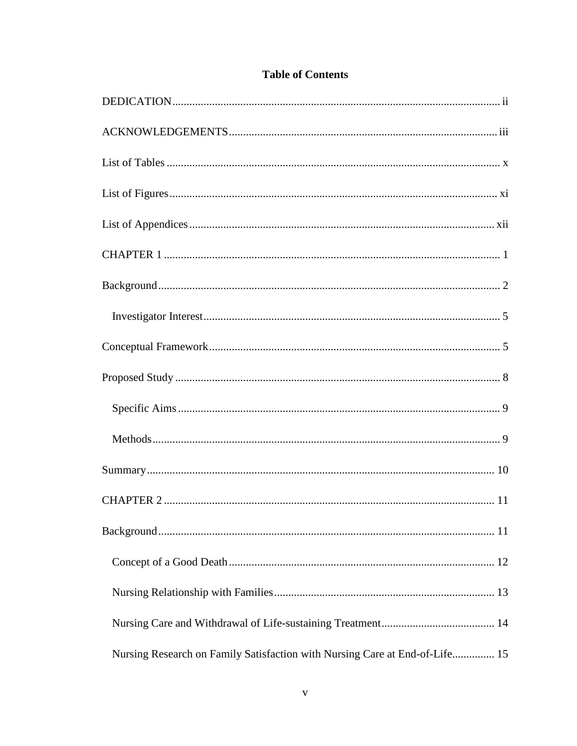# Table of Contents

DEDICATION ii

ACKNOWLEDGEMENTS iii

List of Tables x

List of Figures xi

List of Appendices xii

CHAPTER 1 1

Background 2

- Investigator Interest 5

Conceptual Framework 5

Proposed Study 8

- Specific Aims 9
- Methods 9

Summary 10

CHAPTER 2 11

Background 11

- Concept of a Good Death 12
- Nursing Relationship with Families 13
- Nursing Care and Withdrawal of Life-sustaining Treatment 14
- Nursing Research on Family Satisfaction with Nursing Care at End-of-Life 15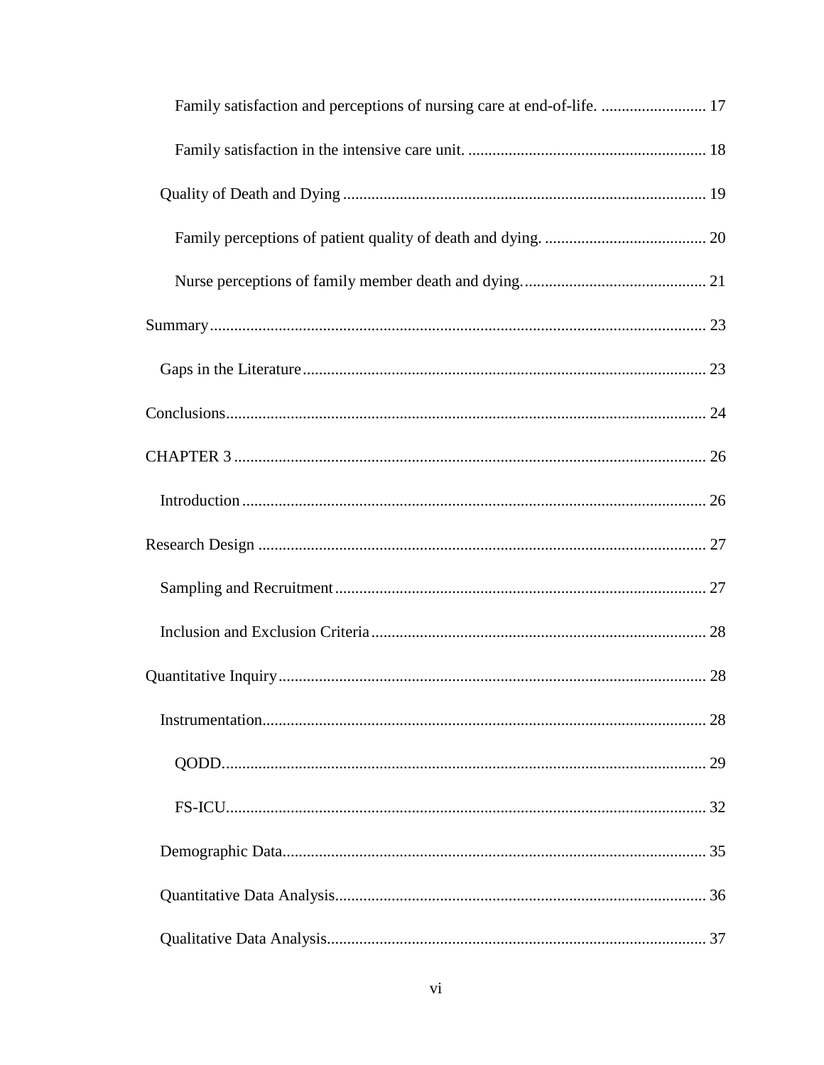Family satisfaction and perceptions of nursing care at end-of-life. .......................... 17

Family satisfaction in the intensive care unit. .......................................................... 18

Quality of Death and Dying ......................................................................................... 19

Family perceptions of patient quality of death and dying. ........................................ 20

Nurse perceptions of family member death and dying. ............................................. 21

Summary ......................................................................................................................... 23

Gaps in the Literature ................................................................................................... 23

Conclusions ...................................................................................................................... 24

CHAPTER 3 .................................................................................................................... 26

Introduction .................................................................................................................. 26

Research Design ............................................................................................................. 27

Sampling and Recruitment ........................................................................................... 27

Inclusion and Exclusion Criteria .................................................................................. 28

Quantitative Inquiry ........................................................................................................ 28

Instrumentation ............................................................................................................. 28

QODD. ...................................................................................................................... 29

FS-ICU. ..................................................................................................................... 32

Demographic Data ........................................................................................................ 35

Quantitative Data Analysis ........................................................................................... 36

Qualitative Data Analysis ............................................................................................. 37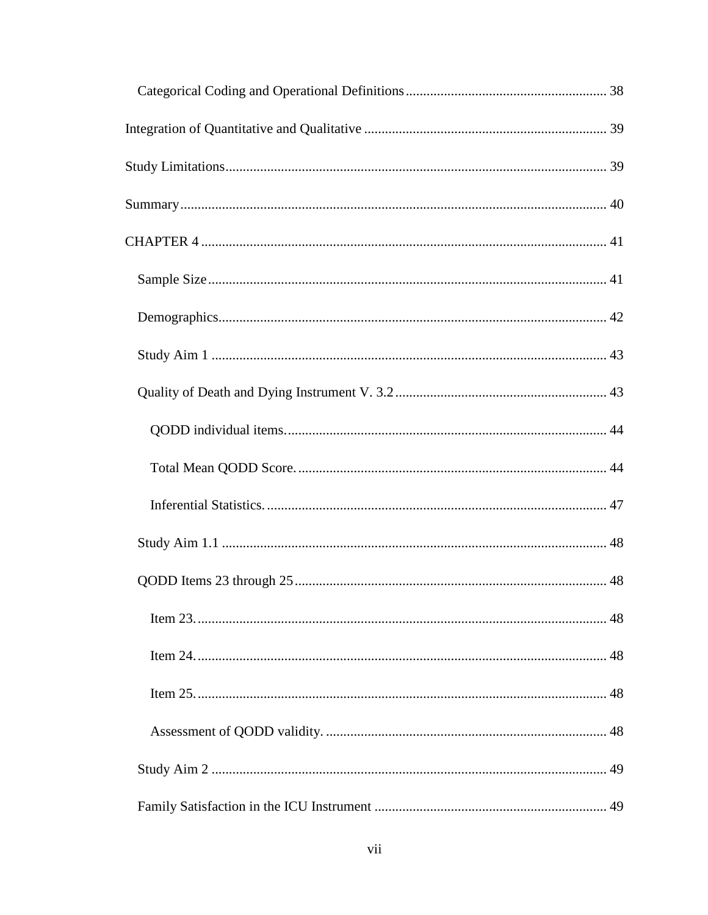Categorical Coding and Operational Definitions ........................................................ 38

Integration of Quantitative and Qualitative ..................................................................... 39

Study Limitations ............................................................................................................. 39

Summary ........................................................................................................................... 40

CHAPTER 4 ..................................................................................................................... 41

Sample Size ................................................................................................................. 41

Demographics ............................................................................................................... 42

Study Aim 1 ................................................................................................................. 43

Quality of Death and Dying Instrument V. 3.2 ............................................................ 43

QODD individual items. ........................................................................................... 44

Total Mean QODD Score. ........................................................................................ 44

Inferential Statistics. ................................................................................................. 47

Study Aim 1.1 .............................................................................................................. 48

QODD Items 23 through 25 ......................................................................................... 48

Item 23. ..................................................................................................................... 48

Item 24. ..................................................................................................................... 48

Item 25. ..................................................................................................................... 48

Assessment of QODD validity. ................................................................................ 48

Study Aim 2 ................................................................................................................. 49

Family Satisfaction in the ICU Instrument .................................................................. 49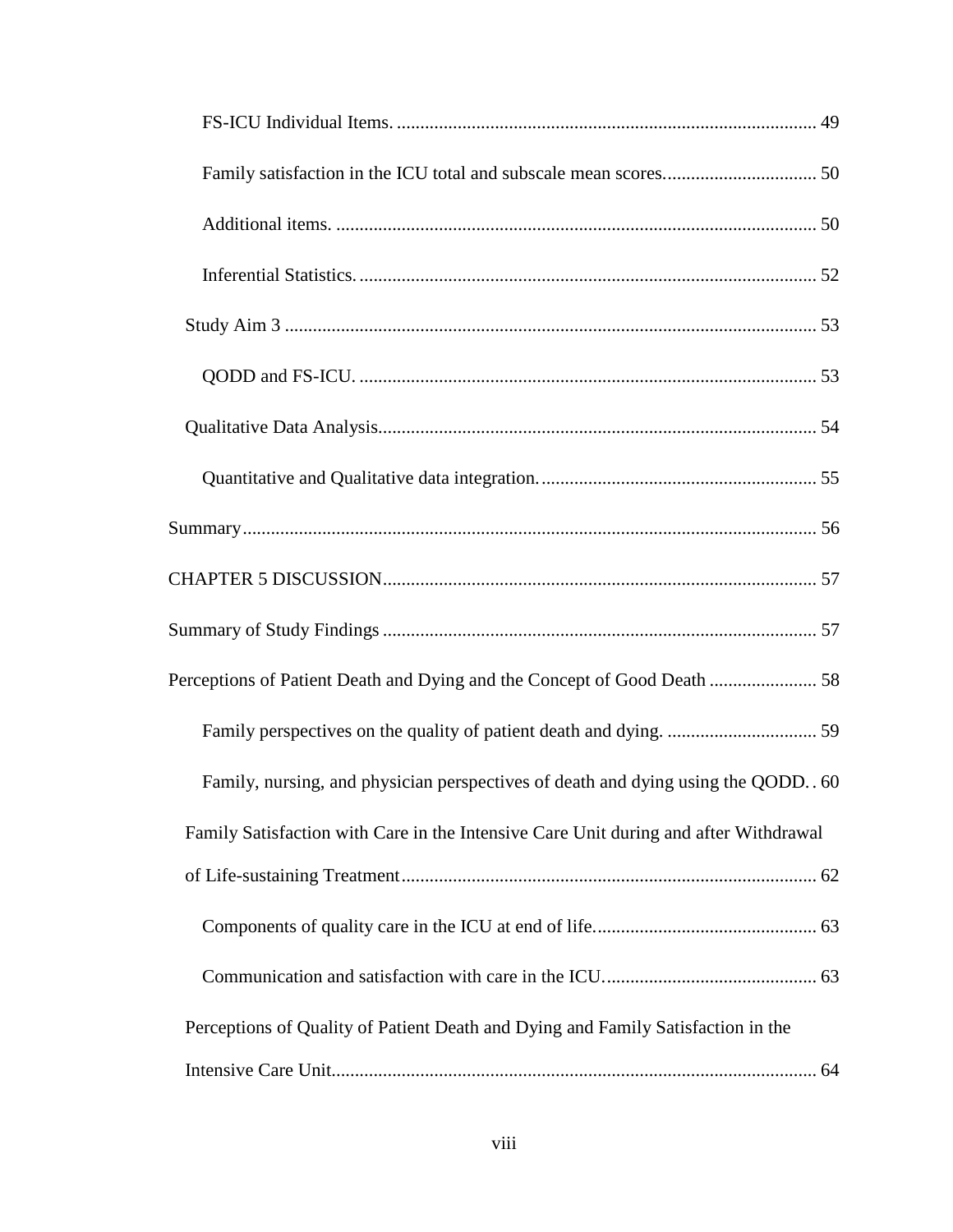FS-ICU Individual Items. ........................................................................................ 49

Family satisfaction in the ICU total and subscale mean scores................................ 50

Additional items. ...................................................................................................... 50

Inferential Statistics. ................................................................................................ 52

Study Aim 3 ................................................................................................................ 53

QODD and FS-ICU. ................................................................................................ 53

Qualitative Data Analysis............................................................................................ 54

Quantitative and Qualitative data integration. .......................................................... 55

Summary......................................................................................................................... 56

CHAPTER 5 DISCUSSION........................................................................................... 57

Summary of Study Findings ........................................................................................... 57

Perceptions of Patient Death and Dying and the Concept of Good Death ....................... 58

Family perspectives on the quality of patient death and dying. ................................ 59

Family, nursing, and physician perspectives of death and dying using the QODD. . 60

Family Satisfaction with Care in the Intensive Care Unit during and after Withdrawal of Life-sustaining Treatment....................................................................................... 62

Components of quality care in the ICU at end of life............................................... 63

Communication and satisfaction with care in the ICU............................................. 63

Perceptions of Quality of Patient Death and Dying and Family Satisfaction in the Intensive Care Unit...................................................................................................... 64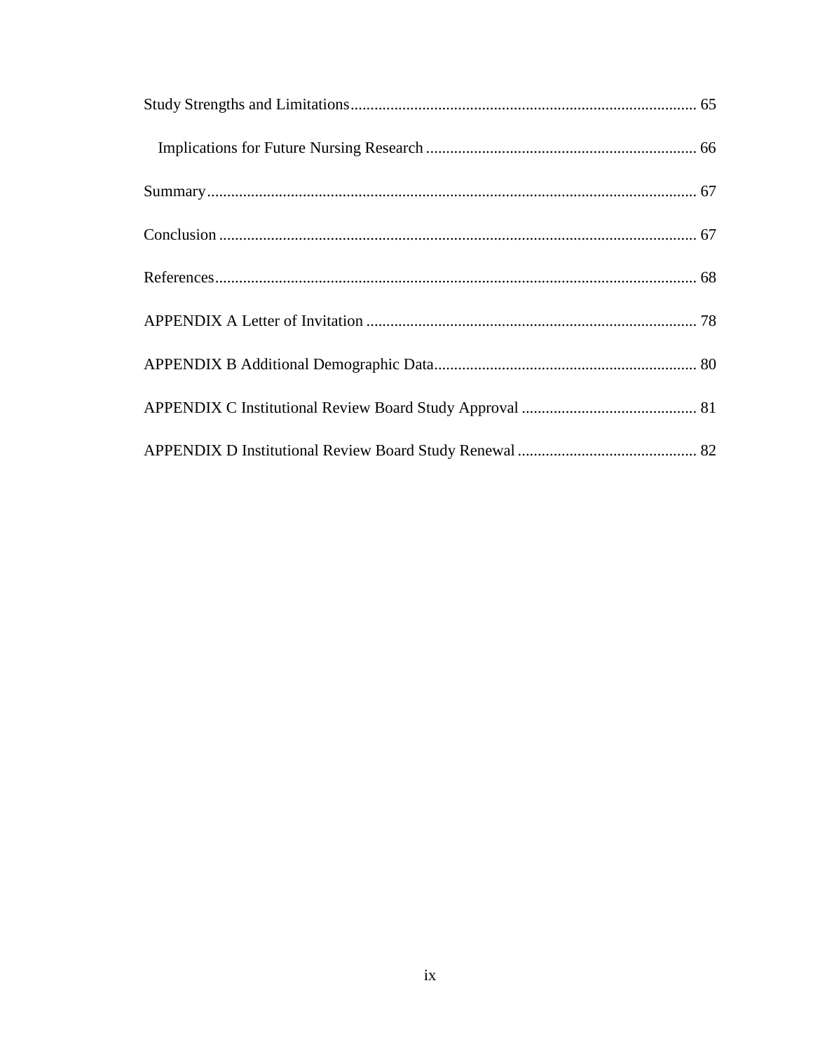Study Strengths and Limitations ........................................................................................ 65

Implications for Future Nursing Research .................................................................... 66

Summary ........................................................................................................................... 67

Conclusion ........................................................................................................................ 67

References ......................................................................................................................... 68

APPENDIX A Letter of Invitation ................................................................................... 78

APPENDIX B Additional Demographic Data .................................................................. 80

APPENDIX C Institutional Review Board Study Approval ............................................ 81

APPENDIX D Institutional Review Board Study Renewal ............................................. 82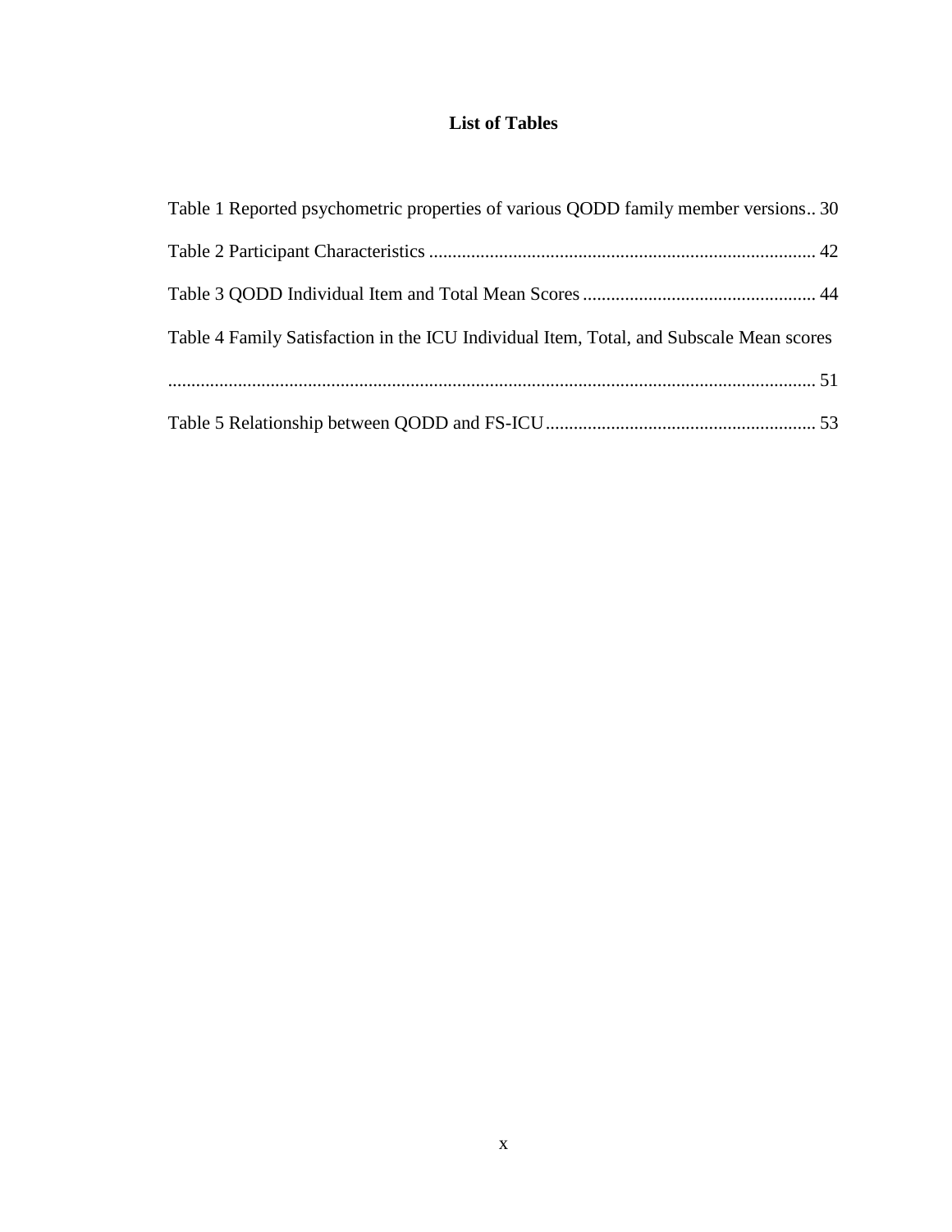# List of Tables

Table 1 Reported psychometric properties of various QODD family member versions .. 30

Table 2 Participant Characteristics .......... 42

Table 3 QODD Individual Item and Total Mean Scores .......... 44

Table 4 Family Satisfaction in the ICU Individual Item, Total, and Subscale Mean scores .......... 51

Table 5 Relationship between QODD and FS-ICU .......... 53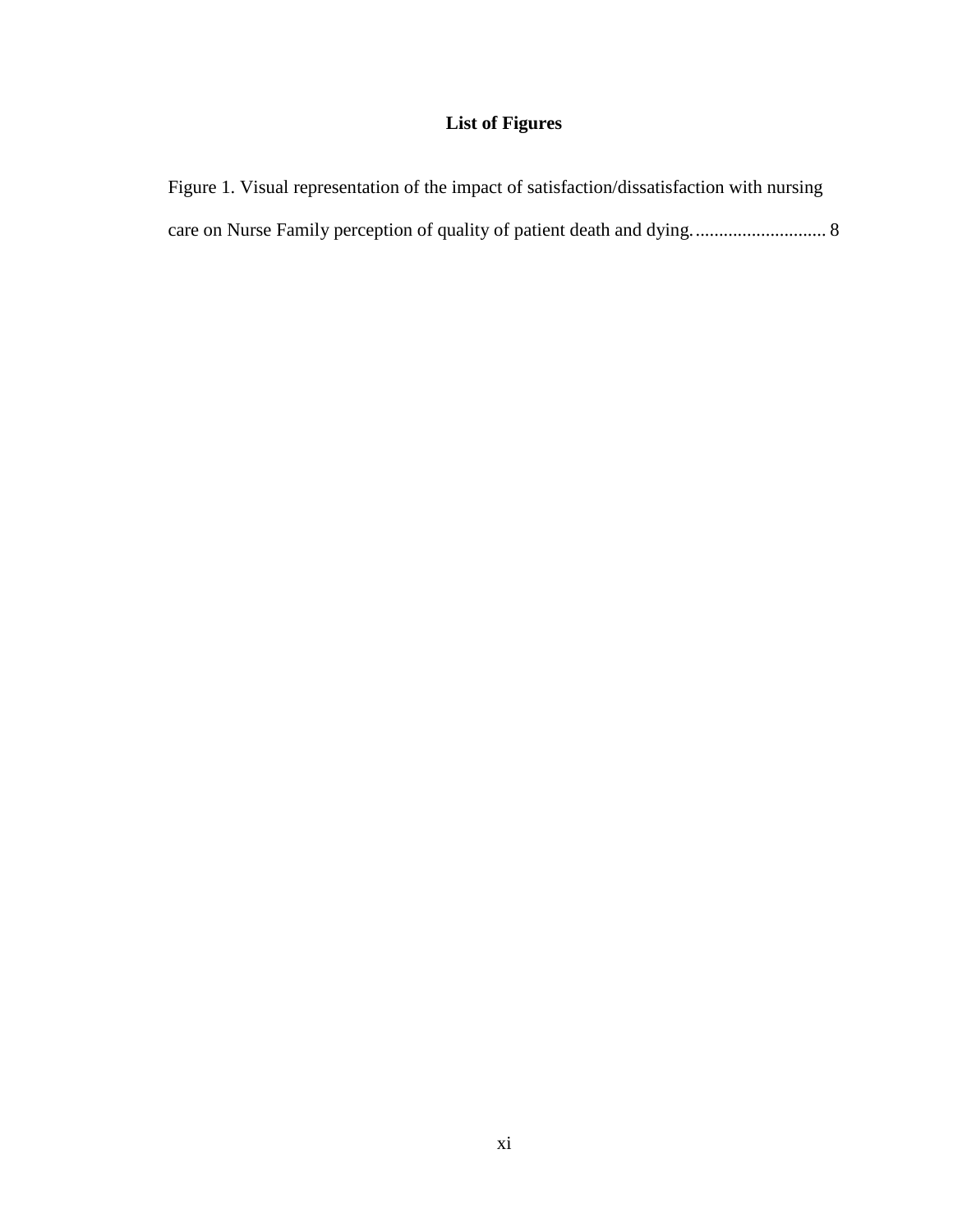# List of Figures

Figure 1. Visual representation of the impact of satisfaction/dissatisfaction with nursing care on Nurse Family perception of quality of patient death and dying. ............................ 8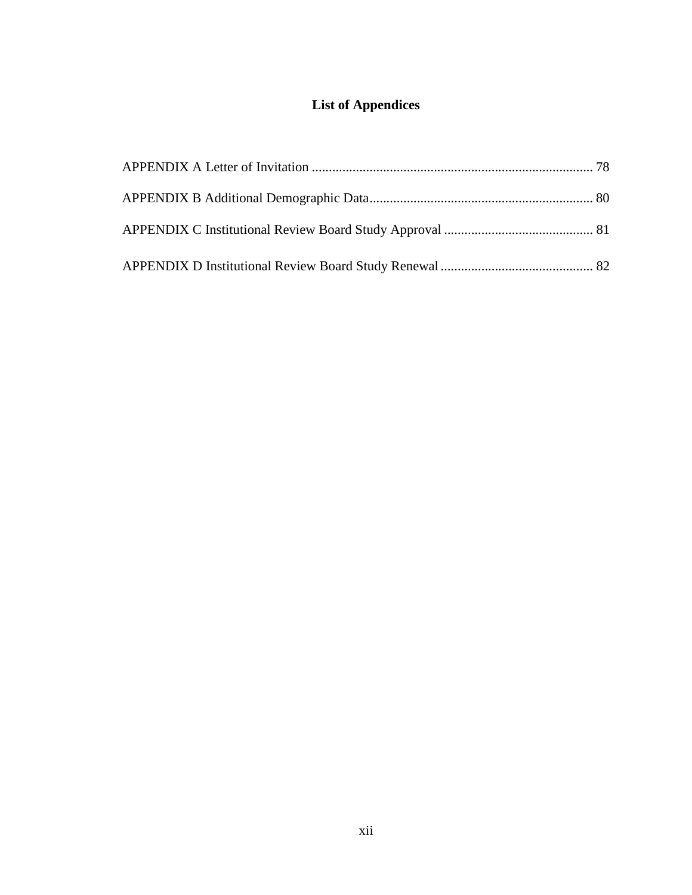# List of Appendices

APPENDIX A Letter of Invitation .................................................................................. 78

APPENDIX B Additional Demographic Data................................................................. 80

APPENDIX C Institutional Review Board Study Approval ........................................... 81

APPENDIX D Institutional Review Board Study Renewal ............................................ 82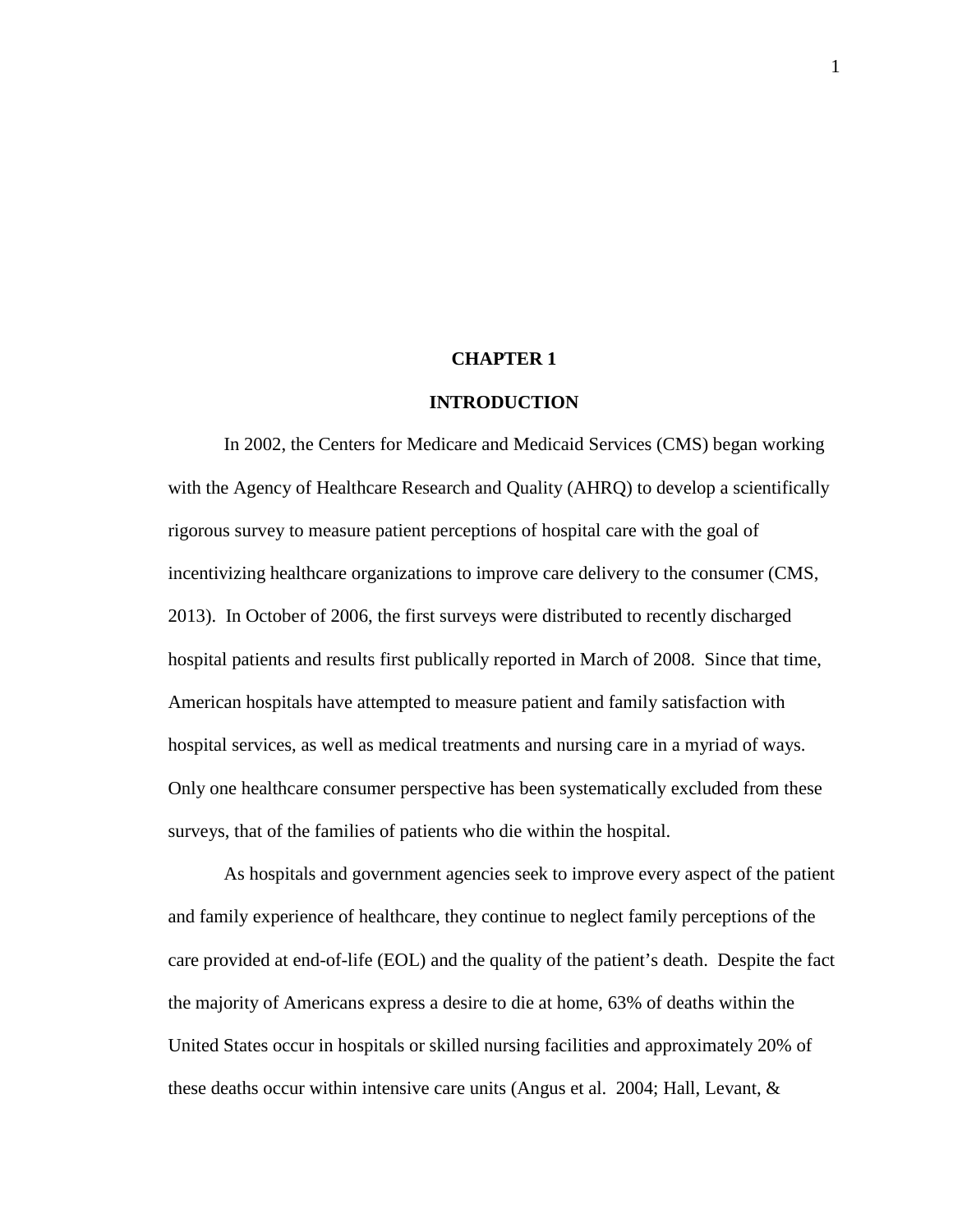# CHAPTER 1

# INTRODUCTION

In 2002, the Centers for Medicare and Medicaid Services (CMS) began working with the Agency of Healthcare Research and Quality (AHRQ) to develop a scientifically rigorous survey to measure patient perceptions of hospital care with the goal of incentivizing healthcare organizations to improve care delivery to the consumer (CMS, 2013). In October of 2006, the first surveys were distributed to recently discharged hospital patients and results first publically reported in March of 2008. Since that time, American hospitals have attempted to measure patient and family satisfaction with hospital services, as well as medical treatments and nursing care in a myriad of ways. Only one healthcare consumer perspective has been systematically excluded from these surveys, that of the families of patients who die within the hospital.

As hospitals and government agencies seek to improve every aspect of the patient and family experience of healthcare, they continue to neglect family perceptions of the care provided at end-of-life (EOL) and the quality of the patient's death. Despite the fact the majority of Americans express a desire to die at home, 63% of deaths within the United States occur in hospitals or skilled nursing facilities and approximately 20% of these deaths occur within intensive care units (Angus et al. 2004; Hall, Levant, &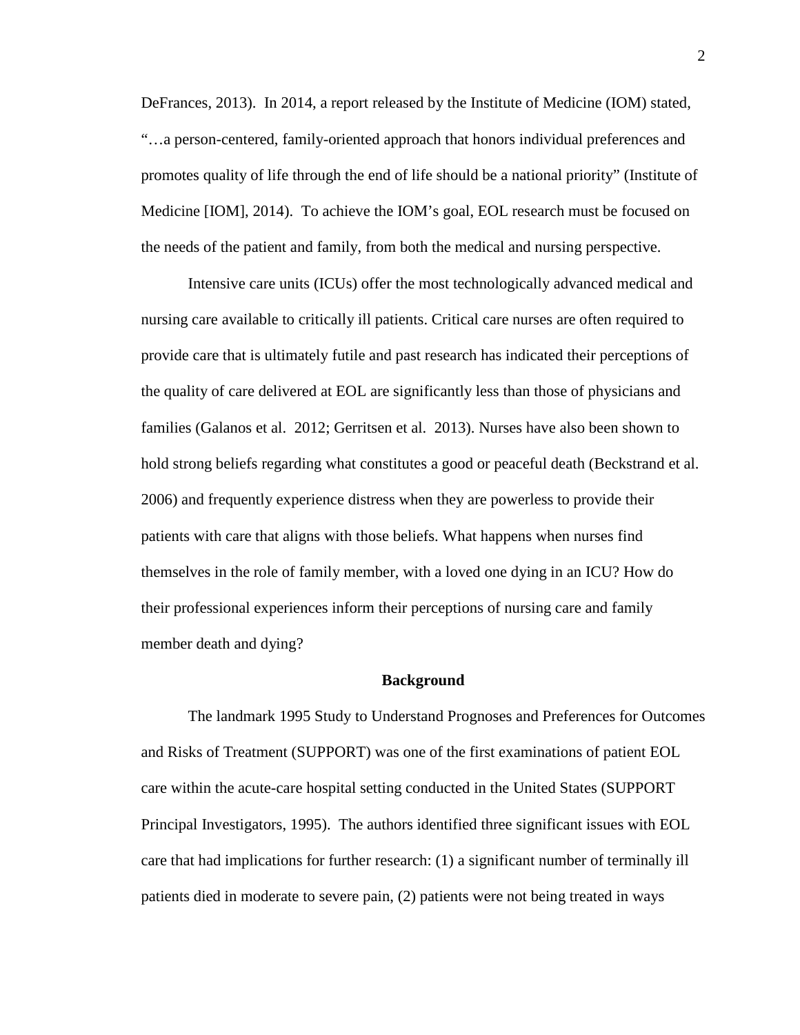DeFrances, 2013). In 2014, a report released by the Institute of Medicine (IOM) stated, "…a person-centered, family-oriented approach that honors individual preferences and promotes quality of life through the end of life should be a national priority" (Institute of Medicine [IOM], 2014). To achieve the IOM's goal, EOL research must be focused on the needs of the patient and family, from both the medical and nursing perspective.

Intensive care units (ICUs) offer the most technologically advanced medical and nursing care available to critically ill patients. Critical care nurses are often required to provide care that is ultimately futile and past research has indicated their perceptions of the quality of care delivered at EOL are significantly less than those of physicians and families (Galanos et al. 2012; Gerritsen et al. 2013). Nurses have also been shown to hold strong beliefs regarding what constitutes a good or peaceful death (Beckstrand et al. 2006) and frequently experience distress when they are powerless to provide their patients with care that aligns with those beliefs. What happens when nurses find themselves in the role of family member, with a loved one dying in an ICU? How do their professional experiences inform their perceptions of nursing care and family member death and dying?

## Background

The landmark 1995 Study to Understand Prognoses and Preferences for Outcomes and Risks of Treatment (SUPPORT) was one of the first examinations of patient EOL care within the acute-care hospital setting conducted in the United States (SUPPORT Principal Investigators, 1995). The authors identified three significant issues with EOL care that had implications for further research: (1) a significant number of terminally ill patients died in moderate to severe pain, (2) patients were not being treated in ways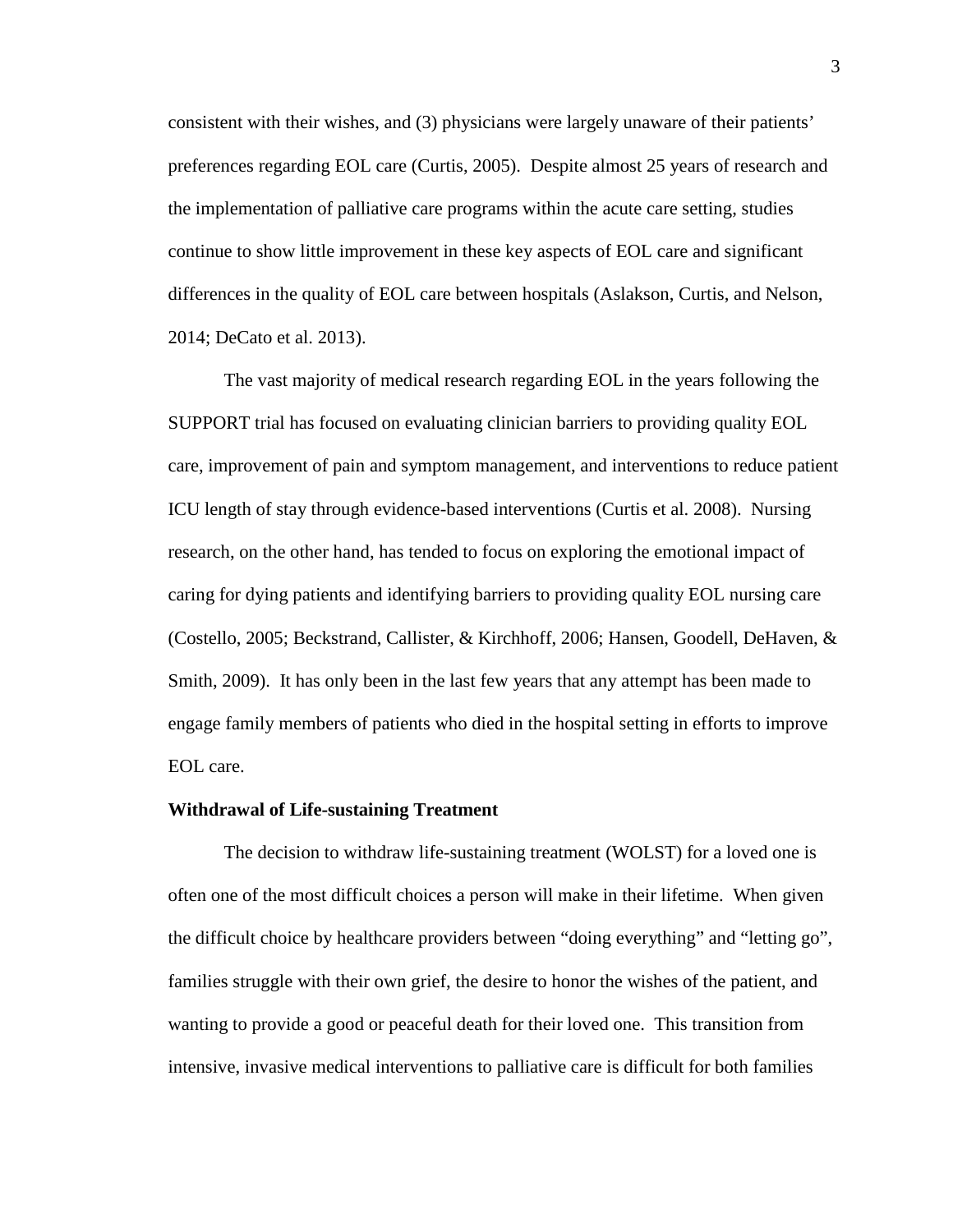consistent with their wishes, and (3) physicians were largely unaware of their patients' preferences regarding EOL care (Curtis, 2005). Despite almost 25 years of research and the implementation of palliative care programs within the acute care setting, studies continue to show little improvement in these key aspects of EOL care and significant differences in the quality of EOL care between hospitals (Aslakson, Curtis, and Nelson, 2014; DeCato et al. 2013).

The vast majority of medical research regarding EOL in the years following the SUPPORT trial has focused on evaluating clinician barriers to providing quality EOL care, improvement of pain and symptom management, and interventions to reduce patient ICU length of stay through evidence-based interventions (Curtis et al. 2008). Nursing research, on the other hand, has tended to focus on exploring the emotional impact of caring for dying patients and identifying barriers to providing quality EOL nursing care (Costello, 2005; Beckstrand, Callister, & Kirchhoff, 2006; Hansen, Goodell, DeHaven, & Smith, 2009). It has only been in the last few years that any attempt has been made to engage family members of patients who died in the hospital setting in efforts to improve EOL care.

**Withdrawal of Life-sustaining Treatment**

The decision to withdraw life-sustaining treatment (WOLST) for a loved one is often one of the most difficult choices a person will make in their lifetime. When given the difficult choice by healthcare providers between "doing everything" and "letting go", families struggle with their own grief, the desire to honor the wishes of the patient, and wanting to provide a good or peaceful death for their loved one. This transition from intensive, invasive medical interventions to palliative care is difficult for both families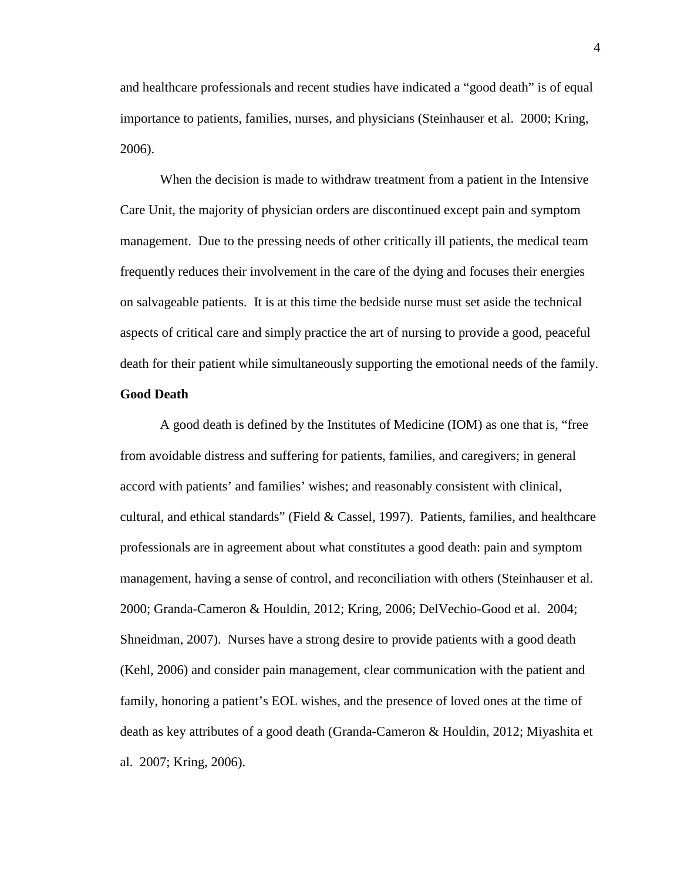and healthcare professionals and recent studies have indicated a "good death" is of equal importance to patients, families, nurses, and physicians (Steinhauser et al. 2000; Kring, 2006).

When the decision is made to withdraw treatment from a patient in the Intensive Care Unit, the majority of physician orders are discontinued except pain and symptom management. Due to the pressing needs of other critically ill patients, the medical team frequently reduces their involvement in the care of the dying and focuses their energies on salvageable patients. It is at this time the bedside nurse must set aside the technical aspects of critical care and simply practice the art of nursing to provide a good, peaceful death for their patient while simultaneously supporting the emotional needs of the family.

**Good Death**

A good death is defined by the Institutes of Medicine (IOM) as one that is, "free from avoidable distress and suffering for patients, families, and caregivers; in general accord with patients' and families' wishes; and reasonably consistent with clinical, cultural, and ethical standards" (Field & Cassel, 1997). Patients, families, and healthcare professionals are in agreement about what constitutes a good death: pain and symptom management, having a sense of control, and reconciliation with others (Steinhauser et al. 2000; Granda-Cameron & Houldin, 2012; Kring, 2006; DelVechio-Good et al. 2004; Shneidman, 2007). Nurses have a strong desire to provide patients with a good death (Kehl, 2006) and consider pain management, clear communication with the patient and family, honoring a patient's EOL wishes, and the presence of loved ones at the time of death as key attributes of a good death (Granda-Cameron & Houldin, 2012; Miyashita et al. 2007; Kring, 2006).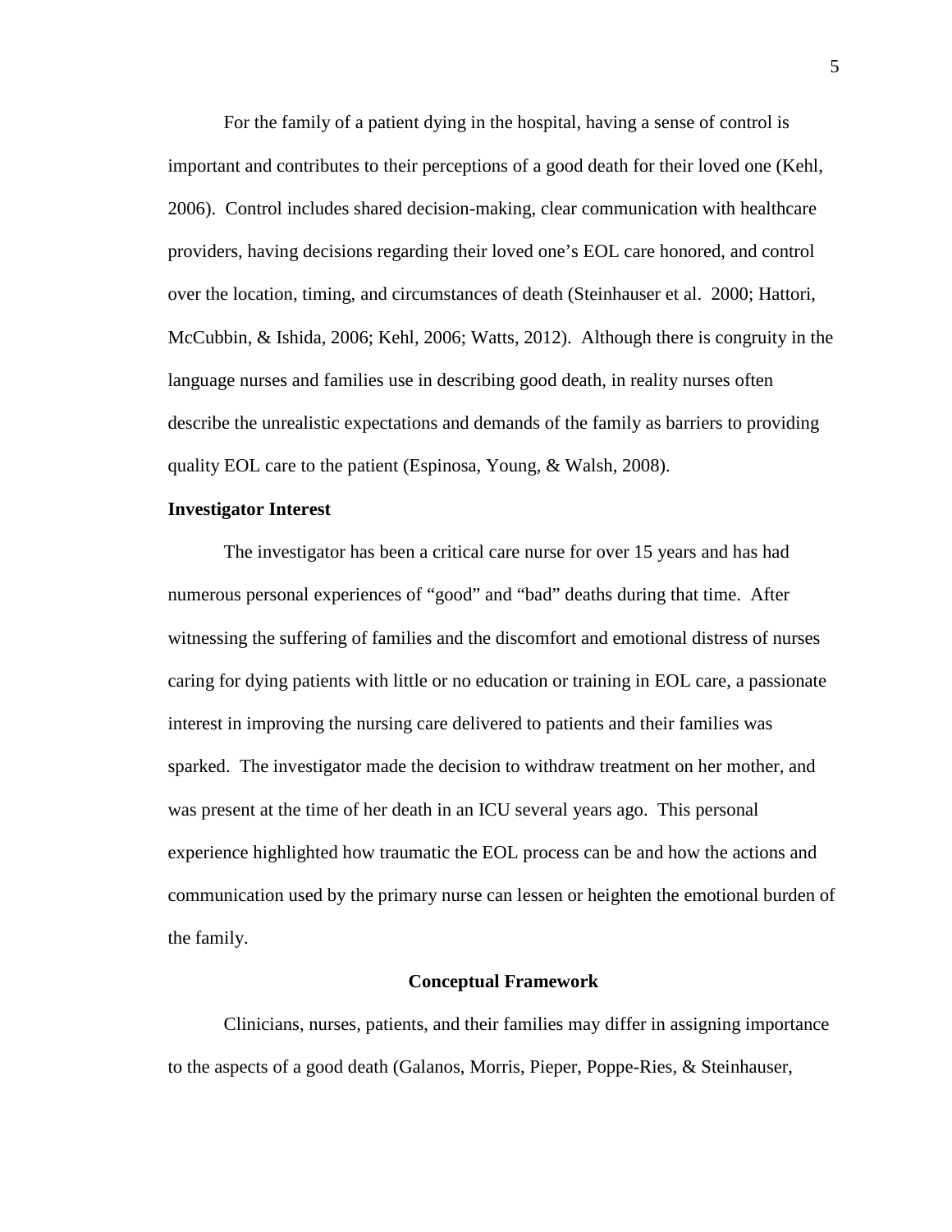For the family of a patient dying in the hospital, having a sense of control is important and contributes to their perceptions of a good death for their loved one (Kehl, 2006). Control includes shared decision-making, clear communication with healthcare providers, having decisions regarding their loved one's EOL care honored, and control over the location, timing, and circumstances of death (Steinhauser et al. 2000; Hattori, McCubbin, & Ishida, 2006; Kehl, 2006; Watts, 2012). Although there is congruity in the language nurses and families use in describing good death, in reality nurses often describe the unrealistic expectations and demands of the family as barriers to providing quality EOL care to the patient (Espinosa, Young, & Walsh, 2008).

**Investigator Interest**

The investigator has been a critical care nurse for over 15 years and has had numerous personal experiences of "good" and "bad" deaths during that time. After witnessing the suffering of families and the discomfort and emotional distress of nurses caring for dying patients with little or no education or training in EOL care, a passionate interest in improving the nursing care delivered to patients and their families was sparked. The investigator made the decision to withdraw treatment on her mother, and was present at the time of her death in an ICU several years ago. This personal experience highlighted how traumatic the EOL process can be and how the actions and communication used by the primary nurse can lessen or heighten the emotional burden of the family.

## Conceptual Framework

Clinicians, nurses, patients, and their families may differ in assigning importance to the aspects of a good death (Galanos, Morris, Pieper, Poppe-Ries, & Steinhauser,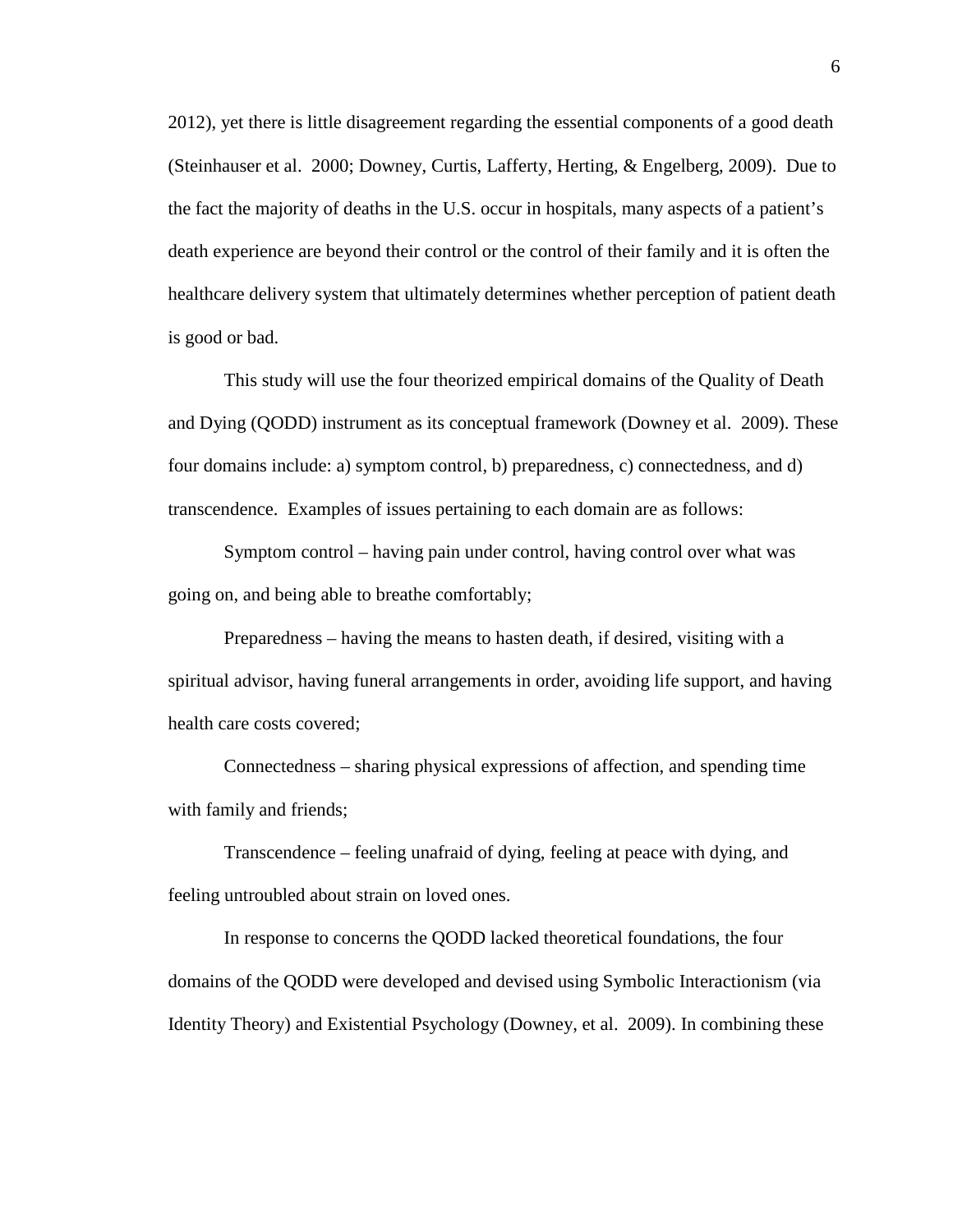2012), yet there is little disagreement regarding the essential components of a good death (Steinhauser et al. 2000; Downey, Curtis, Lafferty, Herting, & Engelberg, 2009). Due to the fact the majority of deaths in the U.S. occur in hospitals, many aspects of a patient's death experience are beyond their control or the control of their family and it is often the healthcare delivery system that ultimately determines whether perception of patient death is good or bad.

This study will use the four theorized empirical domains of the Quality of Death and Dying (QODD) instrument as its conceptual framework (Downey et al. 2009). These four domains include: a) symptom control, b) preparedness, c) connectedness, and d) transcendence. Examples of issues pertaining to each domain are as follows:

Symptom control – having pain under control, having control over what was going on, and being able to breathe comfortably;

Preparedness – having the means to hasten death, if desired, visiting with a spiritual advisor, having funeral arrangements in order, avoiding life support, and having health care costs covered;

Connectedness – sharing physical expressions of affection, and spending time with family and friends;

Transcendence – feeling unafraid of dying, feeling at peace with dying, and feeling untroubled about strain on loved ones.

In response to concerns the QODD lacked theoretical foundations, the four domains of the QODD were developed and devised using Symbolic Interactionism (via Identity Theory) and Existential Psychology (Downey, et al. 2009). In combining these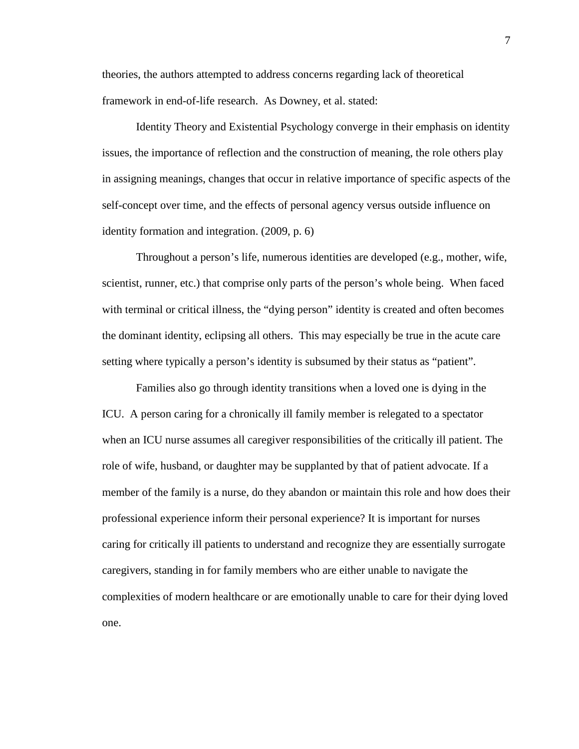theories, the authors attempted to address concerns regarding lack of theoretical framework in end-of-life research. As Downey, et al. stated:

> Identity Theory and Existential Psychology converge in their emphasis on identity issues, the importance of reflection and the construction of meaning, the role others play in assigning meanings, changes that occur in relative importance of specific aspects of the self-concept over time, and the effects of personal agency versus outside influence on identity formation and integration. (2009, p. 6)

Throughout a person's life, numerous identities are developed (e.g., mother, wife, scientist, runner, etc.) that comprise only parts of the person's whole being. When faced with terminal or critical illness, the "dying person" identity is created and often becomes the dominant identity, eclipsing all others. This may especially be true in the acute care setting where typically a person's identity is subsumed by their status as "patient".

Families also go through identity transitions when a loved one is dying in the ICU. A person caring for a chronically ill family member is relegated to a spectator when an ICU nurse assumes all caregiver responsibilities of the critically ill patient. The role of wife, husband, or daughter may be supplanted by that of patient advocate. If a member of the family is a nurse, do they abandon or maintain this role and how does their professional experience inform their personal experience? It is important for nurses caring for critically ill patients to understand and recognize they are essentially surrogate caregivers, standing in for family members who are either unable to navigate the complexities of modern healthcare or are emotionally unable to care for their dying loved one.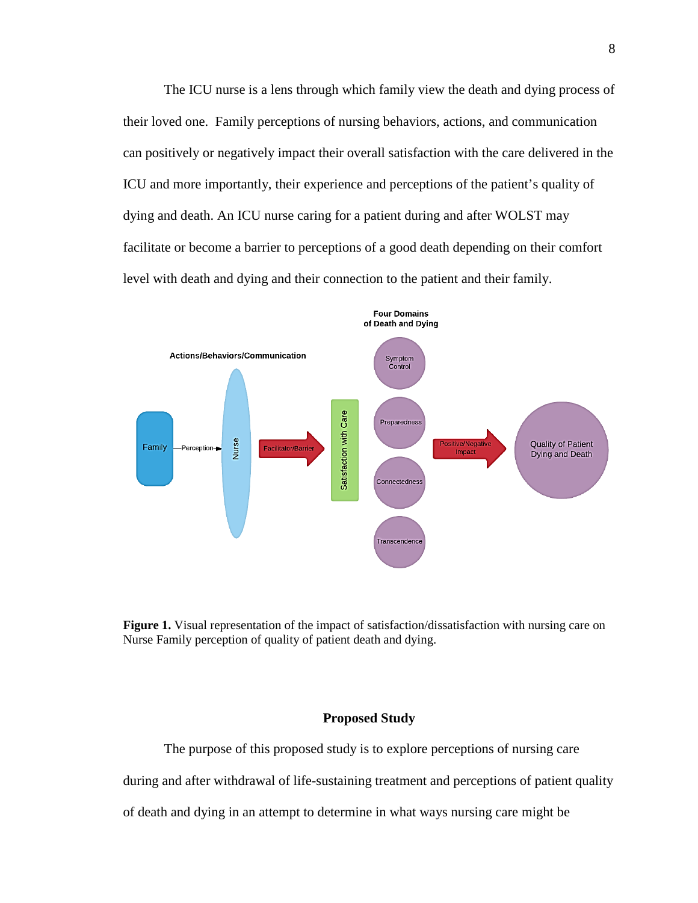The ICU nurse is a lens through which family view the death and dying process of their loved one. Family perceptions of nursing behaviors, actions, and communication can positively or negatively impact their overall satisfaction with the care delivered in the ICU and more importantly, their experience and perceptions of the patient's quality of dying and death. An ICU nurse caring for a patient during and after WOLST may facilitate or become a barrier to perceptions of a good death depending on their comfort level with death and dying and their connection to the patient and their family.

**Figure 1.** Visual representation of the impact of satisfaction/dissatisfaction with nursing care on Nurse Family perception of quality of patient death and dying.

## Proposed Study

The purpose of this proposed study is to explore perceptions of nursing care during and after withdrawal of life-sustaining treatment and perceptions of patient quality of death and dying in an attempt to determine in what ways nursing care might be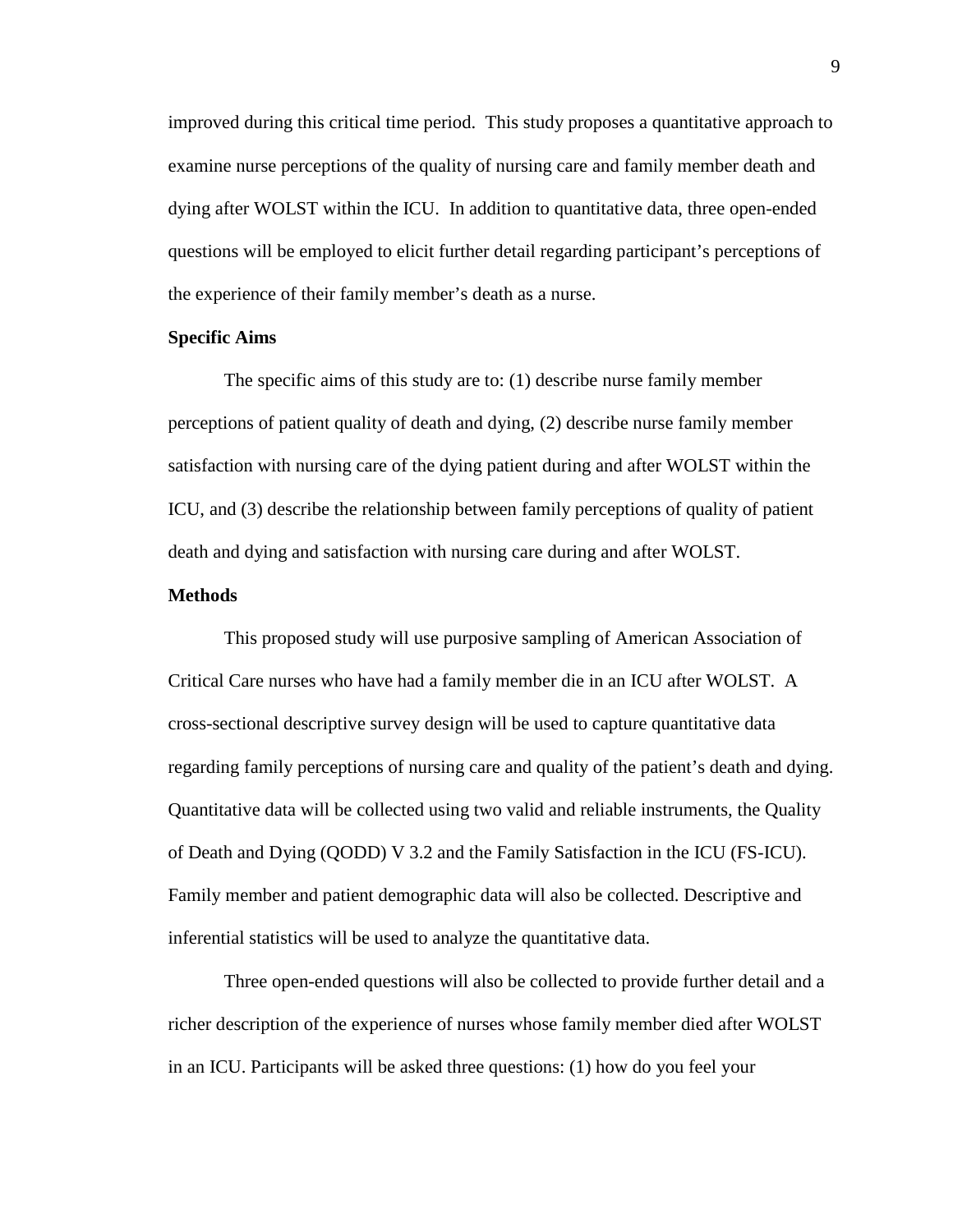improved during this critical time period. This study proposes a quantitative approach to examine nurse perceptions of the quality of nursing care and family member death and dying after WOLST within the ICU. In addition to quantitative data, three open-ended questions will be employed to elicit further detail regarding participant's perceptions of the experience of their family member's death as a nurse.

**Specific Aims**

The specific aims of this study are to: (1) describe nurse family member perceptions of patient quality of death and dying, (2) describe nurse family member satisfaction with nursing care of the dying patient during and after WOLST within the ICU, and (3) describe the relationship between family perceptions of quality of patient death and dying and satisfaction with nursing care during and after WOLST.

**Methods**

This proposed study will use purposive sampling of American Association of Critical Care nurses who have had a family member die in an ICU after WOLST. A cross-sectional descriptive survey design will be used to capture quantitative data regarding family perceptions of nursing care and quality of the patient's death and dying. Quantitative data will be collected using two valid and reliable instruments, the Quality of Death and Dying (QODD) V 3.2 and the Family Satisfaction in the ICU (FS-ICU). Family member and patient demographic data will also be collected. Descriptive and inferential statistics will be used to analyze the quantitative data.

Three open-ended questions will also be collected to provide further detail and a richer description of the experience of nurses whose family member died after WOLST in an ICU. Participants will be asked three questions: (1) how do you feel your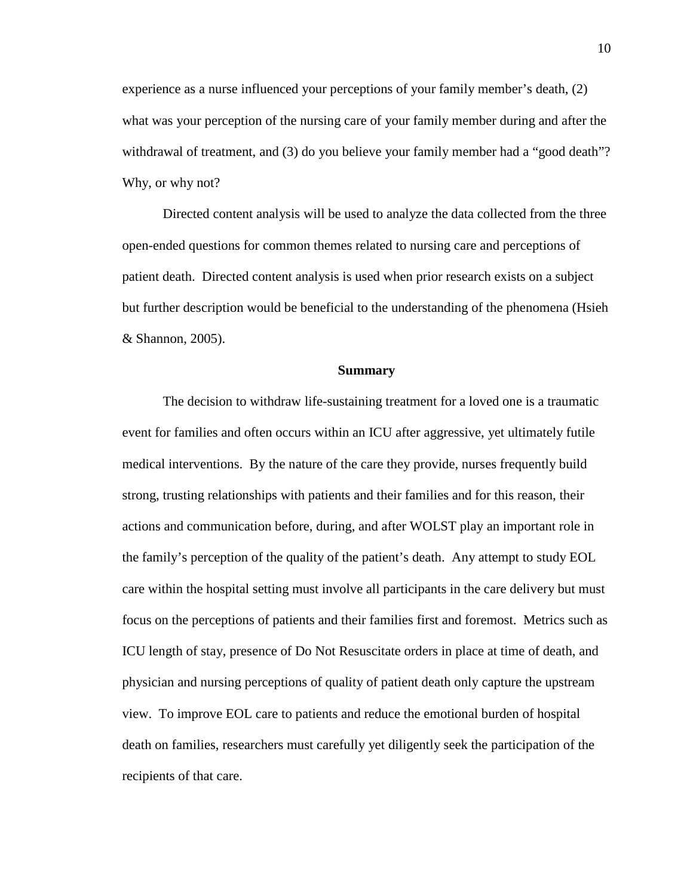experience as a nurse influenced your perceptions of your family member's death, (2) what was your perception of the nursing care of your family member during and after the withdrawal of treatment, and (3) do you believe your family member had a "good death"? Why, or why not?

Directed content analysis will be used to analyze the data collected from the three open-ended questions for common themes related to nursing care and perceptions of patient death. Directed content analysis is used when prior research exists on a subject but further description would be beneficial to the understanding of the phenomena (Hsieh & Shannon, 2005).

## Summary

The decision to withdraw life-sustaining treatment for a loved one is a traumatic event for families and often occurs within an ICU after aggressive, yet ultimately futile medical interventions. By the nature of the care they provide, nurses frequently build strong, trusting relationships with patients and their families and for this reason, their actions and communication before, during, and after WOLST play an important role in the family's perception of the quality of the patient's death. Any attempt to study EOL care within the hospital setting must involve all participants in the care delivery but must focus on the perceptions of patients and their families first and foremost. Metrics such as ICU length of stay, presence of Do Not Resuscitate orders in place at time of death, and physician and nursing perceptions of quality of patient death only capture the upstream view. To improve EOL care to patients and reduce the emotional burden of hospital death on families, researchers must carefully yet diligently seek the participation of the recipients of that care.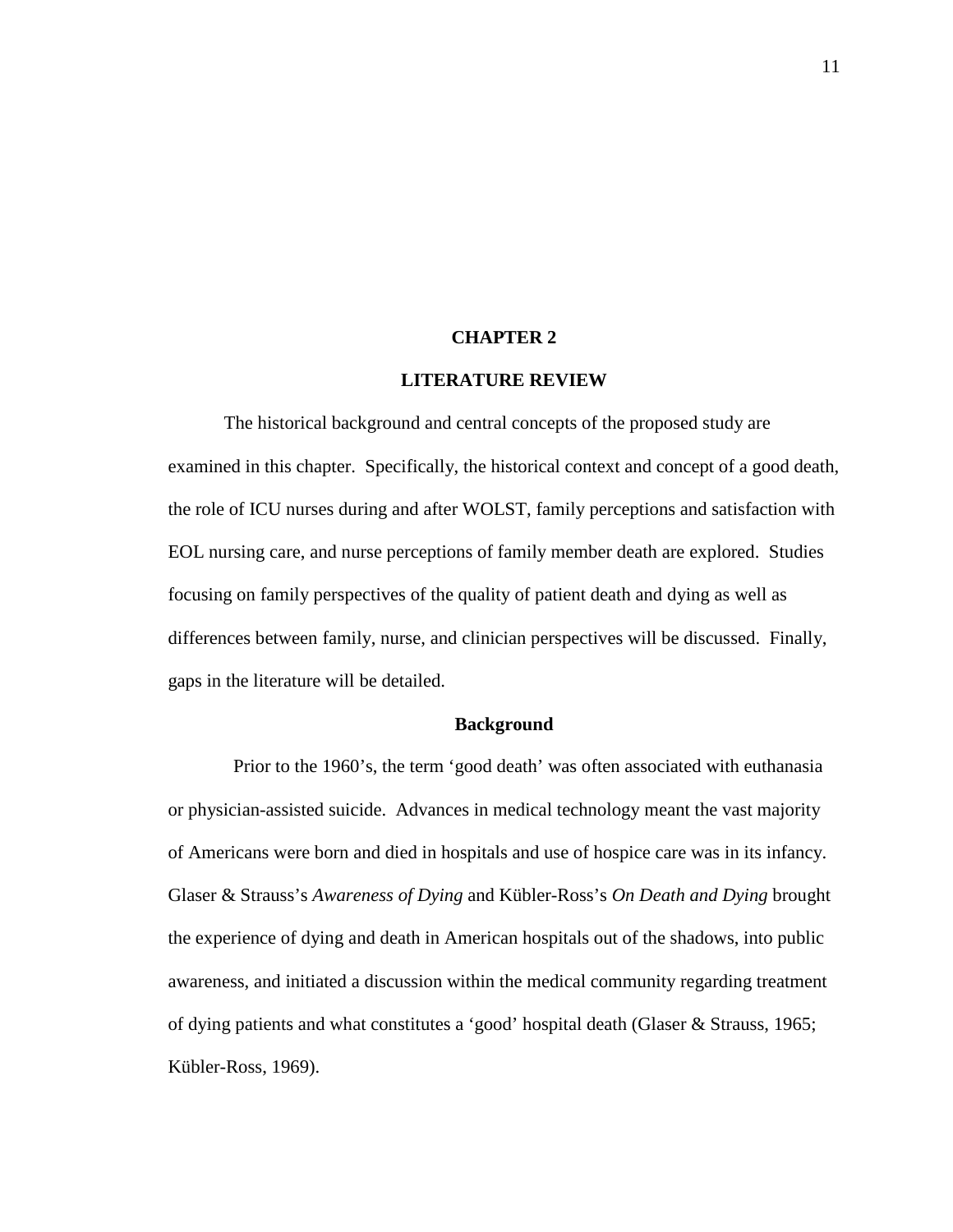# CHAPTER 2

## LITERATURE REVIEW

The historical background and central concepts of the proposed study are examined in this chapter. Specifically, the historical context and concept of a good death, the role of ICU nurses during and after WOLST, family perceptions and satisfaction with EOL nursing care, and nurse perceptions of family member death are explored. Studies focusing on family perspectives of the quality of patient death and dying as well as differences between family, nurse, and clinician perspectives will be discussed. Finally, gaps in the literature will be detailed.

### Background

Prior to the 1960's, the term 'good death' was often associated with euthanasia or physician-assisted suicide. Advances in medical technology meant the vast majority of Americans were born and died in hospitals and use of hospice care was in its infancy. Glaser & Strauss's *Awareness of Dying* and Kübler-Ross's *On Death and Dying* brought the experience of dying and death in American hospitals out of the shadows, into public awareness, and initiated a discussion within the medical community regarding treatment of dying patients and what constitutes a 'good' hospital death (Glaser & Strauss, 1965; Kübler-Ross, 1969).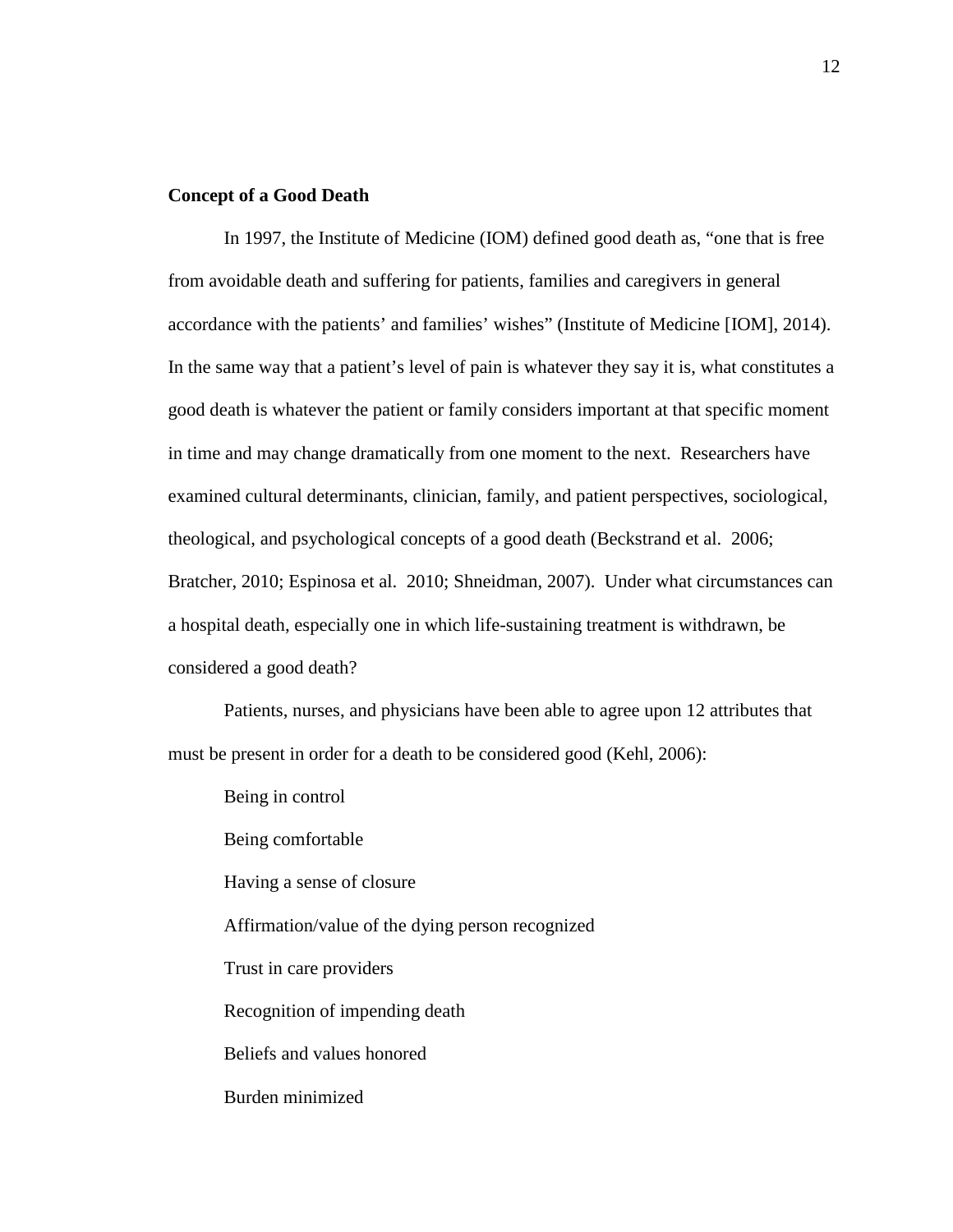**Concept of a Good Death**

In 1997, the Institute of Medicine (IOM) defined good death as, "one that is free from avoidable death and suffering for patients, families and caregivers in general accordance with the patients' and families' wishes" (Institute of Medicine [IOM], 2014). In the same way that a patient's level of pain is whatever they say it is, what constitutes a good death is whatever the patient or family considers important at that specific moment in time and may change dramatically from one moment to the next. Researchers have examined cultural determinants, clinician, family, and patient perspectives, sociological, theological, and psychological concepts of a good death (Beckstrand et al. 2006; Bratcher, 2010; Espinosa et al. 2010; Shneidman, 2007). Under what circumstances can a hospital death, especially one in which life-sustaining treatment is withdrawn, be considered a good death?

Patients, nurses, and physicians have been able to agree upon 12 attributes that must be present in order for a death to be considered good (Kehl, 2006):

Being in control

Being comfortable

Having a sense of closure

Affirmation/value of the dying person recognized

Trust in care providers

Recognition of impending death

Beliefs and values honored

Burden minimized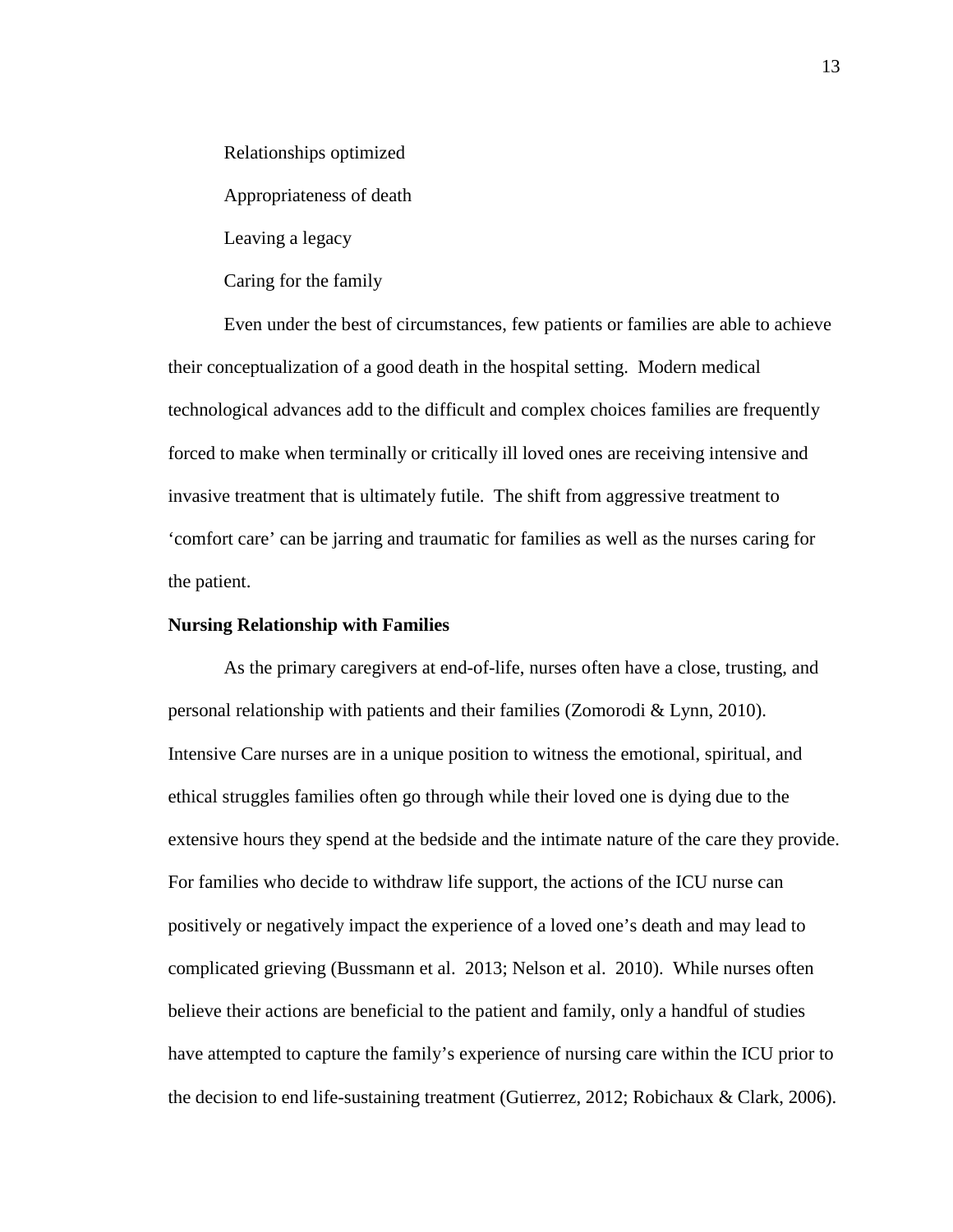Relationships optimized

Appropriateness of death

Leaving a legacy

Caring for the family

Even under the best of circumstances, few patients or families are able to achieve their conceptualization of a good death in the hospital setting. Modern medical technological advances add to the difficult and complex choices families are frequently forced to make when terminally or critically ill loved ones are receiving intensive and invasive treatment that is ultimately futile. The shift from aggressive treatment to 'comfort care' can be jarring and traumatic for families as well as the nurses caring for the patient.

**Nursing Relationship with Families**

As the primary caregivers at end-of-life, nurses often have a close, trusting, and personal relationship with patients and their families (Zomorodi & Lynn, 2010). Intensive Care nurses are in a unique position to witness the emotional, spiritual, and ethical struggles families often go through while their loved one is dying due to the extensive hours they spend at the bedside and the intimate nature of the care they provide. For families who decide to withdraw life support, the actions of the ICU nurse can positively or negatively impact the experience of a loved one's death and may lead to complicated grieving (Bussmann et al. 2013; Nelson et al. 2010). While nurses often believe their actions are beneficial to the patient and family, only a handful of studies have attempted to capture the family's experience of nursing care within the ICU prior to the decision to end life-sustaining treatment (Gutierrez, 2012; Robichaux & Clark, 2006).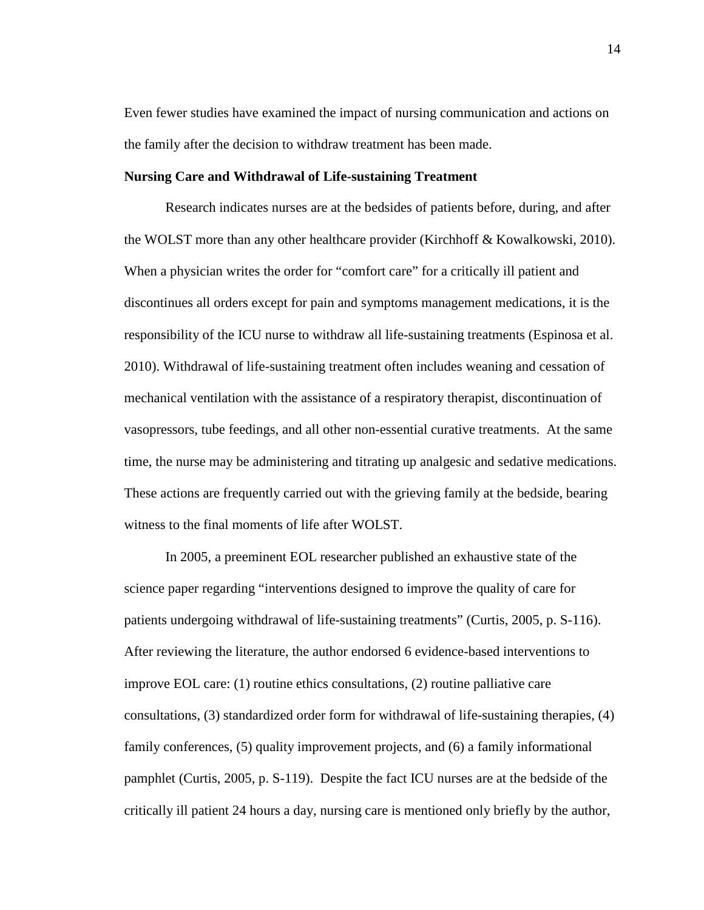Even fewer studies have examined the impact of nursing communication and actions on the family after the decision to withdraw treatment has been made.

**Nursing Care and Withdrawal of Life-sustaining Treatment**

Research indicates nurses are at the bedsides of patients before, during, and after the WOLST more than any other healthcare provider (Kirchhoff & Kowalkowski, 2010). When a physician writes the order for "comfort care" for a critically ill patient and discontinues all orders except for pain and symptoms management medications, it is the responsibility of the ICU nurse to withdraw all life-sustaining treatments (Espinosa et al. 2010). Withdrawal of life-sustaining treatment often includes weaning and cessation of mechanical ventilation with the assistance of a respiratory therapist, discontinuation of vasopressors, tube feedings, and all other non-essential curative treatments. At the same time, the nurse may be administering and titrating up analgesic and sedative medications. These actions are frequently carried out with the grieving family at the bedside, bearing witness to the final moments of life after WOLST.

In 2005, a preeminent EOL researcher published an exhaustive state of the science paper regarding "interventions designed to improve the quality of care for patients undergoing withdrawal of life-sustaining treatments" (Curtis, 2005, p. S-116). After reviewing the literature, the author endorsed 6 evidence-based interventions to improve EOL care: (1) routine ethics consultations, (2) routine palliative care consultations, (3) standardized order form for withdrawal of life-sustaining therapies, (4) family conferences, (5) quality improvement projects, and (6) a family informational pamphlet (Curtis, 2005, p. S-119). Despite the fact ICU nurses are at the bedside of the critically ill patient 24 hours a day, nursing care is mentioned only briefly by the author,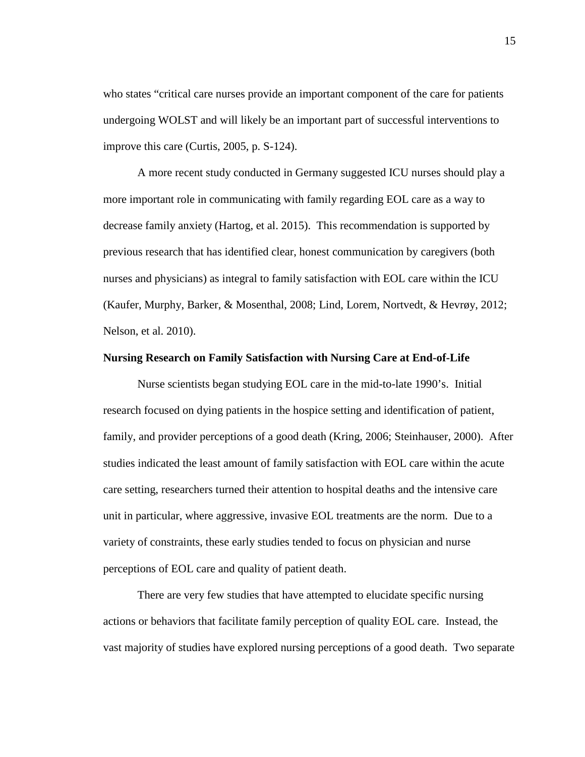who states "critical care nurses provide an important component of the care for patients undergoing WOLST and will likely be an important part of successful interventions to improve this care (Curtis, 2005, p. S-124).

A more recent study conducted in Germany suggested ICU nurses should play a more important role in communicating with family regarding EOL care as a way to decrease family anxiety (Hartog, et al. 2015). This recommendation is supported by previous research that has identified clear, honest communication by caregivers (both nurses and physicians) as integral to family satisfaction with EOL care within the ICU (Kaufer, Murphy, Barker, & Mosenthal, 2008; Lind, Lorem, Nortvedt, & Hevrøy, 2012; Nelson, et al. 2010).

### Nursing Research on Family Satisfaction with Nursing Care at End-of-Life

Nurse scientists began studying EOL care in the mid-to-late 1990's. Initial research focused on dying patients in the hospice setting and identification of patient, family, and provider perceptions of a good death (Kring, 2006; Steinhauser, 2000). After studies indicated the least amount of family satisfaction with EOL care within the acute care setting, researchers turned their attention to hospital deaths and the intensive care unit in particular, where aggressive, invasive EOL treatments are the norm. Due to a variety of constraints, these early studies tended to focus on physician and nurse perceptions of EOL care and quality of patient death.

There are very few studies that have attempted to elucidate specific nursing actions or behaviors that facilitate family perception of quality EOL care. Instead, the vast majority of studies have explored nursing perceptions of a good death. Two separate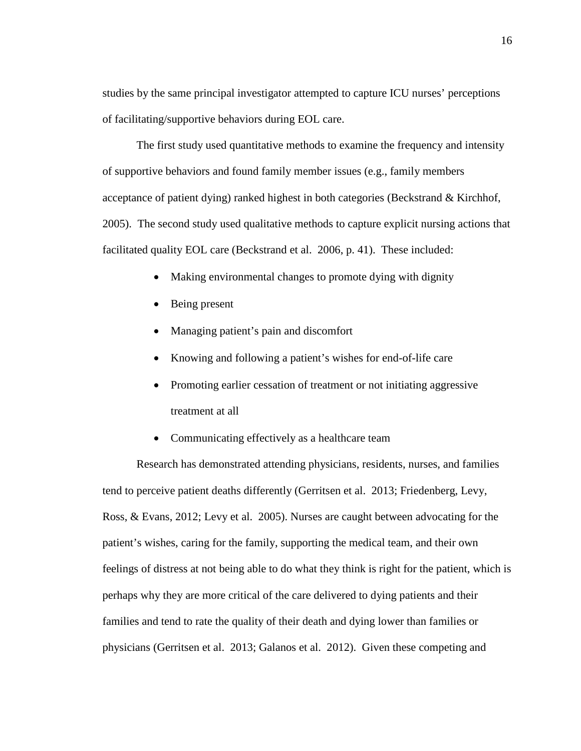studies by the same principal investigator attempted to capture ICU nurses' perceptions of facilitating/supportive behaviors during EOL care.

The first study used quantitative methods to examine the frequency and intensity of supportive behaviors and found family member issues (e.g., family members acceptance of patient dying) ranked highest in both categories (Beckstrand & Kirchhof, 2005). The second study used qualitative methods to capture explicit nursing actions that facilitated quality EOL care (Beckstrand et al. 2006, p. 41). These included:

- Making environmental changes to promote dying with dignity
- Being present
- Managing patient's pain and discomfort
- Knowing and following a patient's wishes for end-of-life care
- Promoting earlier cessation of treatment or not initiating aggressive treatment at all
- Communicating effectively as a healthcare team

Research has demonstrated attending physicians, residents, nurses, and families tend to perceive patient deaths differently (Gerritsen et al. 2013; Friedenberg, Levy, Ross, & Evans, 2012; Levy et al. 2005). Nurses are caught between advocating for the patient's wishes, caring for the family, supporting the medical team, and their own feelings of distress at not being able to do what they think is right for the patient, which is perhaps why they are more critical of the care delivered to dying patients and their families and tend to rate the quality of their death and dying lower than families or physicians (Gerritsen et al. 2013; Galanos et al. 2012). Given these competing and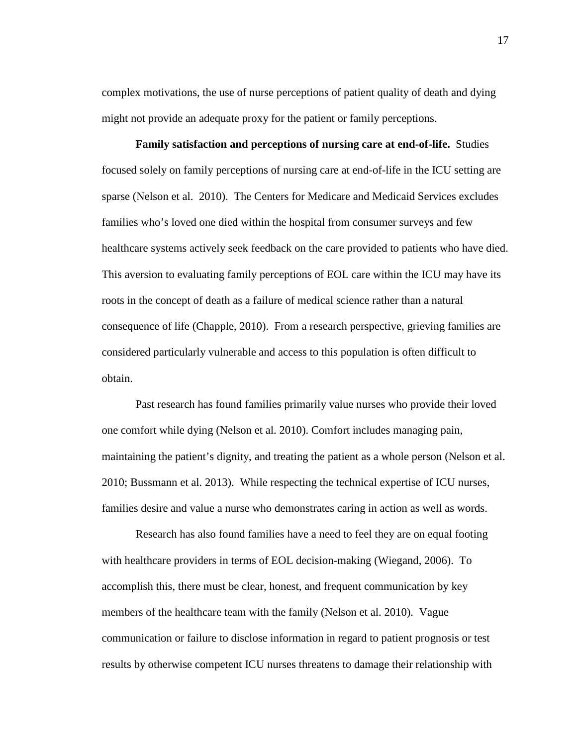complex motivations, the use of nurse perceptions of patient quality of death and dying might not provide an adequate proxy for the patient or family perceptions.

**Family satisfaction and perceptions of nursing care at end-of-life.** Studies focused solely on family perceptions of nursing care at end-of-life in the ICU setting are sparse (Nelson et al. 2010). The Centers for Medicare and Medicaid Services excludes families who's loved one died within the hospital from consumer surveys and few healthcare systems actively seek feedback on the care provided to patients who have died. This aversion to evaluating family perceptions of EOL care within the ICU may have its roots in the concept of death as a failure of medical science rather than a natural consequence of life (Chapple, 2010). From a research perspective, grieving families are considered particularly vulnerable and access to this population is often difficult to obtain.

Past research has found families primarily value nurses who provide their loved one comfort while dying (Nelson et al. 2010). Comfort includes managing pain, maintaining the patient's dignity, and treating the patient as a whole person (Nelson et al. 2010; Bussmann et al. 2013). While respecting the technical expertise of ICU nurses, families desire and value a nurse who demonstrates caring in action as well as words.

Research has also found families have a need to feel they are on equal footing with healthcare providers in terms of EOL decision-making (Wiegand, 2006). To accomplish this, there must be clear, honest, and frequent communication by key members of the healthcare team with the family (Nelson et al. 2010). Vague communication or failure to disclose information in regard to patient prognosis or test results by otherwise competent ICU nurses threatens to damage their relationship with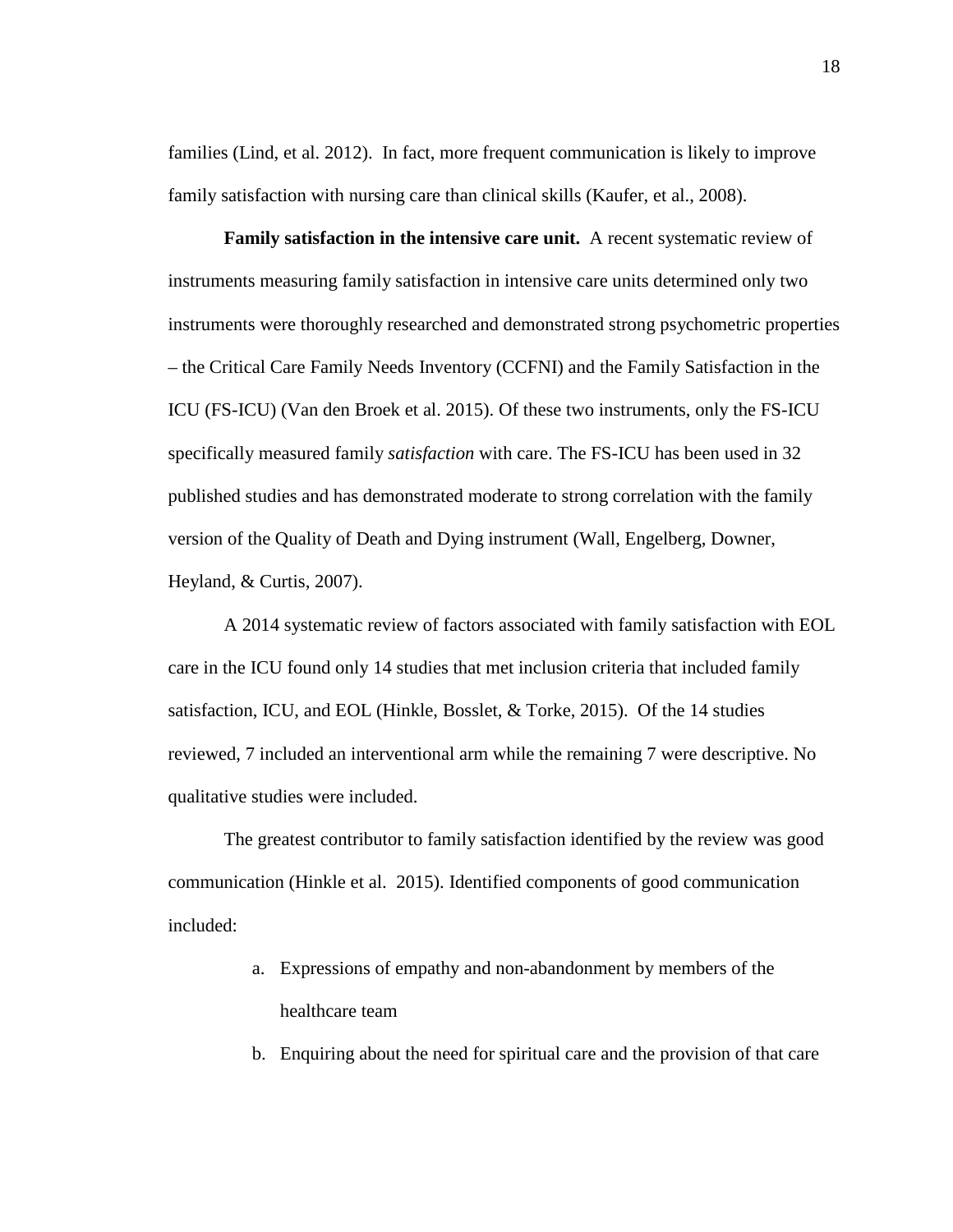families (Lind, et al. 2012). In fact, more frequent communication is likely to improve family satisfaction with nursing care than clinical skills (Kaufer, et al., 2008).

**Family satisfaction in the intensive care unit.** A recent systematic review of instruments measuring family satisfaction in intensive care units determined only two instruments were thoroughly researched and demonstrated strong psychometric properties – the Critical Care Family Needs Inventory (CCFNI) and the Family Satisfaction in the ICU (FS-ICU) (Van den Broek et al. 2015). Of these two instruments, only the FS-ICU specifically measured family *satisfaction* with care. The FS-ICU has been used in 32 published studies and has demonstrated moderate to strong correlation with the family version of the Quality of Death and Dying instrument (Wall, Engelberg, Downer, Heyland, & Curtis, 2007).

A 2014 systematic review of factors associated with family satisfaction with EOL care in the ICU found only 14 studies that met inclusion criteria that included family satisfaction, ICU, and EOL (Hinkle, Bosslet, & Torke, 2015). Of the 14 studies reviewed, 7 included an interventional arm while the remaining 7 were descriptive. No qualitative studies were included.

The greatest contributor to family satisfaction identified by the review was good communication (Hinkle et al. 2015). Identified components of good communication included:

a. Expressions of empathy and non-abandonment by members of the healthcare team
b. Enquiring about the need for spiritual care and the provision of that care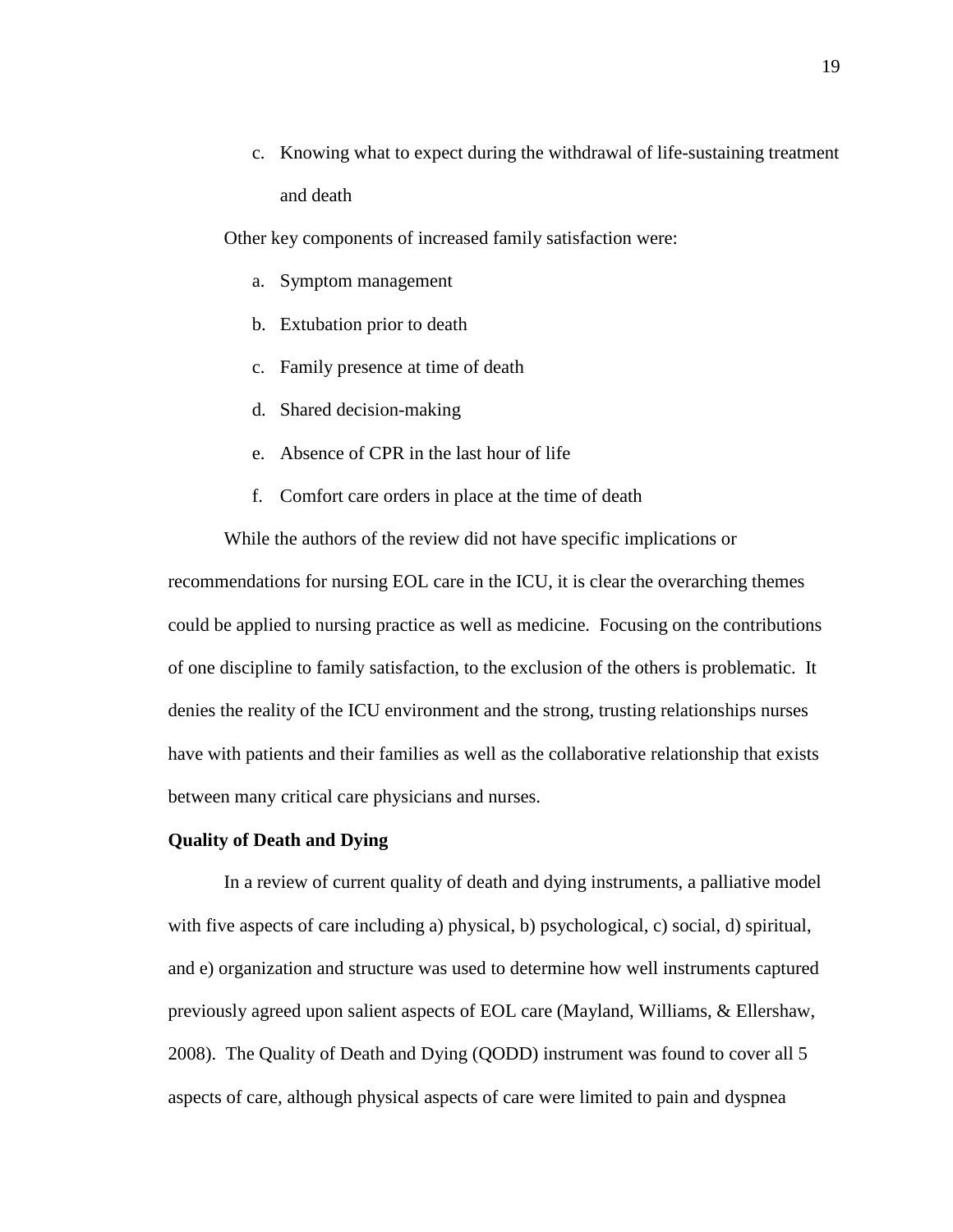c. Knowing what to expect during the withdrawal of life-sustaining treatment and death

Other key components of increased family satisfaction were:

a. Symptom management
b. Extubation prior to death
c. Family presence at time of death
d. Shared decision-making
e. Absence of CPR in the last hour of life
f. Comfort care orders in place at the time of death

While the authors of the review did not have specific implications or recommendations for nursing EOL care in the ICU, it is clear the overarching themes could be applied to nursing practice as well as medicine. Focusing on the contributions of one discipline to family satisfaction, to the exclusion of the others is problematic. It denies the reality of the ICU environment and the strong, trusting relationships nurses have with patients and their families as well as the collaborative relationship that exists between many critical care physicians and nurses.

**Quality of Death and Dying**

In a review of current quality of death and dying instruments, a palliative model with five aspects of care including a) physical, b) psychological, c) social, d) spiritual, and e) organization and structure was used to determine how well instruments captured previously agreed upon salient aspects of EOL care (Mayland, Williams, & Ellershaw, 2008). The Quality of Death and Dying (QODD) instrument was found to cover all 5 aspects of care, although physical aspects of care were limited to pain and dyspnea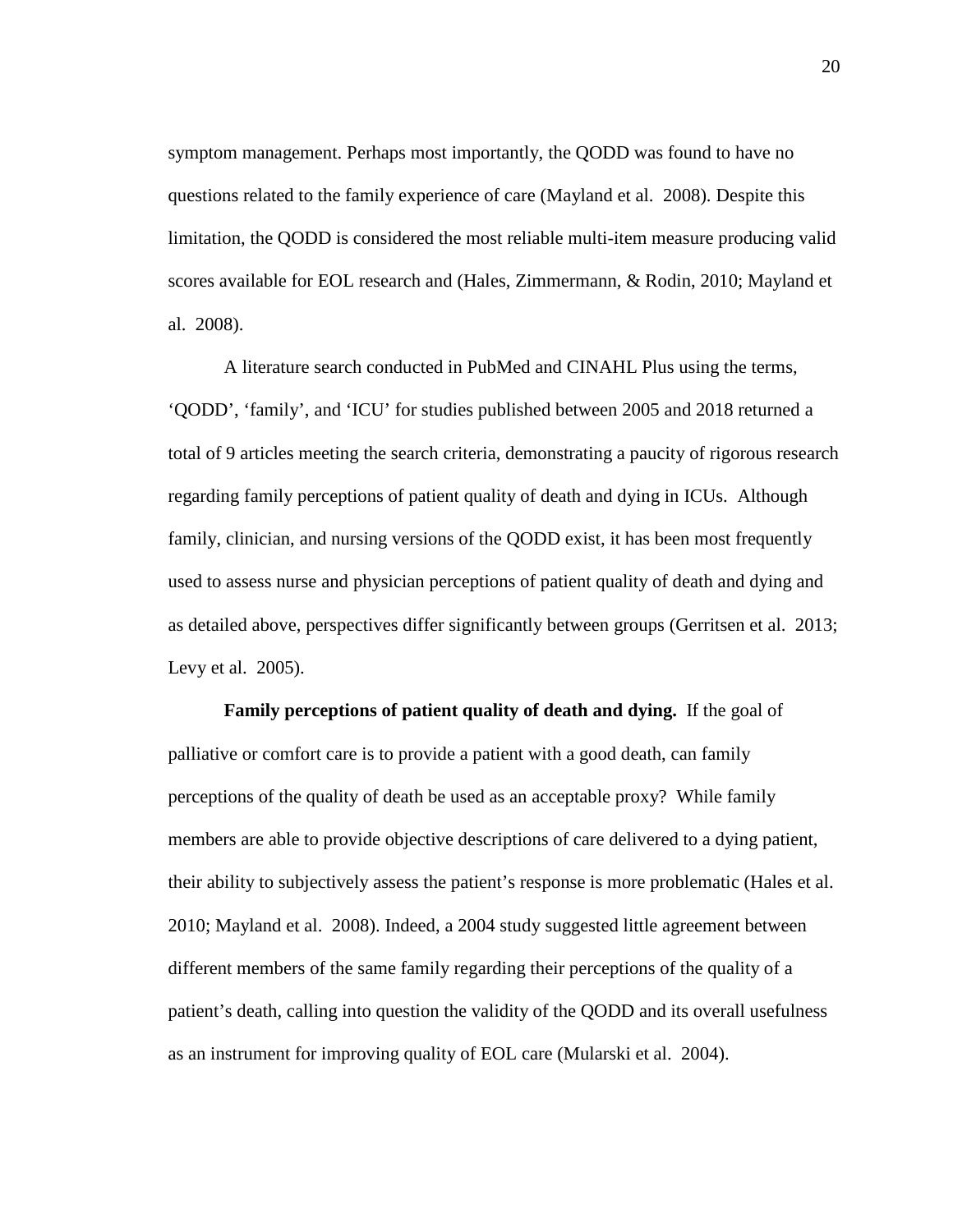symptom management. Perhaps most importantly, the QODD was found to have no questions related to the family experience of care (Mayland et al. 2008). Despite this limitation, the QODD is considered the most reliable multi-item measure producing valid scores available for EOL research and (Hales, Zimmermann, & Rodin, 2010; Mayland et al. 2008).

A literature search conducted in PubMed and CINAHL Plus using the terms, 'QODD', 'family', and 'ICU' for studies published between 2005 and 2018 returned a total of 9 articles meeting the search criteria, demonstrating a paucity of rigorous research regarding family perceptions of patient quality of death and dying in ICUs. Although family, clinician, and nursing versions of the QODD exist, it has been most frequently used to assess nurse and physician perceptions of patient quality of death and dying and as detailed above, perspectives differ significantly between groups (Gerritsen et al. 2013; Levy et al. 2005).

**Family perceptions of patient quality of death and dying.** If the goal of palliative or comfort care is to provide a patient with a good death, can family perceptions of the quality of death be used as an acceptable proxy? While family members are able to provide objective descriptions of care delivered to a dying patient, their ability to subjectively assess the patient's response is more problematic (Hales et al. 2010; Mayland et al. 2008). Indeed, a 2004 study suggested little agreement between different members of the same family regarding their perceptions of the quality of a patient's death, calling into question the validity of the QODD and its overall usefulness as an instrument for improving quality of EOL care (Mularski et al. 2004).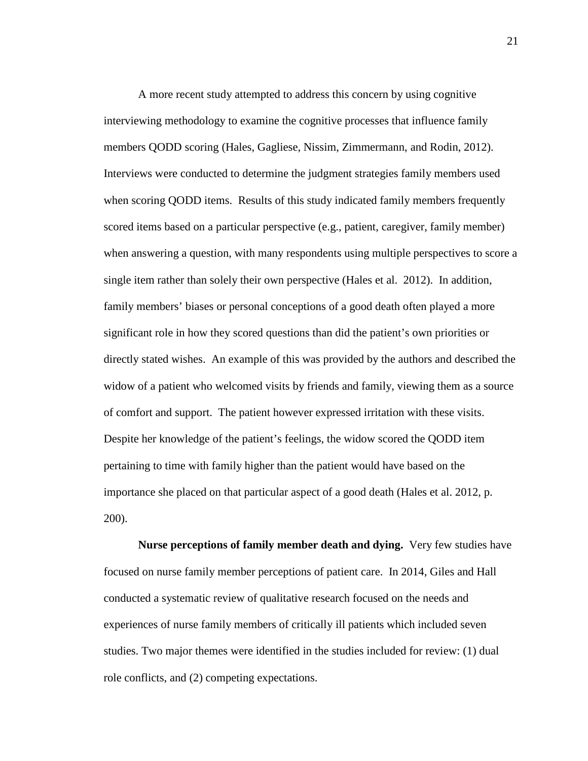A more recent study attempted to address this concern by using cognitive interviewing methodology to examine the cognitive processes that influence family members QODD scoring (Hales, Gagliese, Nissim, Zimmermann, and Rodin, 2012). Interviews were conducted to determine the judgment strategies family members used when scoring QODD items. Results of this study indicated family members frequently scored items based on a particular perspective (e.g., patient, caregiver, family member) when answering a question, with many respondents using multiple perspectives to score a single item rather than solely their own perspective (Hales et al. 2012). In addition, family members' biases or personal conceptions of a good death often played a more significant role in how they scored questions than did the patient's own priorities or directly stated wishes. An example of this was provided by the authors and described the widow of a patient who welcomed visits by friends and family, viewing them as a source of comfort and support. The patient however expressed irritation with these visits. Despite her knowledge of the patient's feelings, the widow scored the QODD item pertaining to time with family higher than the patient would have based on the importance she placed on that particular aspect of a good death (Hales et al. 2012, p. 200).

**Nurse perceptions of family member death and dying.** Very few studies have focused on nurse family member perceptions of patient care. In 2014, Giles and Hall conducted a systematic review of qualitative research focused on the needs and experiences of nurse family members of critically ill patients which included seven studies. Two major themes were identified in the studies included for review: (1) dual role conflicts, and (2) competing expectations.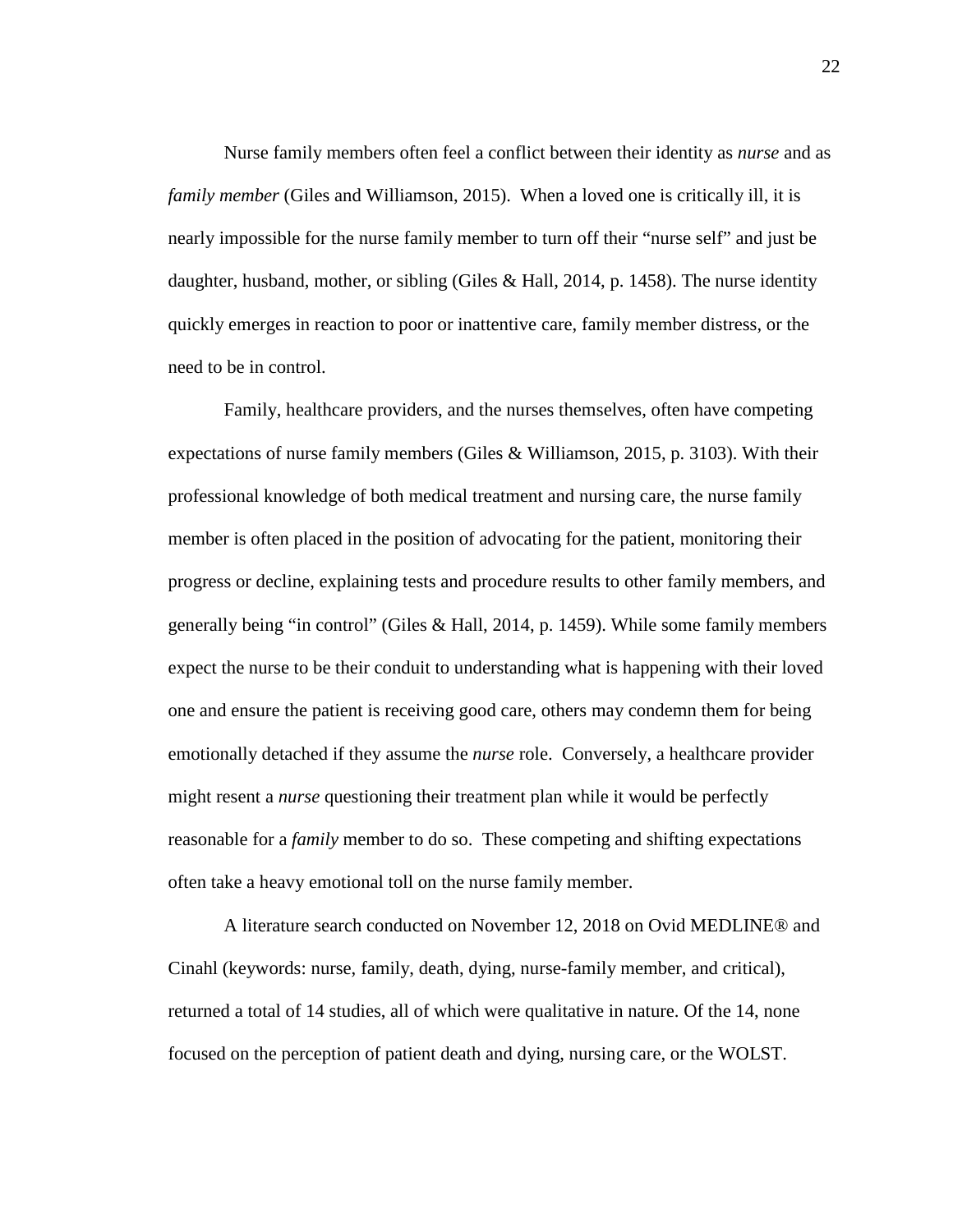Nurse family members often feel a conflict between their identity as *nurse* and as *family member* (Giles and Williamson, 2015). When a loved one is critically ill, it is nearly impossible for the nurse family member to turn off their "nurse self" and just be daughter, husband, mother, or sibling (Giles & Hall, 2014, p. 1458). The nurse identity quickly emerges in reaction to poor or inattentive care, family member distress, or the need to be in control.

Family, healthcare providers, and the nurses themselves, often have competing expectations of nurse family members (Giles & Williamson, 2015, p. 3103). With their professional knowledge of both medical treatment and nursing care, the nurse family member is often placed in the position of advocating for the patient, monitoring their progress or decline, explaining tests and procedure results to other family members, and generally being "in control" (Giles & Hall, 2014, p. 1459). While some family members expect the nurse to be their conduit to understanding what is happening with their loved one and ensure the patient is receiving good care, others may condemn them for being emotionally detached if they assume the *nurse* role. Conversely, a healthcare provider might resent a *nurse* questioning their treatment plan while it would be perfectly reasonable for a *family* member to do so. These competing and shifting expectations often take a heavy emotional toll on the nurse family member.

A literature search conducted on November 12, 2018 on Ovid MEDLINE® and Cinahl (keywords: nurse, family, death, dying, nurse-family member, and critical), returned a total of 14 studies, all of which were qualitative in nature. Of the 14, none focused on the perception of patient death and dying, nursing care, or the WOLST.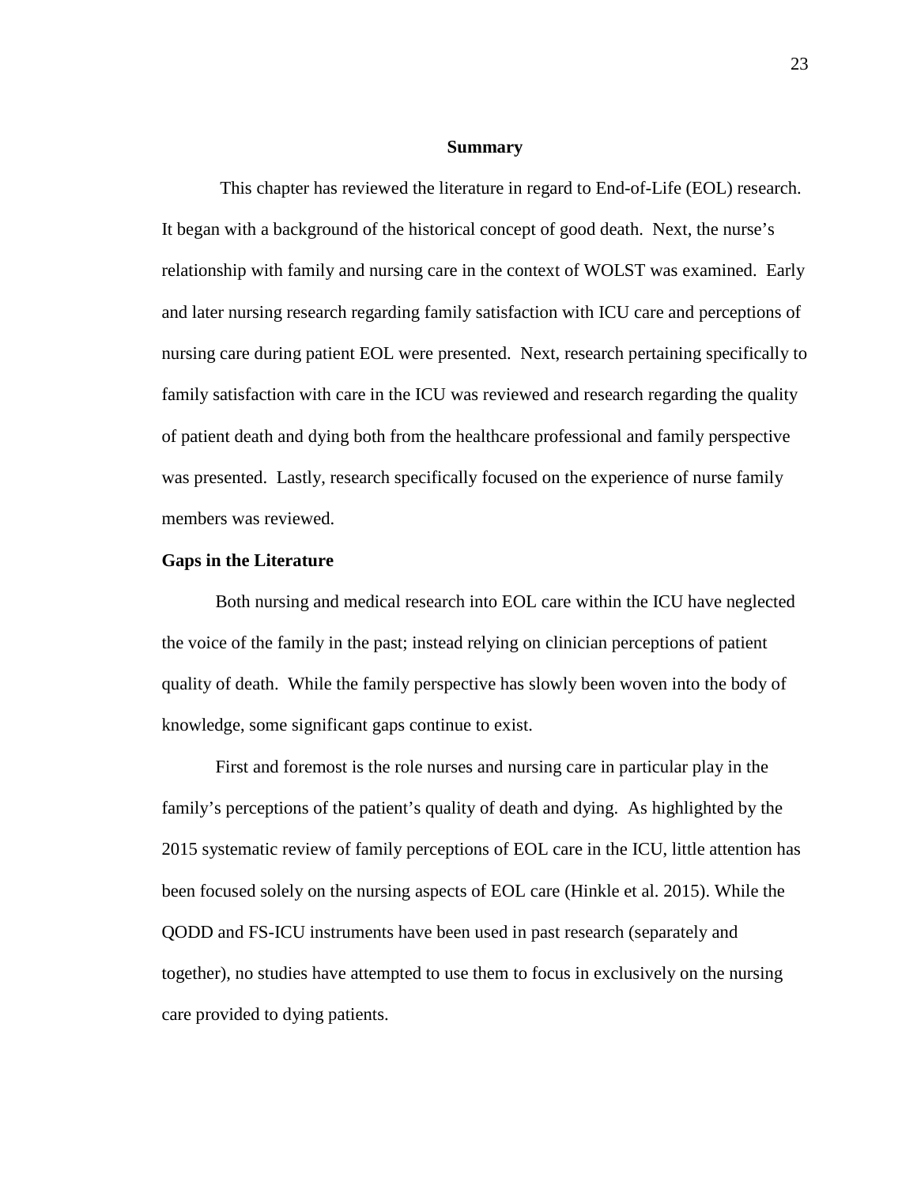## Summary

This chapter has reviewed the literature in regard to End-of-Life (EOL) research. It began with a background of the historical concept of good death. Next, the nurse's relationship with family and nursing care in the context of WOLST was examined. Early and later nursing research regarding family satisfaction with ICU care and perceptions of nursing care during patient EOL were presented. Next, research pertaining specifically to family satisfaction with care in the ICU was reviewed and research regarding the quality of patient death and dying both from the healthcare professional and family perspective was presented. Lastly, research specifically focused on the experience of nurse family members was reviewed.

### Gaps in the Literature

Both nursing and medical research into EOL care within the ICU have neglected the voice of the family in the past; instead relying on clinician perceptions of patient quality of death. While the family perspective has slowly been woven into the body of knowledge, some significant gaps continue to exist.

First and foremost is the role nurses and nursing care in particular play in the family's perceptions of the patient's quality of death and dying. As highlighted by the 2015 systematic review of family perceptions of EOL care in the ICU, little attention has been focused solely on the nursing aspects of EOL care (Hinkle et al. 2015). While the QODD and FS-ICU instruments have been used in past research (separately and together), no studies have attempted to use them to focus in exclusively on the nursing care provided to dying patients.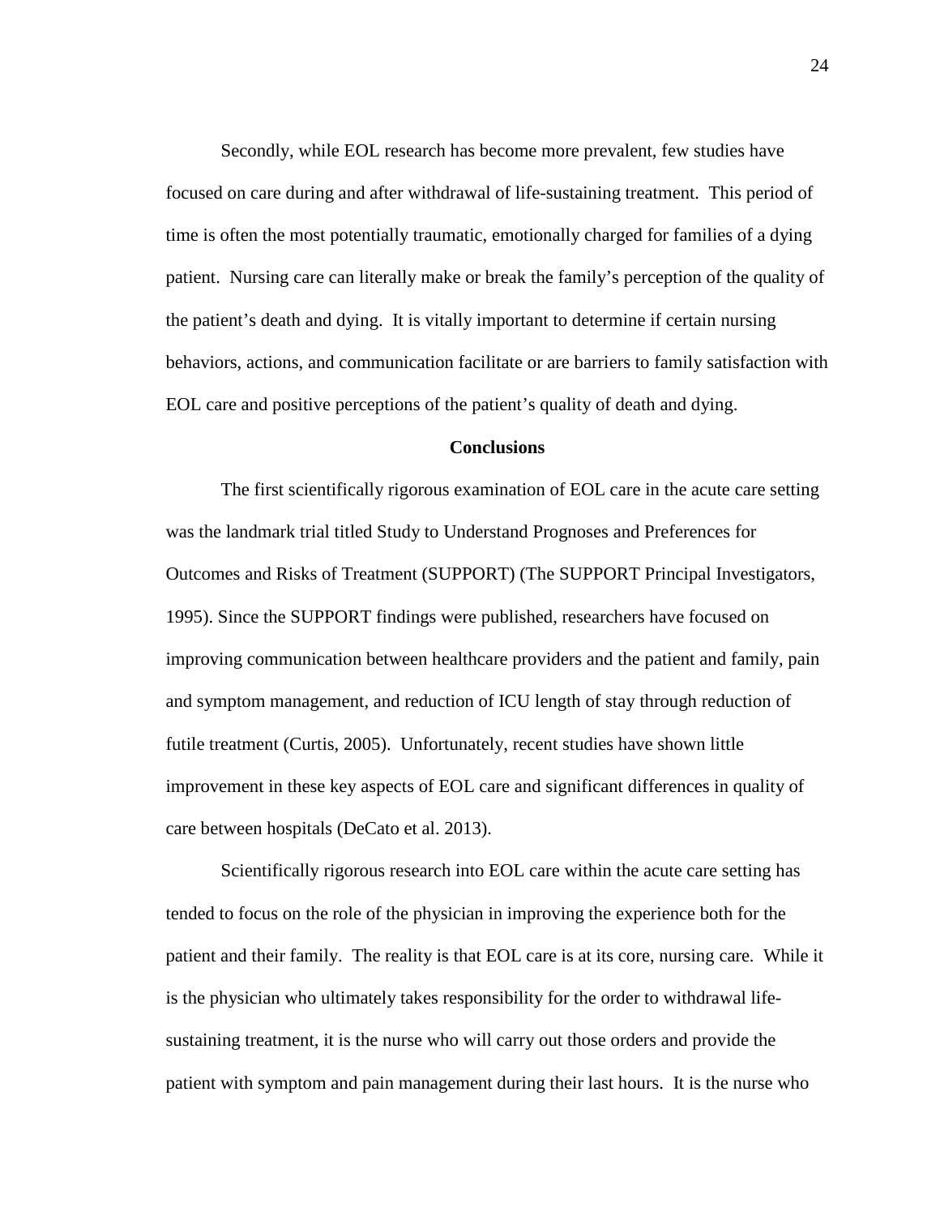Secondly, while EOL research has become more prevalent, few studies have focused on care during and after withdrawal of life-sustaining treatment. This period of time is often the most potentially traumatic, emotionally charged for families of a dying patient. Nursing care can literally make or break the family's perception of the quality of the patient's death and dying. It is vitally important to determine if certain nursing behaviors, actions, and communication facilitate or are barriers to family satisfaction with EOL care and positive perceptions of the patient's quality of death and dying.

## Conclusions

The first scientifically rigorous examination of EOL care in the acute care setting was the landmark trial titled Study to Understand Prognoses and Preferences for Outcomes and Risks of Treatment (SUPPORT) (The SUPPORT Principal Investigators, 1995). Since the SUPPORT findings were published, researchers have focused on improving communication between healthcare providers and the patient and family, pain and symptom management, and reduction of ICU length of stay through reduction of futile treatment (Curtis, 2005). Unfortunately, recent studies have shown little improvement in these key aspects of EOL care and significant differences in quality of care between hospitals (DeCato et al. 2013).

Scientifically rigorous research into EOL care within the acute care setting has tended to focus on the role of the physician in improving the experience both for the patient and their family. The reality is that EOL care is at its core, nursing care. While it is the physician who ultimately takes responsibility for the order to withdrawal life-sustaining treatment, it is the nurse who will carry out those orders and provide the patient with symptom and pain management during their last hours. It is the nurse who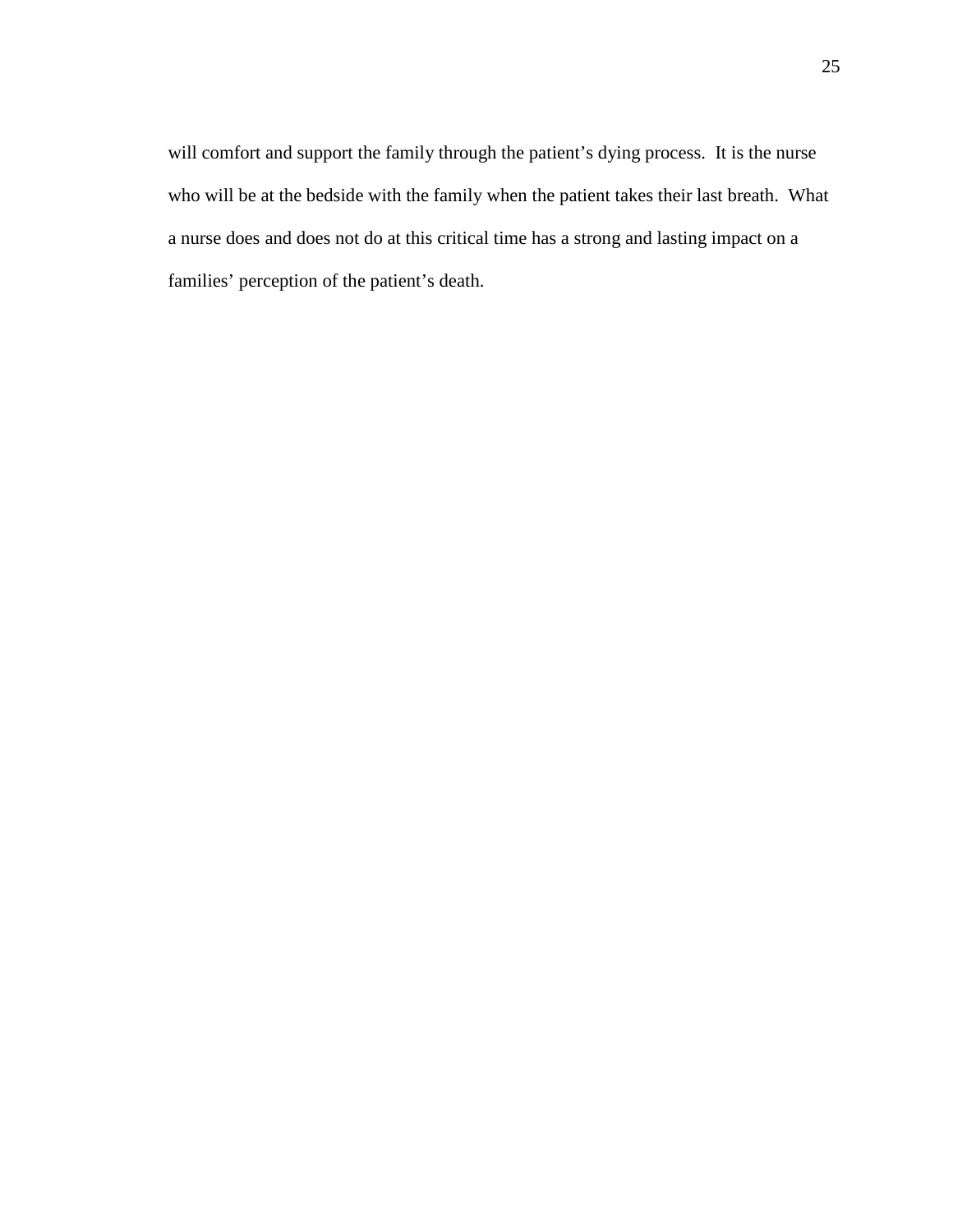will comfort and support the family through the patient's dying process. It is the nurse who will be at the bedside with the family when the patient takes their last breath. What a nurse does and does not do at this critical time has a strong and lasting impact on a families' perception of the patient's death.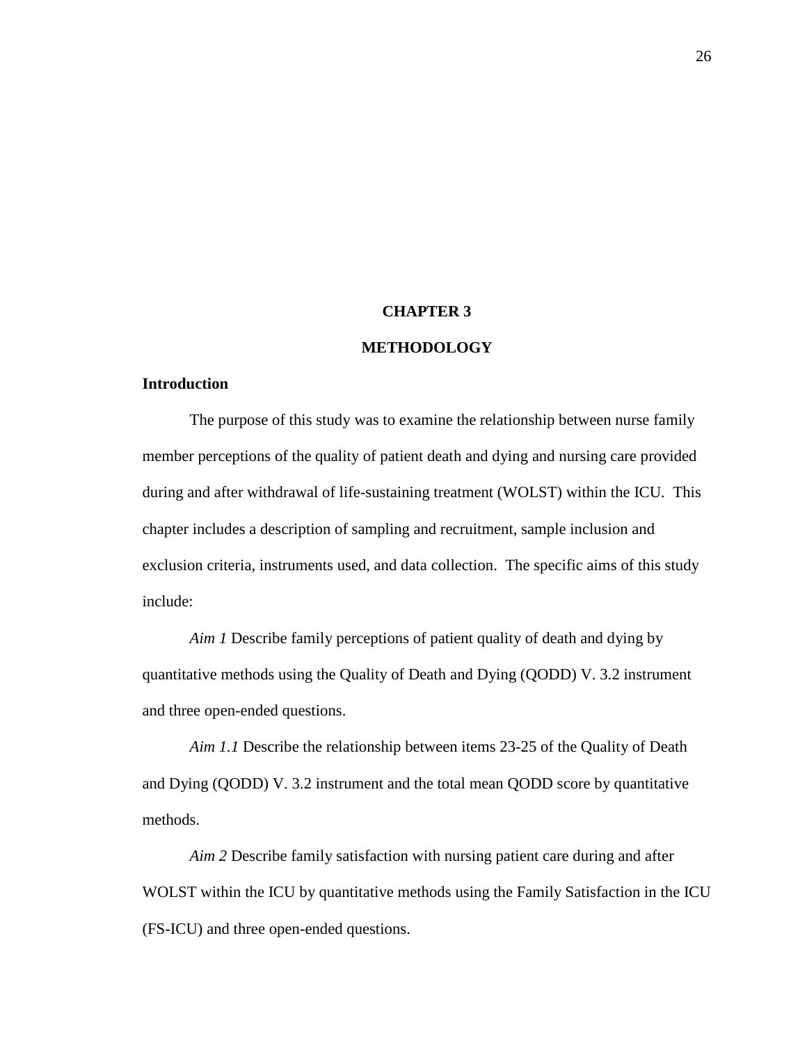# CHAPTER 3

# METHODOLOGY

## Introduction

The purpose of this study was to examine the relationship between nurse family member perceptions of the quality of patient death and dying and nursing care provided during and after withdrawal of life-sustaining treatment (WOLST) within the ICU. This chapter includes a description of sampling and recruitment, sample inclusion and exclusion criteria, instruments used, and data collection. The specific aims of this study include:

*Aim 1* Describe family perceptions of patient quality of death and dying by quantitative methods using the Quality of Death and Dying (QODD) V. 3.2 instrument and three open-ended questions.

*Aim 1.1* Describe the relationship between items 23-25 of the Quality of Death and Dying (QODD) V. 3.2 instrument and the total mean QODD score by quantitative methods.

*Aim 2* Describe family satisfaction with nursing patient care during and after WOLST within the ICU by quantitative methods using the Family Satisfaction in the ICU (FS-ICU) and three open-ended questions.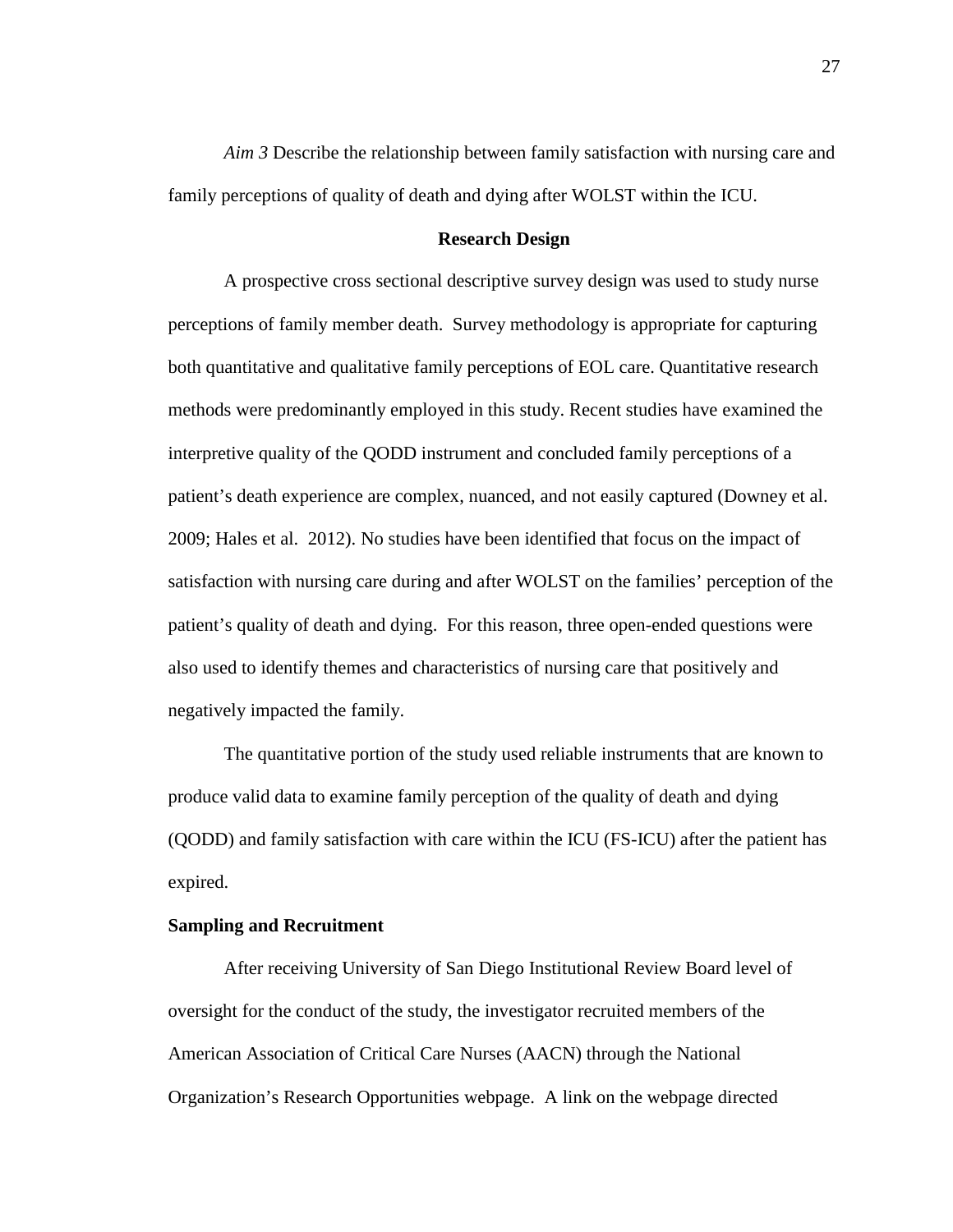*Aim 3* Describe the relationship between family satisfaction with nursing care and family perceptions of quality of death and dying after WOLST within the ICU.

## Research Design

A prospective cross sectional descriptive survey design was used to study nurse perceptions of family member death. Survey methodology is appropriate for capturing both quantitative and qualitative family perceptions of EOL care. Quantitative research methods were predominantly employed in this study. Recent studies have examined the interpretive quality of the QODD instrument and concluded family perceptions of a patient's death experience are complex, nuanced, and not easily captured (Downey et al. 2009; Hales et al. 2012). No studies have been identified that focus on the impact of satisfaction with nursing care during and after WOLST on the families' perception of the patient's quality of death and dying. For this reason, three open-ended questions were also used to identify themes and characteristics of nursing care that positively and negatively impacted the family.

The quantitative portion of the study used reliable instruments that are known to produce valid data to examine family perception of the quality of death and dying (QODD) and family satisfaction with care within the ICU (FS-ICU) after the patient has expired.

### Sampling and Recruitment

After receiving University of San Diego Institutional Review Board level of oversight for the conduct of the study, the investigator recruited members of the American Association of Critical Care Nurses (AACN) through the National Organization's Research Opportunities webpage. A link on the webpage directed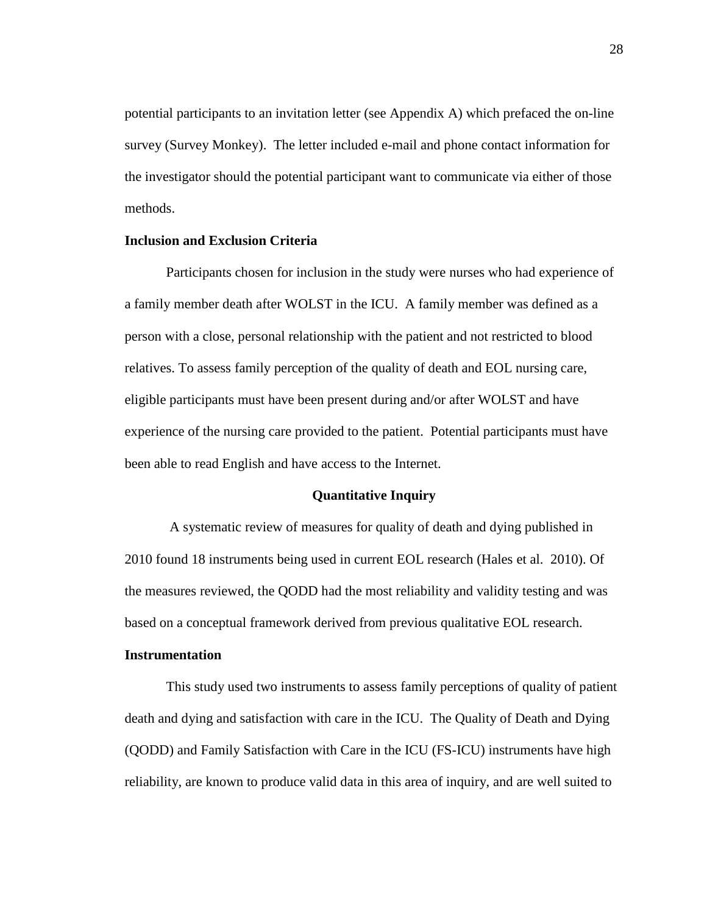potential participants to an invitation letter (see Appendix A) which prefaced the on-line survey (Survey Monkey). The letter included e-mail and phone contact information for the investigator should the potential participant want to communicate via either of those methods.

### Inclusion and Exclusion Criteria

Participants chosen for inclusion in the study were nurses who had experience of a family member death after WOLST in the ICU. A family member was defined as a person with a close, personal relationship with the patient and not restricted to blood relatives. To assess family perception of the quality of death and EOL nursing care, eligible participants must have been present during and/or after WOLST and have experience of the nursing care provided to the patient. Potential participants must have been able to read English and have access to the Internet.

## Quantitative Inquiry

A systematic review of measures for quality of death and dying published in 2010 found 18 instruments being used in current EOL research (Hales et al. 2010). Of the measures reviewed, the QODD had the most reliability and validity testing and was based on a conceptual framework derived from previous qualitative EOL research.

### Instrumentation

This study used two instruments to assess family perceptions of quality of patient death and dying and satisfaction with care in the ICU. The Quality of Death and Dying (QODD) and Family Satisfaction with Care in the ICU (FS-ICU) instruments have high reliability, are known to produce valid data in this area of inquiry, and are well suited to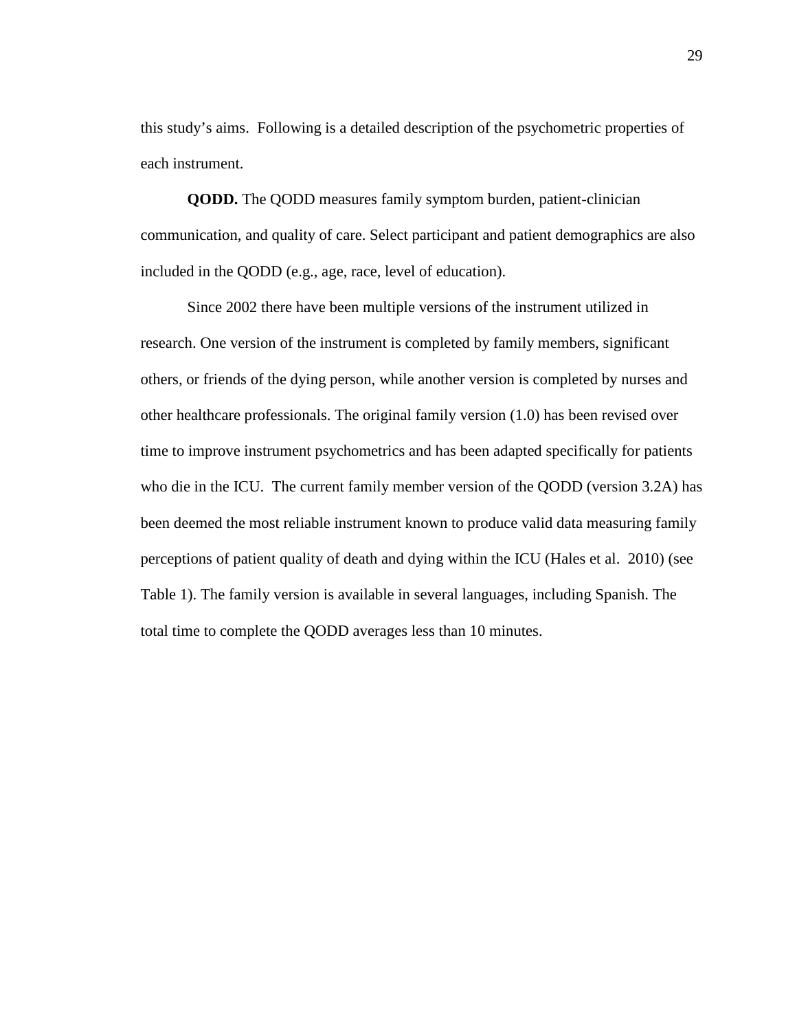this study's aims. Following is a detailed description of the psychometric properties of each instrument.

**QODD.** The QODD measures family symptom burden, patient-clinician communication, and quality of care. Select participant and patient demographics are also included in the QODD (e.g., age, race, level of education).

Since 2002 there have been multiple versions of the instrument utilized in research. One version of the instrument is completed by family members, significant others, or friends of the dying person, while another version is completed by nurses and other healthcare professionals. The original family version (1.0) has been revised over time to improve instrument psychometrics and has been adapted specifically for patients who die in the ICU. The current family member version of the QODD (version 3.2A) has been deemed the most reliable instrument known to produce valid data measuring family perceptions of patient quality of death and dying within the ICU (Hales et al. 2010) (see Table 1). The family version is available in several languages, including Spanish. The total time to complete the QODD averages less than 10 minutes.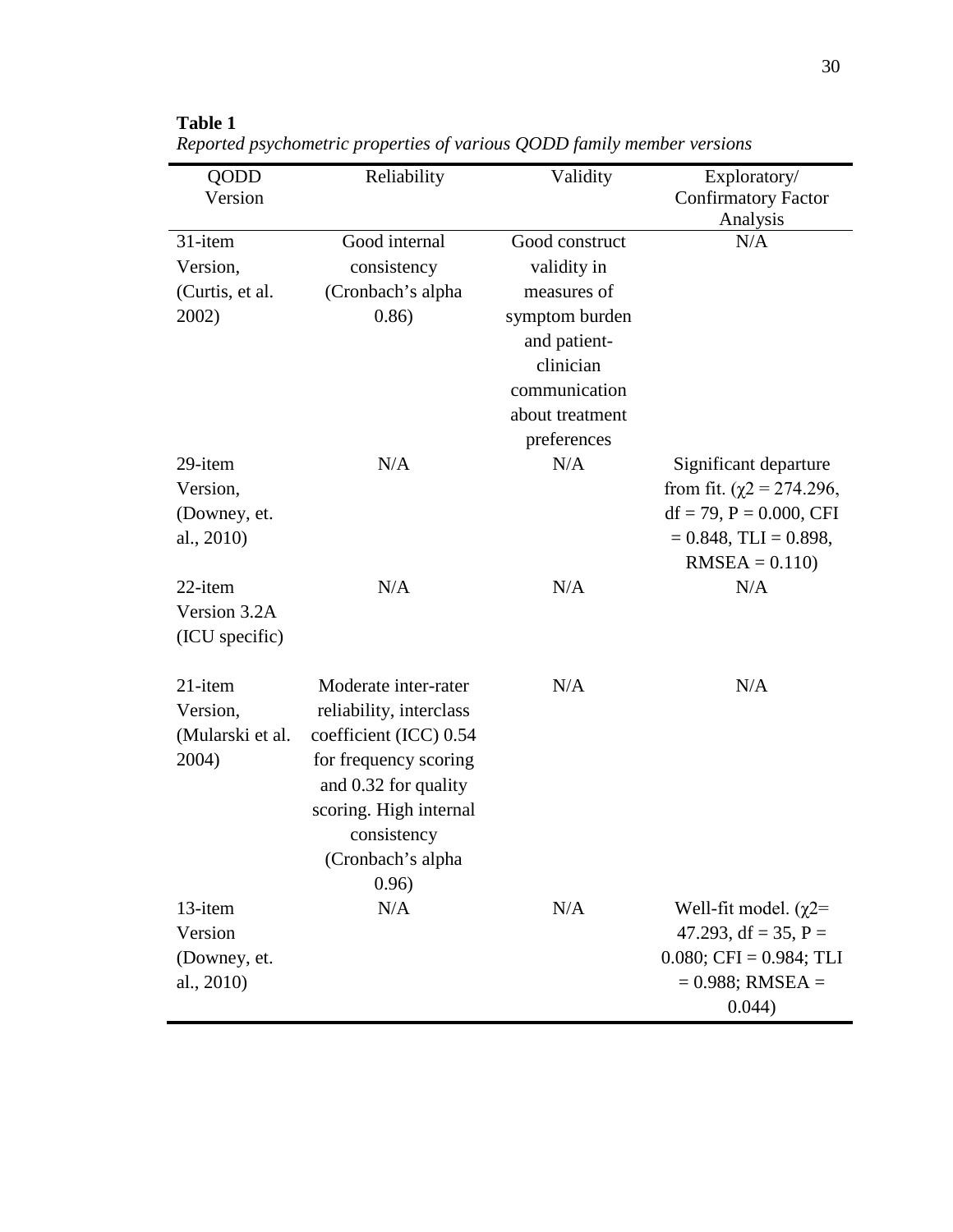**Table 1**

*Reported psychometric properties of various QODD family member versions*

| QODD Version | Reliability | Validity | Exploratory/ Confirmatory Factor Analysis |
|---|---|---|---|
| 31-item Version, (Curtis, et al. 2002) | Good internal consistency (Cronbach's alpha 0.86) | Good construct validity in measures of symptom burden and patient-clinician communication about treatment preferences | N/A |
| 29-item Version, (Downey, et. al., 2010) | N/A | N/A | Significant departure from fit. ($\chi 2 = 274.296$, df = 79, P = 0.000, CFI = 0.848, TLI = 0.898, RMSEA = 0.110) |
| 22-item Version 3.2A (ICU specific) | N/A | N/A | N/A |
| 21-item Version, (Mularski et al. 2004) | Moderate inter-rater reliability, interclass coefficient (ICC) 0.54 for frequency scoring and 0.32 for quality scoring. High internal consistency (Cronbach's alpha 0.96) | N/A | N/A |
| 13-item Version (Downey, et. al., 2010) | N/A | N/A | Well-fit model. ($\chi 2 = 47.293$, df = 35, P = 0.080; CFI = 0.984; TLI = 0.988; RMSEA = 0.044) |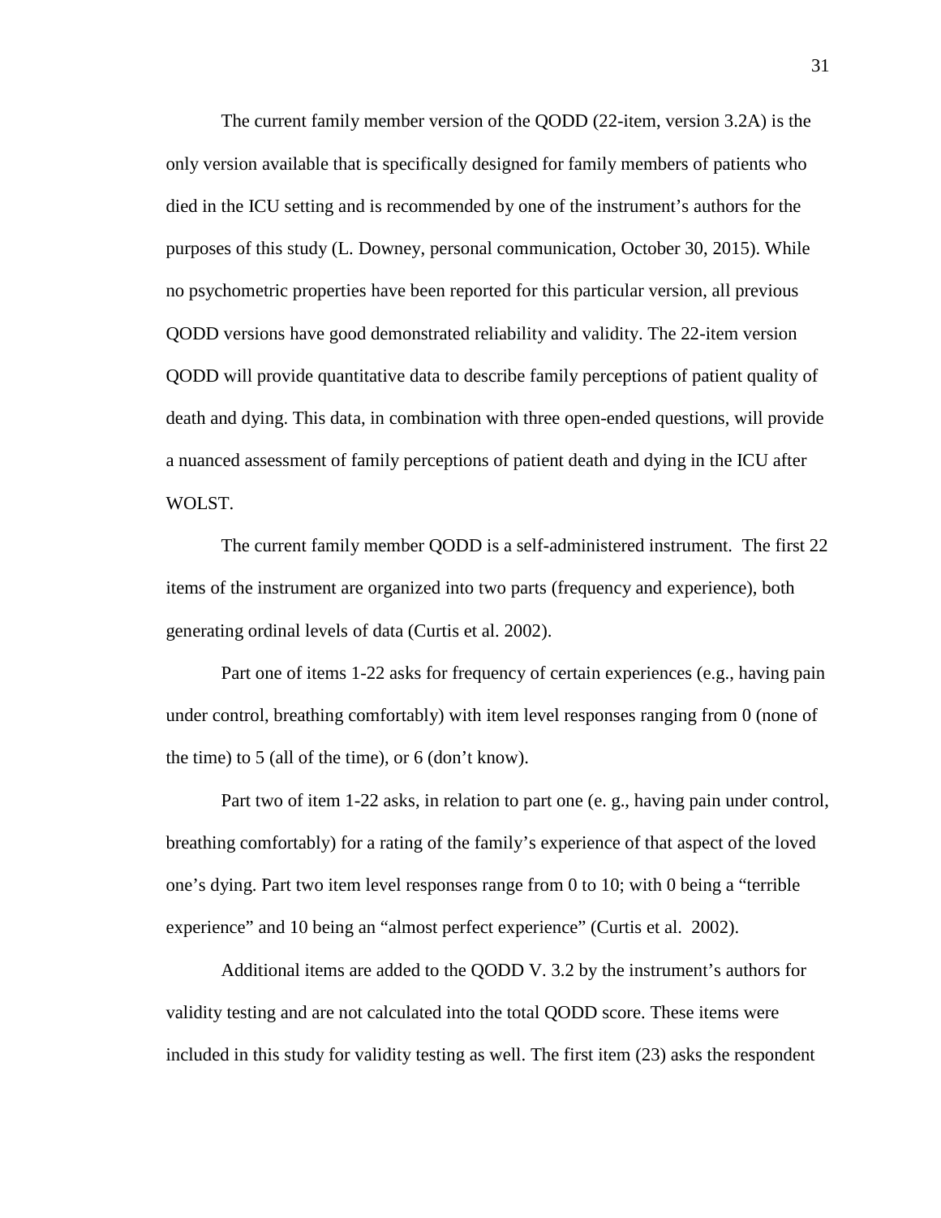The current family member version of the QODD (22-item, version 3.2A) is the only version available that is specifically designed for family members of patients who died in the ICU setting and is recommended by one of the instrument's authors for the purposes of this study (L. Downey, personal communication, October 30, 2015). While no psychometric properties have been reported for this particular version, all previous QODD versions have good demonstrated reliability and validity. The 22-item version QODD will provide quantitative data to describe family perceptions of patient quality of death and dying. This data, in combination with three open-ended questions, will provide a nuanced assessment of family perceptions of patient death and dying in the ICU after WOLST.

The current family member QODD is a self-administered instrument. The first 22 items of the instrument are organized into two parts (frequency and experience), both generating ordinal levels of data (Curtis et al. 2002).

Part one of items 1-22 asks for frequency of certain experiences (e.g., having pain under control, breathing comfortably) with item level responses ranging from 0 (none of the time) to 5 (all of the time), or 6 (don't know).

Part two of item 1-22 asks, in relation to part one (e. g., having pain under control, breathing comfortably) for a rating of the family's experience of that aspect of the loved one's dying. Part two item level responses range from 0 to 10; with 0 being a "terrible experience" and 10 being an "almost perfect experience" (Curtis et al. 2002).

Additional items are added to the QODD V. 3.2 by the instrument's authors for validity testing and are not calculated into the total QODD score. These items were included in this study for validity testing as well. The first item (23) asks the respondent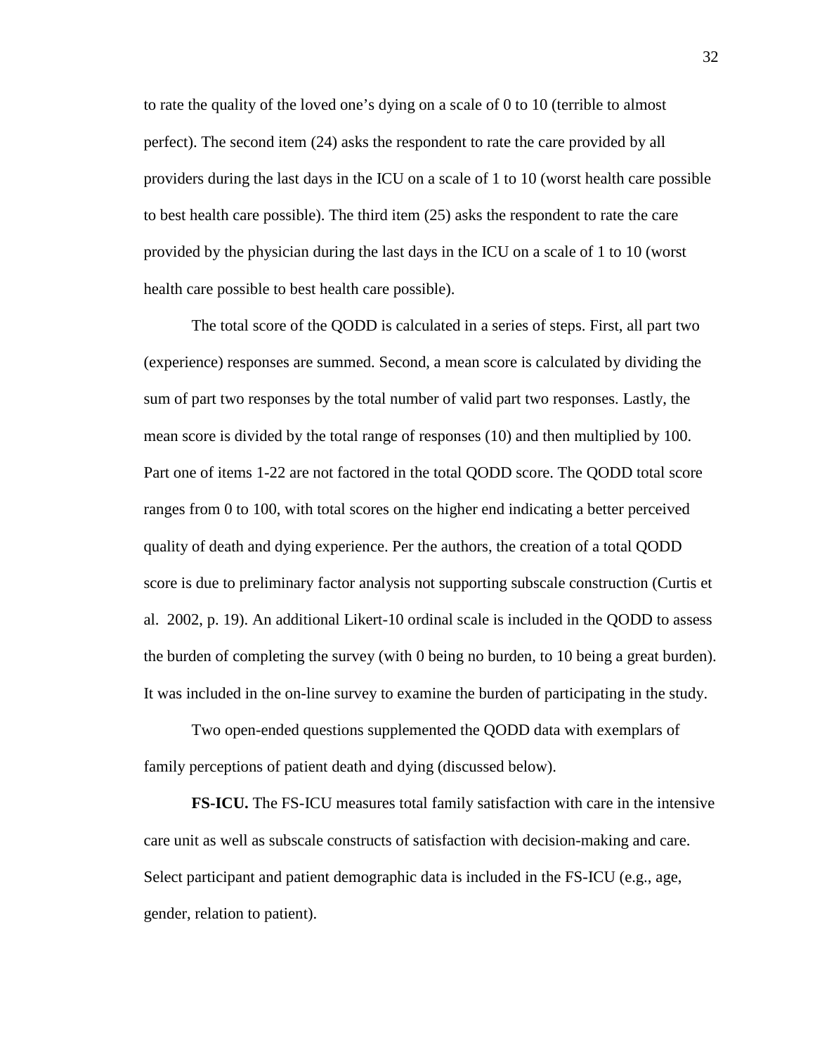to rate the quality of the loved one's dying on a scale of 0 to 10 (terrible to almost perfect). The second item (24) asks the respondent to rate the care provided by all providers during the last days in the ICU on a scale of 1 to 10 (worst health care possible to best health care possible). The third item (25) asks the respondent to rate the care provided by the physician during the last days in the ICU on a scale of 1 to 10 (worst health care possible to best health care possible).

The total score of the QODD is calculated in a series of steps. First, all part two (experience) responses are summed. Second, a mean score is calculated by dividing the sum of part two responses by the total number of valid part two responses. Lastly, the mean score is divided by the total range of responses (10) and then multiplied by 100. Part one of items 1-22 are not factored in the total QODD score. The QODD total score ranges from 0 to 100, with total scores on the higher end indicating a better perceived quality of death and dying experience. Per the authors, the creation of a total QODD score is due to preliminary factor analysis not supporting subscale construction (Curtis et al. 2002, p. 19). An additional Likert-10 ordinal scale is included in the QODD to assess the burden of completing the survey (with 0 being no burden, to 10 being a great burden). It was included in the on-line survey to examine the burden of participating in the study.

Two open-ended questions supplemented the QODD data with exemplars of family perceptions of patient death and dying (discussed below).

**FS-ICU.** The FS-ICU measures total family satisfaction with care in the intensive care unit as well as subscale constructs of satisfaction with decision-making and care. Select participant and patient demographic data is included in the FS-ICU (e.g., age, gender, relation to patient).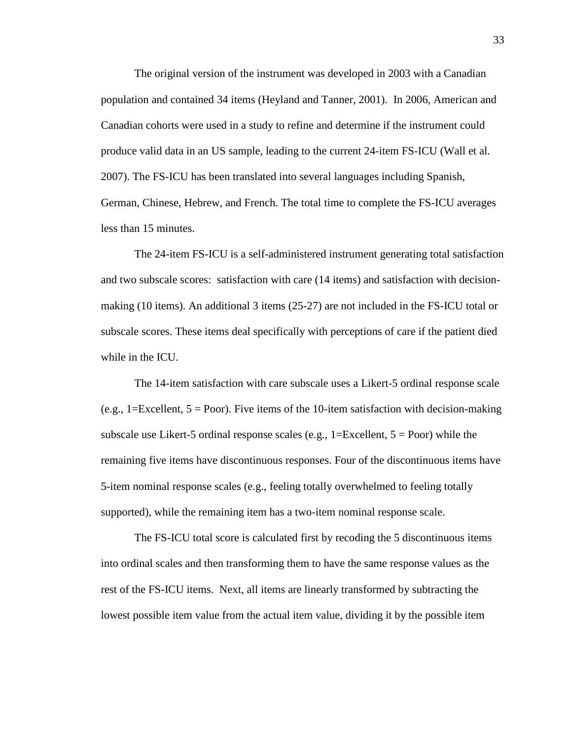The original version of the instrument was developed in 2003 with a Canadian population and contained 34 items (Heyland and Tanner, 2001). In 2006, American and Canadian cohorts were used in a study to refine and determine if the instrument could produce valid data in an US sample, leading to the current 24-item FS-ICU (Wall et al. 2007). The FS-ICU has been translated into several languages including Spanish, German, Chinese, Hebrew, and French. The total time to complete the FS-ICU averages less than 15 minutes.

The 24-item FS-ICU is a self-administered instrument generating total satisfaction and two subscale scores: satisfaction with care (14 items) and satisfaction with decision-making (10 items). An additional 3 items (25-27) are not included in the FS-ICU total or subscale scores. These items deal specifically with perceptions of care if the patient died while in the ICU.

The 14-item satisfaction with care subscale uses a Likert-5 ordinal response scale (e.g., 1=Excellent, 5 = Poor). Five items of the 10-item satisfaction with decision-making subscale use Likert-5 ordinal response scales (e.g., 1=Excellent, 5 = Poor) while the remaining five items have discontinuous responses. Four of the discontinuous items have 5-item nominal response scales (e.g., feeling totally overwhelmed to feeling totally supported), while the remaining item has a two-item nominal response scale.

The FS-ICU total score is calculated first by recoding the 5 discontinuous items into ordinal scales and then transforming them to have the same response values as the rest of the FS-ICU items. Next, all items are linearly transformed by subtracting the lowest possible item value from the actual item value, dividing it by the possible item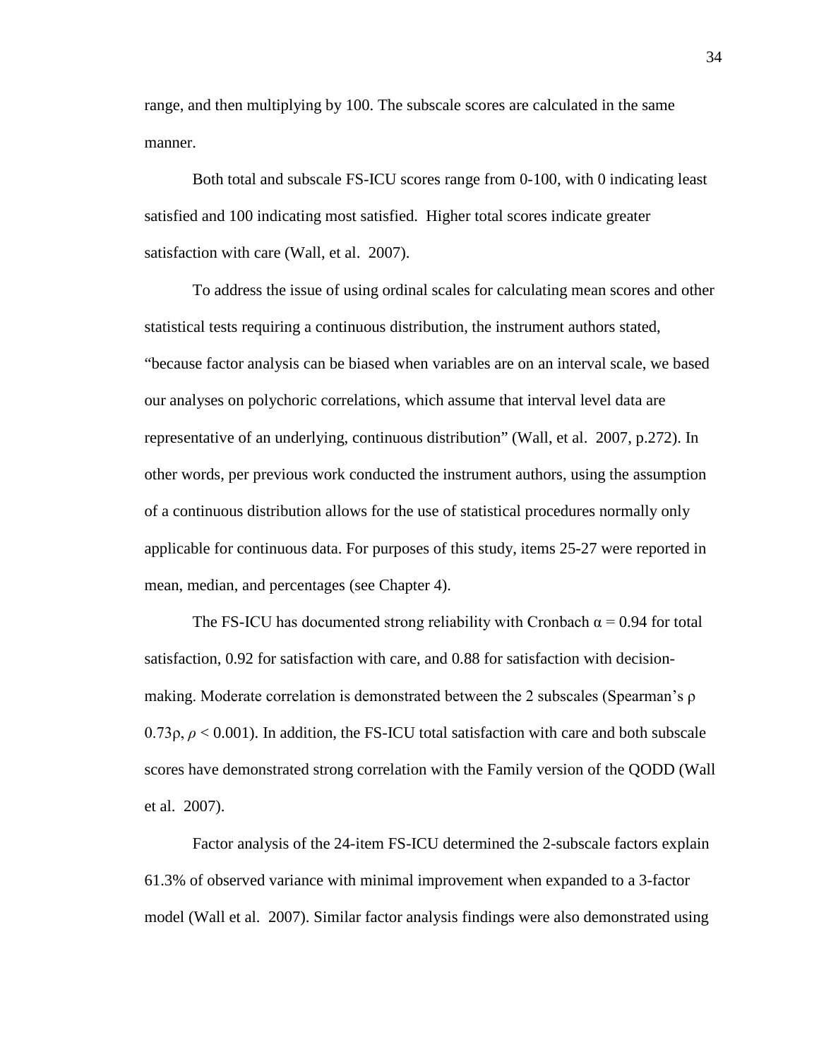range, and then multiplying by 100. The subscale scores are calculated in the same manner.

Both total and subscale FS-ICU scores range from 0-100, with 0 indicating least satisfied and 100 indicating most satisfied. Higher total scores indicate greater satisfaction with care (Wall, et al. 2007).

To address the issue of using ordinal scales for calculating mean scores and other statistical tests requiring a continuous distribution, the instrument authors stated, "because factor analysis can be biased when variables are on an interval scale, we based our analyses on polychoric correlations, which assume that interval level data are representative of an underlying, continuous distribution" (Wall, et al. 2007, p.272). In other words, per previous work conducted the instrument authors, using the assumption of a continuous distribution allows for the use of statistical procedures normally only applicable for continuous data. For purposes of this study, items 25-27 were reported in mean, median, and percentages (see Chapter 4).

The FS-ICU has documented strong reliability with Cronbach $\alpha = 0.94$ for total satisfaction, 0.92 for satisfaction with care, and 0.88 for satisfaction with decision-making. Moderate correlation is demonstrated between the 2 subscales (Spearman's $\rho$ $0.73\rho$, $\rho < 0.001$). In addition, the FS-ICU total satisfaction with care and both subscale scores have demonstrated strong correlation with the Family version of the QODD (Wall et al. 2007).

Factor analysis of the 24-item FS-ICU determined the 2-subscale factors explain 61.3% of observed variance with minimal improvement when expanded to a 3-factor model (Wall et al. 2007). Similar factor analysis findings were also demonstrated using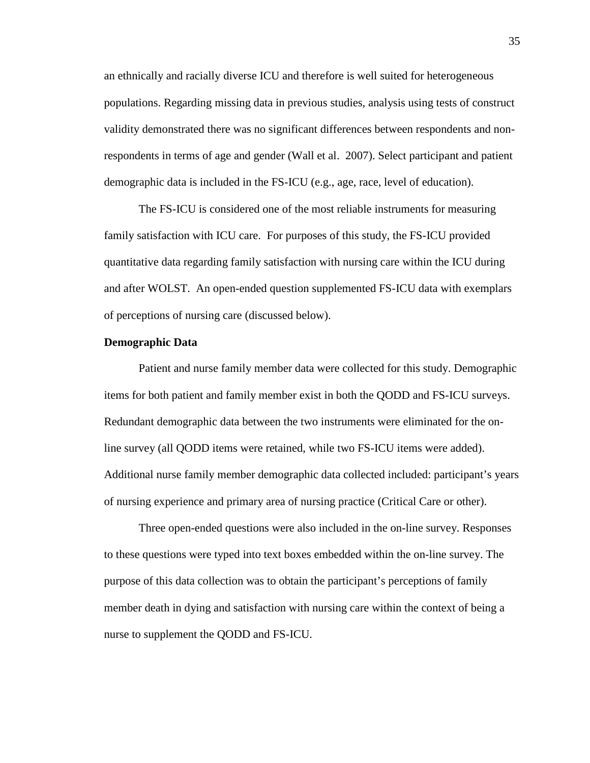an ethnically and racially diverse ICU and therefore is well suited for heterogeneous populations. Regarding missing data in previous studies, analysis using tests of construct validity demonstrated there was no significant differences between respondents and non-respondents in terms of age and gender (Wall et al. 2007). Select participant and patient demographic data is included in the FS-ICU (e.g., age, race, level of education).

The FS-ICU is considered one of the most reliable instruments for measuring family satisfaction with ICU care. For purposes of this study, the FS-ICU provided quantitative data regarding family satisfaction with nursing care within the ICU during and after WOLST. An open-ended question supplemented FS-ICU data with exemplars of perceptions of nursing care (discussed below).

**Demographic Data**

Patient and nurse family member data were collected for this study. Demographic items for both patient and family member exist in both the QODD and FS-ICU surveys. Redundant demographic data between the two instruments were eliminated for the on-line survey (all QODD items were retained, while two FS-ICU items were added). Additional nurse family member demographic data collected included: participant's years of nursing experience and primary area of nursing practice (Critical Care or other).

Three open-ended questions were also included in the on-line survey. Responses to these questions were typed into text boxes embedded within the on-line survey. The purpose of this data collection was to obtain the participant's perceptions of family member death in dying and satisfaction with nursing care within the context of being a nurse to supplement the QODD and FS-ICU.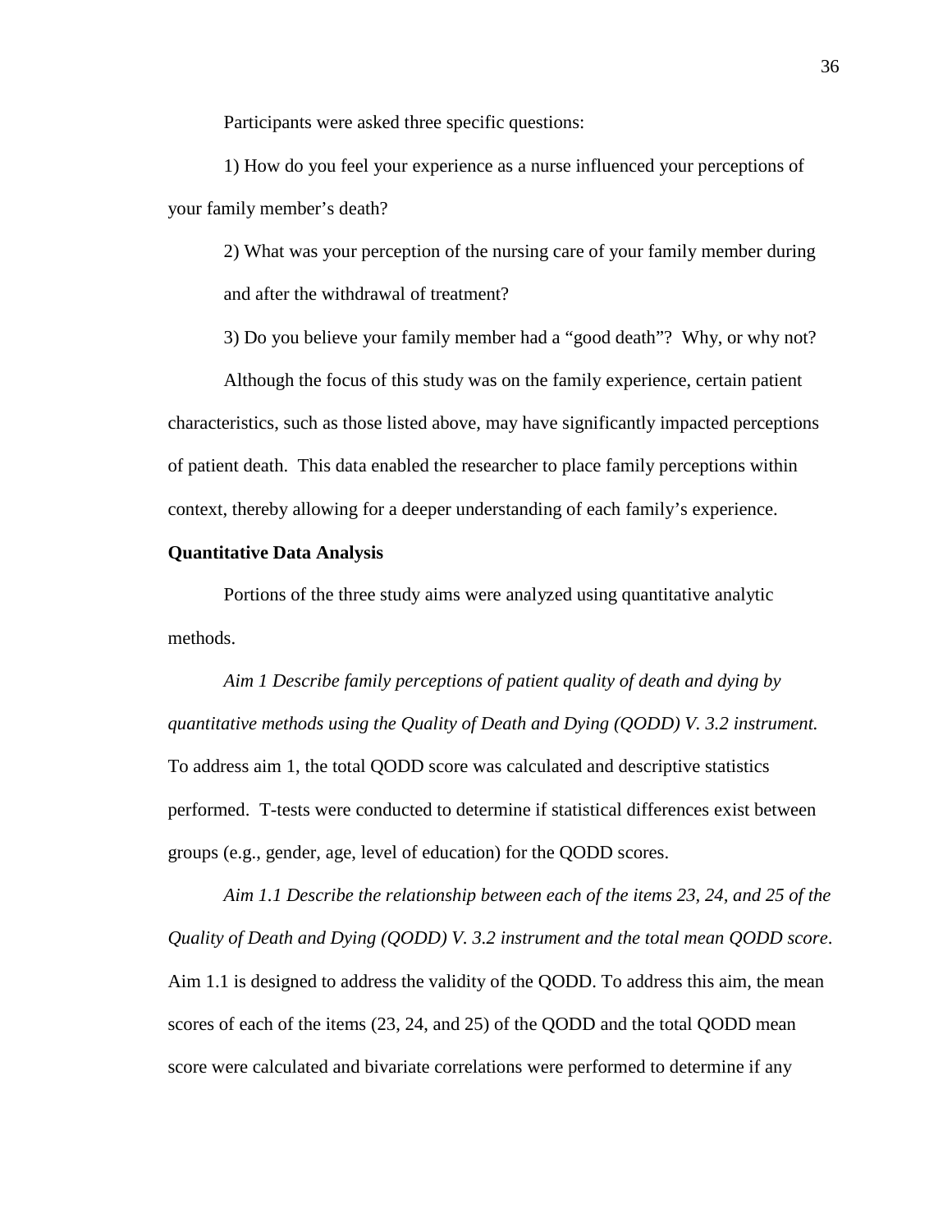Participants were asked three specific questions:

1) How do you feel your experience as a nurse influenced your perceptions of your family member's death?

2) What was your perception of the nursing care of your family member during and after the withdrawal of treatment?

3) Do you believe your family member had a "good death"? Why, or why not?

Although the focus of this study was on the family experience, certain patient characteristics, such as those listed above, may have significantly impacted perceptions of patient death. This data enabled the researcher to place family perceptions within context, thereby allowing for a deeper understanding of each family's experience.

**Quantitative Data Analysis**

Portions of the three study aims were analyzed using quantitative analytic methods.

*Aim 1 Describe family perceptions of patient quality of death and dying by quantitative methods using the Quality of Death and Dying (QODD) V. 3.2 instrument.* To address aim 1, the total QODD score was calculated and descriptive statistics performed. T-tests were conducted to determine if statistical differences exist between groups (e.g., gender, age, level of education) for the QODD scores.

*Aim 1.1 Describe the relationship between each of the items 23, 24, and 25 of the Quality of Death and Dying (QODD) V. 3.2 instrument and the total mean QODD score*. Aim 1.1 is designed to address the validity of the QODD. To address this aim, the mean scores of each of the items (23, 24, and 25) of the QODD and the total QODD mean score were calculated and bivariate correlations were performed to determine if any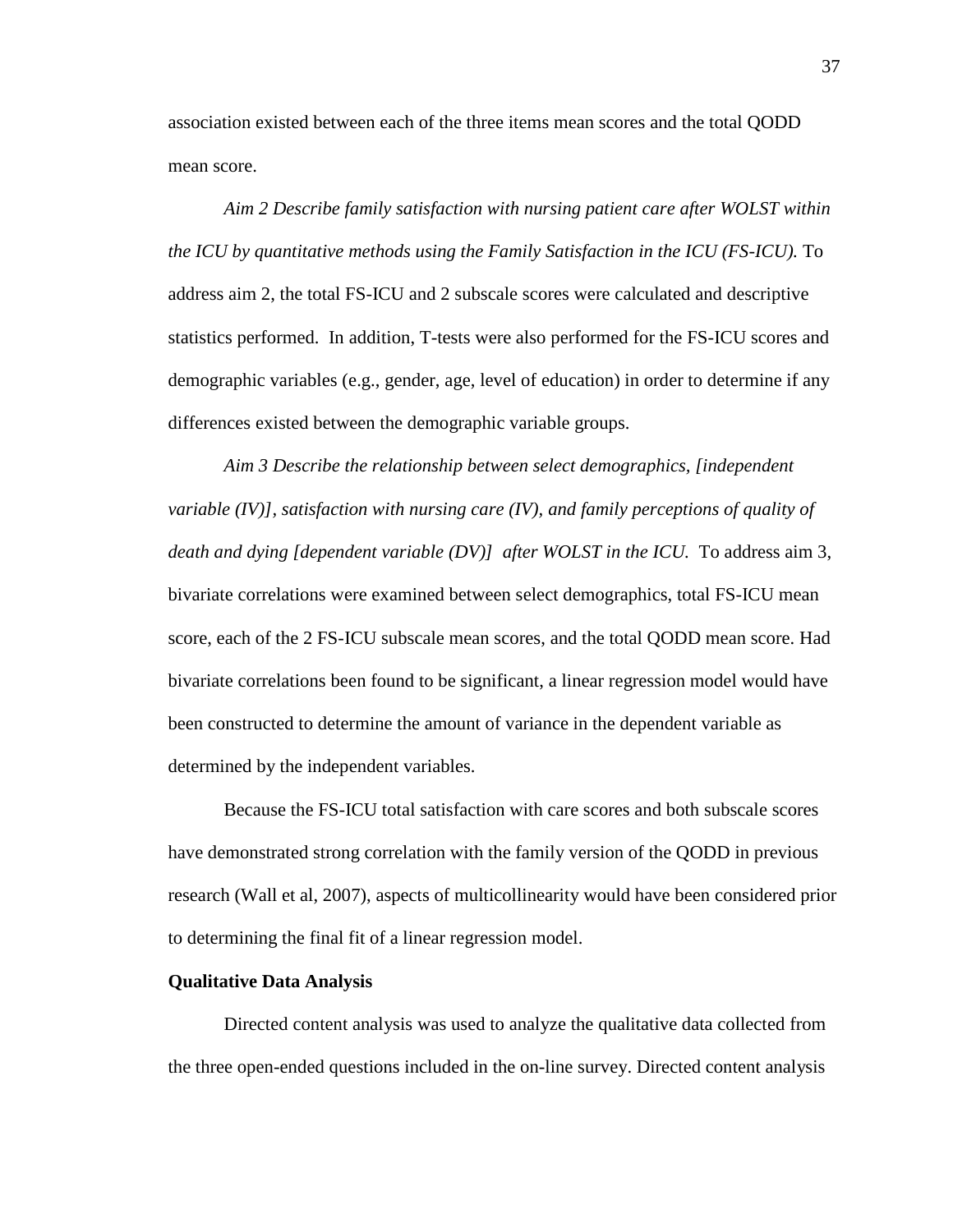association existed between each of the three items mean scores and the total QODD mean score.

*Aim 2 Describe family satisfaction with nursing patient care after WOLST within the ICU by quantitative methods using the Family Satisfaction in the ICU (FS-ICU).* To address aim 2, the total FS-ICU and 2 subscale scores were calculated and descriptive statistics performed. In addition, T-tests were also performed for the FS-ICU scores and demographic variables (e.g., gender, age, level of education) in order to determine if any differences existed between the demographic variable groups.

*Aim 3 Describe the relationship between select demographics, [independent variable (IV)], satisfaction with nursing care (IV), and family perceptions of quality of death and dying [dependent variable (DV)] after WOLST in the ICU.* To address aim 3, bivariate correlations were examined between select demographics, total FS-ICU mean score, each of the 2 FS-ICU subscale mean scores, and the total QODD mean score. Had bivariate correlations been found to be significant, a linear regression model would have been constructed to determine the amount of variance in the dependent variable as determined by the independent variables.

Because the FS-ICU total satisfaction with care scores and both subscale scores have demonstrated strong correlation with the family version of the QODD in previous research (Wall et al, 2007), aspects of multicollinearity would have been considered prior to determining the final fit of a linear regression model.

**Qualitative Data Analysis**

Directed content analysis was used to analyze the qualitative data collected from the three open-ended questions included in the on-line survey. Directed content analysis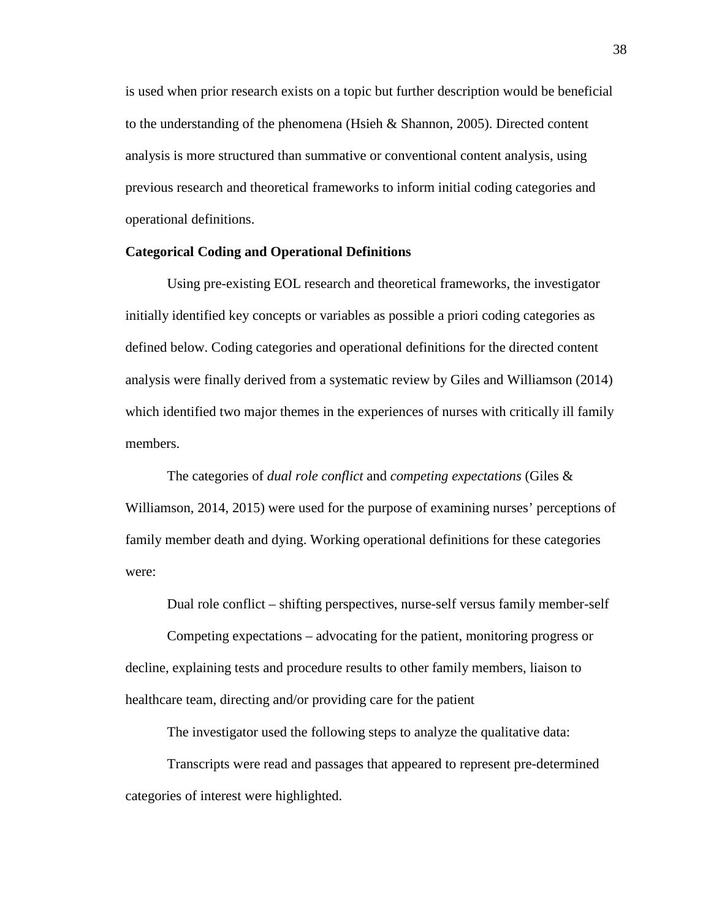is used when prior research exists on a topic but further description would be beneficial to the understanding of the phenomena (Hsieh & Shannon, 2005). Directed content analysis is more structured than summative or conventional content analysis, using previous research and theoretical frameworks to inform initial coding categories and operational definitions.

**Categorical Coding and Operational Definitions**

Using pre-existing EOL research and theoretical frameworks, the investigator initially identified key concepts or variables as possible a priori coding categories as defined below. Coding categories and operational definitions for the directed content analysis were finally derived from a systematic review by Giles and Williamson (2014) which identified two major themes in the experiences of nurses with critically ill family members.

The categories of *dual role conflict* and *competing expectations* (Giles & Williamson, 2014, 2015) were used for the purpose of examining nurses' perceptions of family member death and dying. Working operational definitions for these categories were:

Dual role conflict – shifting perspectives, nurse-self versus family member-self

Competing expectations – advocating for the patient, monitoring progress or decline, explaining tests and procedure results to other family members, liaison to healthcare team, directing and/or providing care for the patient

The investigator used the following steps to analyze the qualitative data:

Transcripts were read and passages that appeared to represent pre-determined categories of interest were highlighted.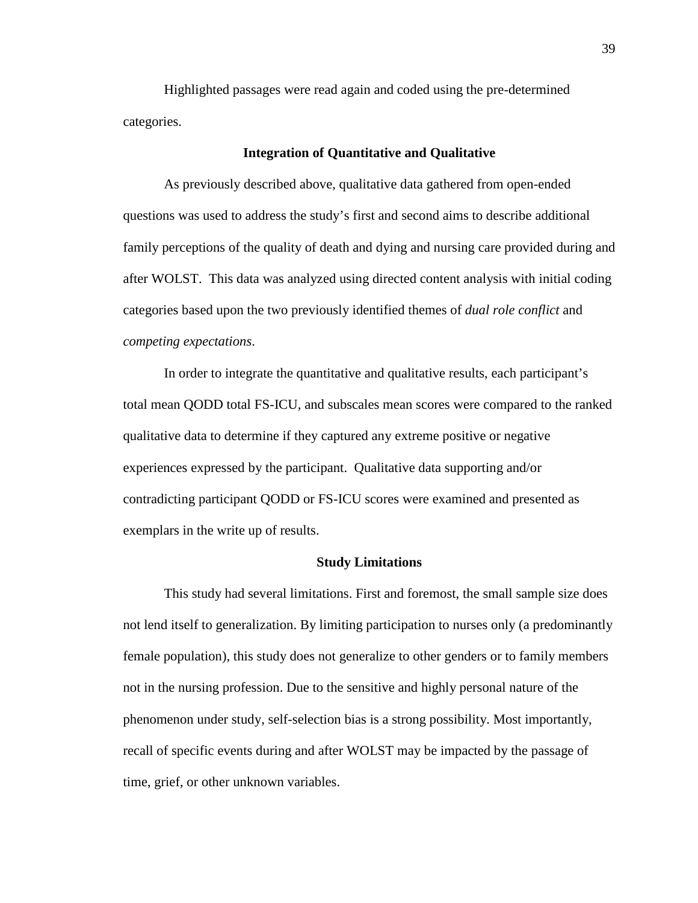Highlighted passages were read again and coded using the pre-determined categories.

## Integration of Quantitative and Qualitative

As previously described above, qualitative data gathered from open-ended questions was used to address the study's first and second aims to describe additional family perceptions of the quality of death and dying and nursing care provided during and after WOLST. This data was analyzed using directed content analysis with initial coding categories based upon the two previously identified themes of *dual role conflict* and *competing expectations*.

In order to integrate the quantitative and qualitative results, each participant's total mean QODD total FS-ICU, and subscales mean scores were compared to the ranked qualitative data to determine if they captured any extreme positive or negative experiences expressed by the participant. Qualitative data supporting and/or contradicting participant QODD or FS-ICU scores were examined and presented as exemplars in the write up of results.

## Study Limitations

This study had several limitations. First and foremost, the small sample size does not lend itself to generalization. By limiting participation to nurses only (a predominantly female population), this study does not generalize to other genders or to family members not in the nursing profession. Due to the sensitive and highly personal nature of the phenomenon under study, self-selection bias is a strong possibility. Most importantly, recall of specific events during and after WOLST may be impacted by the passage of time, grief, or other unknown variables.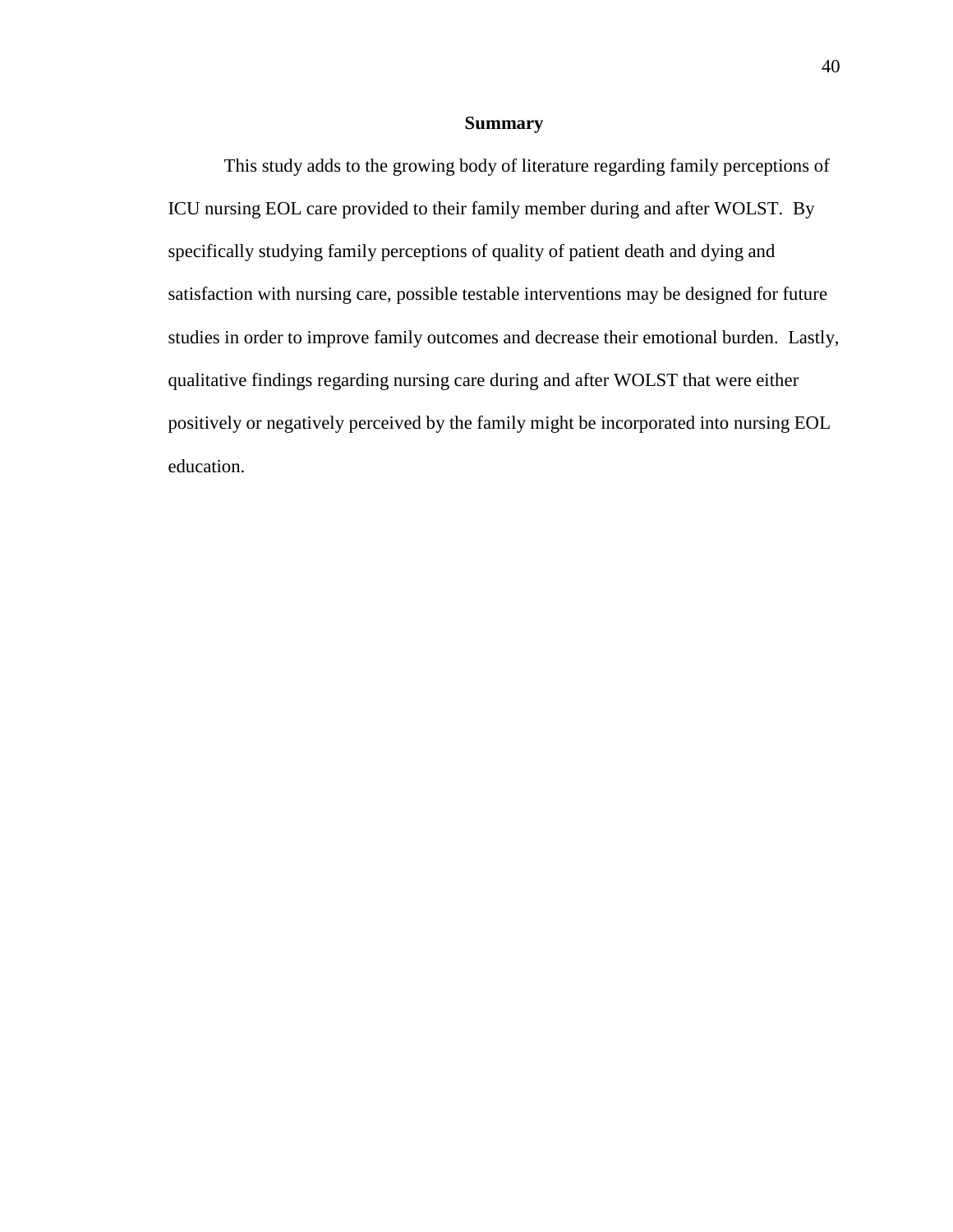## Summary

This study adds to the growing body of literature regarding family perceptions of ICU nursing EOL care provided to their family member during and after WOLST. By specifically studying family perceptions of quality of patient death and dying and satisfaction with nursing care, possible testable interventions may be designed for future studies in order to improve family outcomes and decrease their emotional burden. Lastly, qualitative findings regarding nursing care during and after WOLST that were either positively or negatively perceived by the family might be incorporated into nursing EOL education.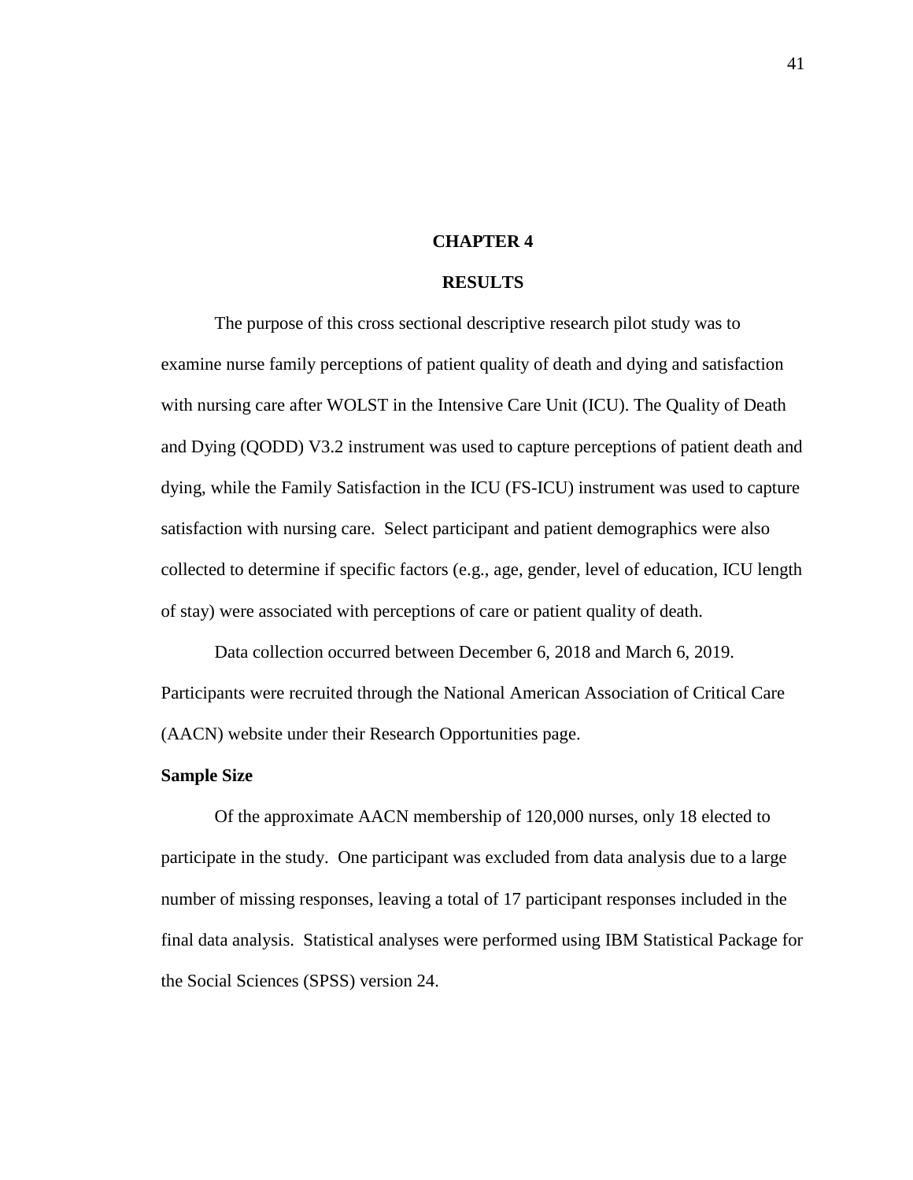# CHAPTER 4

# RESULTS

The purpose of this cross sectional descriptive research pilot study was to examine nurse family perceptions of patient quality of death and dying and satisfaction with nursing care after WOLST in the Intensive Care Unit (ICU). The Quality of Death and Dying (QODD) V3.2 instrument was used to capture perceptions of patient death and dying, while the Family Satisfaction in the ICU (FS-ICU) instrument was used to capture satisfaction with nursing care. Select participant and patient demographics were also collected to determine if specific factors (e.g., age, gender, level of education, ICU length of stay) were associated with perceptions of care or patient quality of death.

Data collection occurred between December 6, 2018 and March 6, 2019. Participants were recruited through the National American Association of Critical Care (AACN) website under their Research Opportunities page.

**Sample Size**

Of the approximate AACN membership of 120,000 nurses, only 18 elected to participate in the study. One participant was excluded from data analysis due to a large number of missing responses, leaving a total of 17 participant responses included in the final data analysis. Statistical analyses were performed using IBM Statistical Package for the Social Sciences (SPSS) version 24.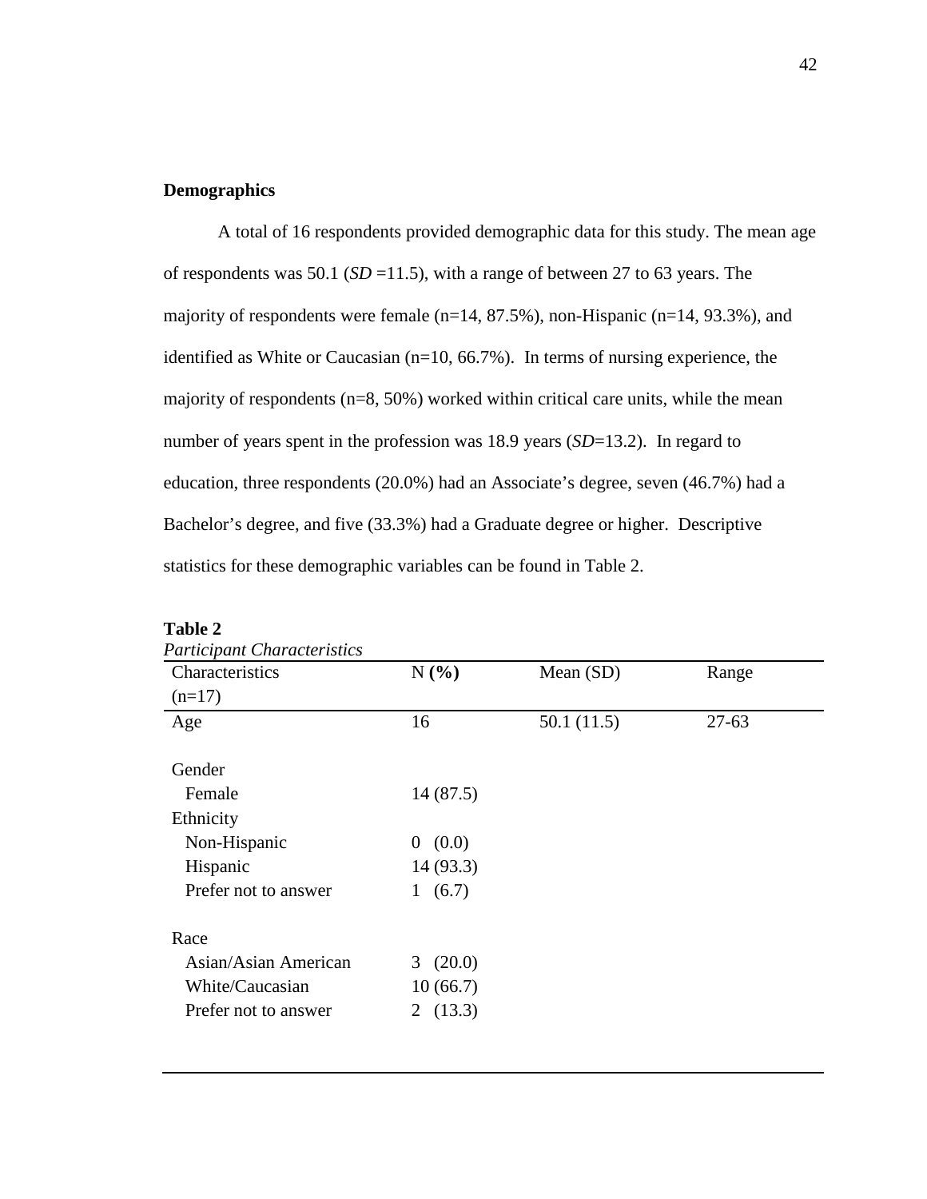**Demographics**

A total of 16 respondents provided demographic data for this study. The mean age of respondents was 50.1 (*SD* =11.5), with a range of between 27 to 63 years. The majority of respondents were female (n=14, 87.5%), non-Hispanic (n=14, 93.3%), and identified as White or Caucasian (n=10, 66.7%). In terms of nursing experience, the majority of respondents (n=8, 50%) worked within critical care units, while the mean number of years spent in the profession was 18.9 years (*SD*=13.2). In regard to education, three respondents (20.0%) had an Associate's degree, seven (46.7%) had a Bachelor's degree, and five (33.3%) had a Graduate degree or higher. Descriptive statistics for these demographic variables can be found in Table 2.

**Table 2**

*Participant Characteristics*

| Characteristics (n=17) | N **(%)** | Mean (SD) | Range |
|---|---|---|---|
| Age | 16 | 50.1 (11.5) | 27-63 |
| | | | |
| Gender | | | |
| Female | 14 (87.5) | | |
| Ethnicity | | | |
| Non-Hispanic | 0 (0.0) | | |
| Hispanic | 14 (93.3) | | |
| Prefer not to answer | 1 (6.7) | | |
| | | | |
| Race | | | |
| Asian/Asian American | 3 (20.0) | | |
| White/Caucasian | 10 (66.7) | | |
| Prefer not to answer | 2 (13.3) | | |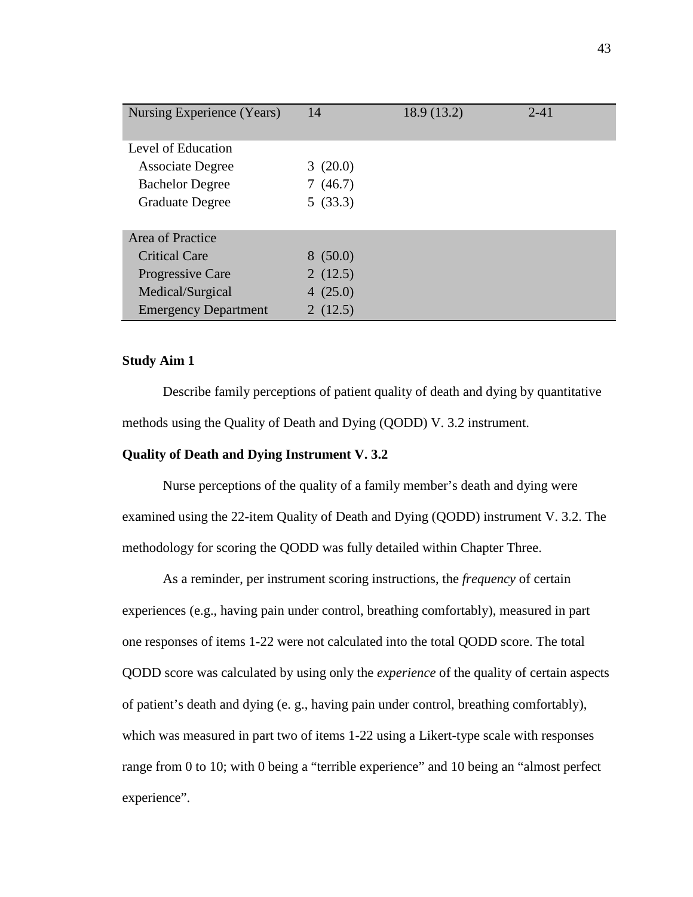| | | | |
|---|---|---|---|
| Nursing Experience (Years) | 14 | 18.9 (13.2) | 2-41 |
| Level of Education | | | |
| Associate Degree | 3 (20.0) | | |
| Bachelor Degree | 7 (46.7) | | |
| Graduate Degree | 5 (33.3) | | |
| Area of Practice | | | |
| Critical Care | 8 (50.0) | | |
| Progressive Care | 2 (12.5) | | |
| Medical/Surgical | 4 (25.0) | | |
| Emergency Department | 2 (12.5) | | |

**Study Aim 1**

Describe family perceptions of patient quality of death and dying by quantitative methods using the Quality of Death and Dying (QODD) V. 3.2 instrument.

**Quality of Death and Dying Instrument V. 3.2**

Nurse perceptions of the quality of a family member's death and dying were examined using the 22-item Quality of Death and Dying (QODD) instrument V. 3.2. The methodology for scoring the QODD was fully detailed within Chapter Three.

As a reminder, per instrument scoring instructions, the *frequency* of certain experiences (e.g., having pain under control, breathing comfortably), measured in part one responses of items 1-22 were not calculated into the total QODD score. The total QODD score was calculated by using only the *experience* of the quality of certain aspects of patient's death and dying (e. g., having pain under control, breathing comfortably), which was measured in part two of items 1-22 using a Likert-type scale with responses range from 0 to 10; with 0 being a "terrible experience" and 10 being an "almost perfect experience".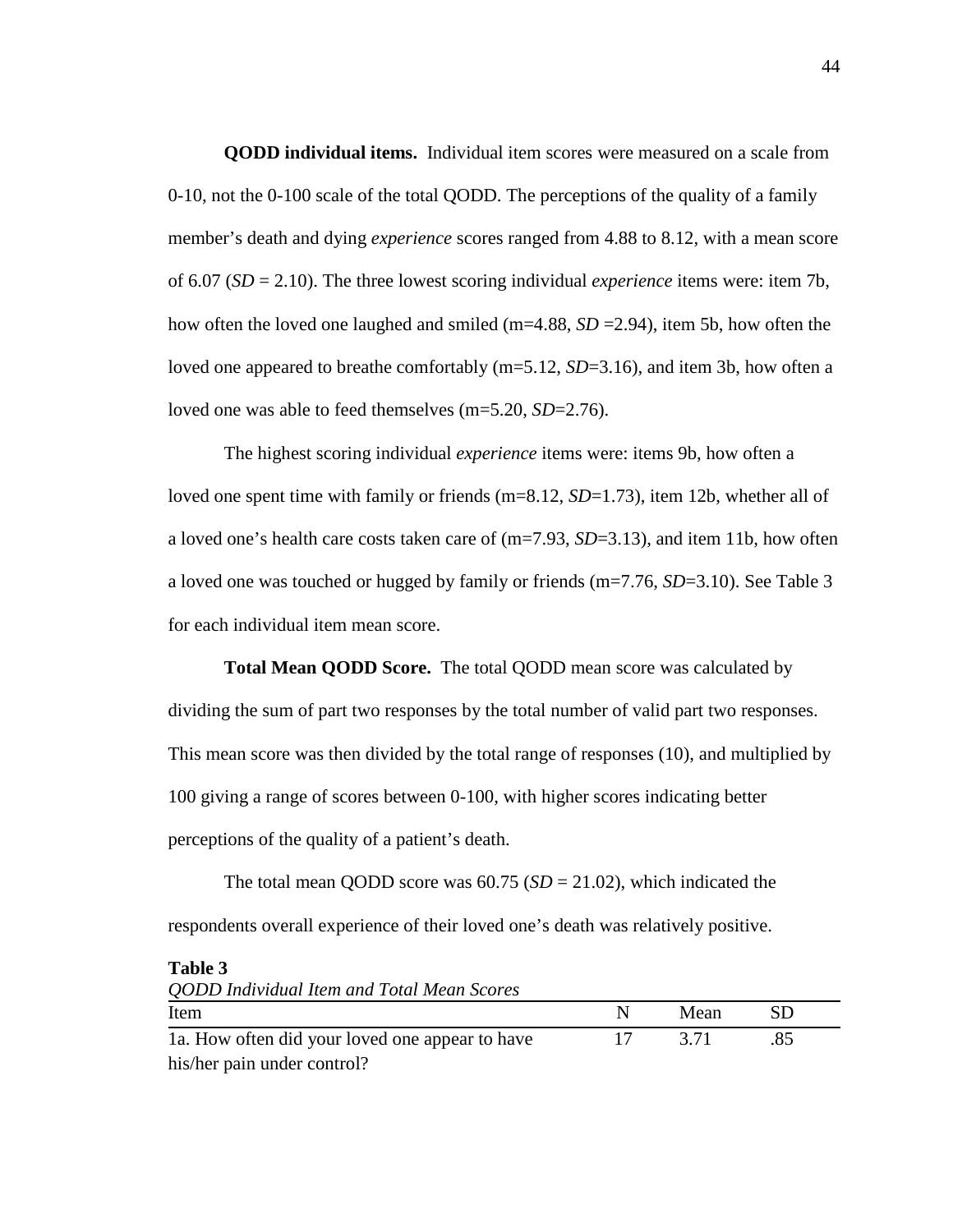**QODD individual items.** Individual item scores were measured on a scale from 0-10, not the 0-100 scale of the total QODD. The perceptions of the quality of a family member's death and dying *experience* scores ranged from 4.88 to 8.12, with a mean score of 6.07 (*SD* = 2.10). The three lowest scoring individual *experience* items were: item 7b, how often the loved one laughed and smiled (m=4.88, *SD* =2.94), item 5b, how often the loved one appeared to breathe comfortably (m=5.12, *SD*=3.16), and item 3b, how often a loved one was able to feed themselves (m=5.20, *SD*=2.76).

The highest scoring individual *experience* items were: items 9b, how often a loved one spent time with family or friends (m=8.12, *SD*=1.73), item 12b, whether all of a loved one's health care costs taken care of (m=7.93, *SD*=3.13), and item 11b, how often a loved one was touched or hugged by family or friends (m=7.76, *SD*=3.10). See Table 3 for each individual item mean score.

**Total Mean QODD Score.** The total QODD mean score was calculated by dividing the sum of part two responses by the total number of valid part two responses. This mean score was then divided by the total range of responses (10), and multiplied by 100 giving a range of scores between 0-100, with higher scores indicating better perceptions of the quality of a patient's death.

The total mean QODD score was 60.75 (*SD* = 21.02), which indicated the respondents overall experience of their loved one's death was relatively positive.

**Table 3**

*QODD Individual Item and Total Mean Scores*

| Item | N | Mean | SD |
|---|---|---|---|
| 1a. How often did your loved one appear to have his/her pain under control? | 17 | 3.71 | .85 |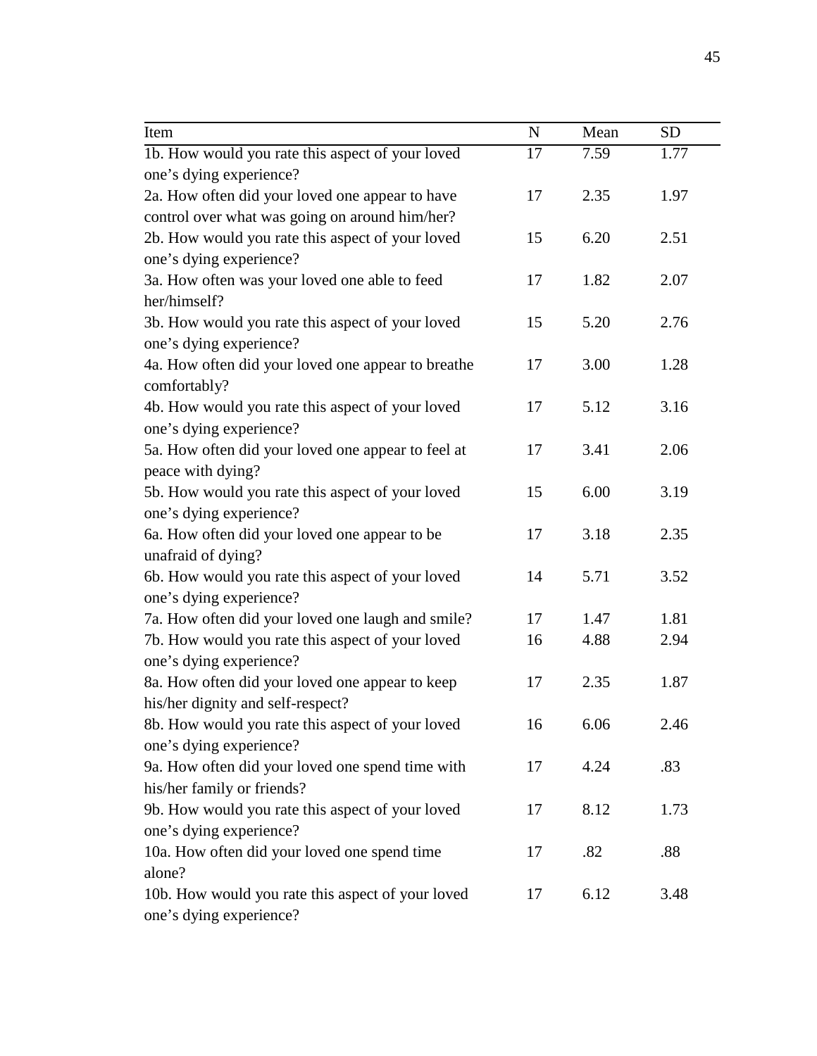| Item | N | Mean | SD |
| --- | --- | --- | --- |
| 1b. How would you rate this aspect of your loved one's dying experience? | 17 | 7.59 | 1.77 |
| 2a. How often did your loved one appear to have control over what was going on around him/her? | 17 | 2.35 | 1.97 |
| 2b. How would you rate this aspect of your loved one's dying experience? | 15 | 6.20 | 2.51 |
| 3a. How often was your loved one able to feed her/himself? | 17 | 1.82 | 2.07 |
| 3b. How would you rate this aspect of your loved one's dying experience? | 15 | 5.20 | 2.76 |
| 4a. How often did your loved one appear to breathe comfortably? | 17 | 3.00 | 1.28 |
| 4b. How would you rate this aspect of your loved one's dying experience? | 17 | 5.12 | 3.16 |
| 5a. How often did your loved one appear to feel at peace with dying? | 17 | 3.41 | 2.06 |
| 5b. How would you rate this aspect of your loved one's dying experience? | 15 | 6.00 | 3.19 |
| 6a. How often did your loved one appear to be unafraid of dying? | 17 | 3.18 | 2.35 |
| 6b. How would you rate this aspect of your loved one's dying experience? | 14 | 5.71 | 3.52 |
| 7a. How often did your loved one laugh and smile? | 17 | 1.47 | 1.81 |
| 7b. How would you rate this aspect of your loved one's dying experience? | 16 | 4.88 | 2.94 |
| 8a. How often did your loved one appear to keep his/her dignity and self-respect? | 17 | 2.35 | 1.87 |
| 8b. How would you rate this aspect of your loved one's dying experience? | 16 | 6.06 | 2.46 |
| 9a. How often did your loved one spend time with his/her family or friends? | 17 | 4.24 | .83 |
| 9b. How would you rate this aspect of your loved one's dying experience? | 17 | 8.12 | 1.73 |
| 10a. How often did your loved one spend time alone? | 17 | .82 | .88 |
| 10b. How would you rate this aspect of your loved one's dying experience? | 17 | 6.12 | 3.48 |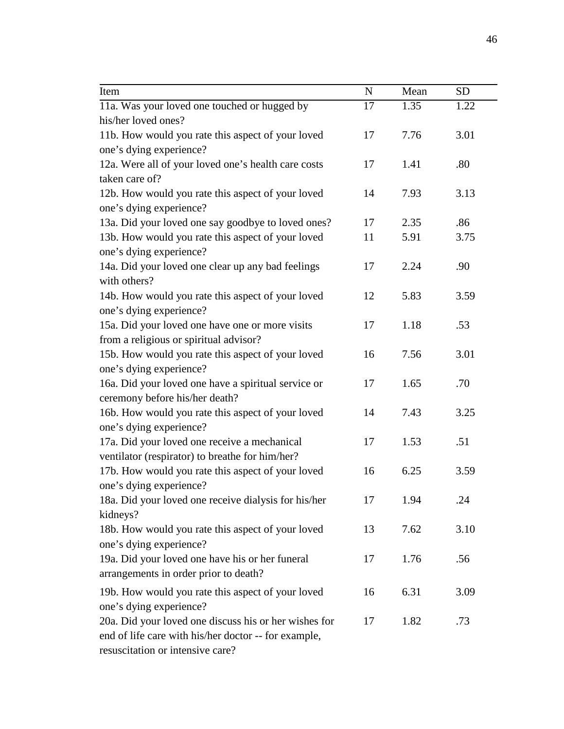| Item | N | Mean | SD |
|---|---|---|---|
| 11a. Was your loved one touched or hugged by his/her loved ones? | 17 | 1.35 | 1.22 |
| 11b. How would you rate this aspect of your loved one's dying experience? | 17 | 7.76 | 3.01 |
| 12a. Were all of your loved one's health care costs taken care of? | 17 | 1.41 | .80 |
| 12b. How would you rate this aspect of your loved one's dying experience? | 14 | 7.93 | 3.13 |
| 13a. Did your loved one say goodbye to loved ones? | 17 | 2.35 | .86 |
| 13b. How would you rate this aspect of your loved one's dying experience? | 11 | 5.91 | 3.75 |
| 14a. Did your loved one clear up any bad feelings with others? | 17 | 2.24 | .90 |
| 14b. How would you rate this aspect of your loved one's dying experience? | 12 | 5.83 | 3.59 |
| 15a. Did your loved one have one or more visits from a religious or spiritual advisor? | 17 | 1.18 | .53 |
| 15b. How would you rate this aspect of your loved one's dying experience? | 16 | 7.56 | 3.01 |
| 16a. Did your loved one have a spiritual service or ceremony before his/her death? | 17 | 1.65 | .70 |
| 16b. How would you rate this aspect of your loved one's dying experience? | 14 | 7.43 | 3.25 |
| 17a. Did your loved one receive a mechanical ventilator (respirator) to breathe for him/her? | 17 | 1.53 | .51 |
| 17b. How would you rate this aspect of your loved one's dying experience? | 16 | 6.25 | 3.59 |
| 18a. Did your loved one receive dialysis for his/her kidneys? | 17 | 1.94 | .24 |
| 18b. How would you rate this aspect of your loved one's dying experience? | 13 | 7.62 | 3.10 |
| 19a. Did your loved one have his or her funeral arrangements in order prior to death? | 17 | 1.76 | .56 |
| 19b. How would you rate this aspect of your loved one's dying experience? | 16 | 6.31 | 3.09 |
| 20a. Did your loved one discuss his or her wishes for end of life care with his/her doctor -- for example, resuscitation or intensive care? | 17 | 1.82 | .73 |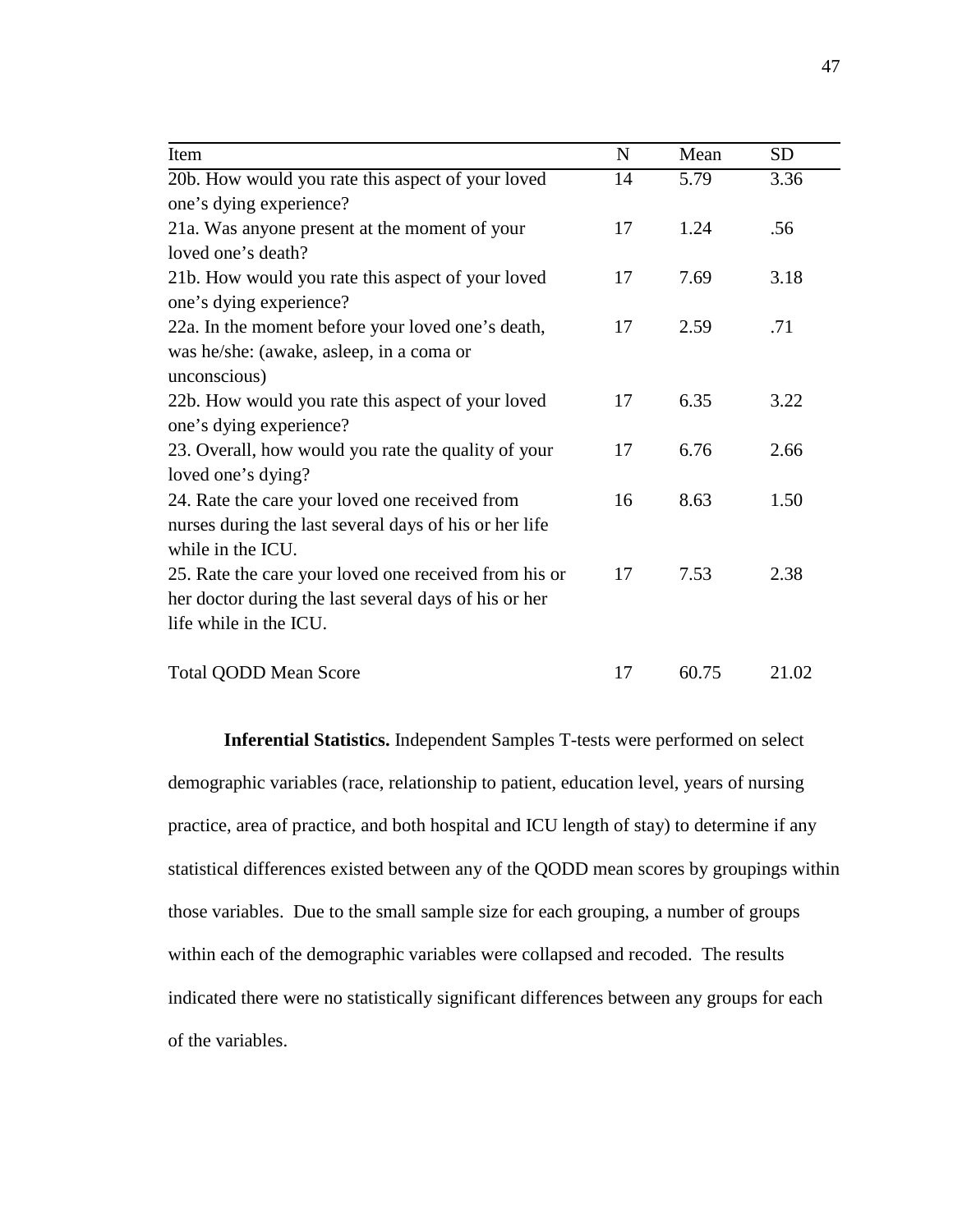| Item | N | Mean | SD |
|---|---|---|---|
| 20b. How would you rate this aspect of your loved one's dying experience? | 14 | 5.79 | 3.36 |
| 21a. Was anyone present at the moment of your loved one's death? | 17 | 1.24 | .56 |
| 21b. How would you rate this aspect of your loved one's dying experience? | 17 | 7.69 | 3.18 |
| 22a. In the moment before your loved one's death, was he/she: (awake, asleep, in a coma or unconscious) | 17 | 2.59 | .71 |
| 22b. How would you rate this aspect of your loved one's dying experience? | 17 | 6.35 | 3.22 |
| 23. Overall, how would you rate the quality of your loved one's dying? | 17 | 6.76 | 2.66 |
| 24. Rate the care your loved one received from nurses during the last several days of his or her life while in the ICU. | 16 | 8.63 | 1.50 |
| 25. Rate the care your loved one received from his or her doctor during the last several days of his or her life while in the ICU. | 17 | 7.53 | 2.38 |
| Total QODD Mean Score | 17 | 60.75 | 21.02 |

**Inferential Statistics.** Independent Samples T-tests were performed on select demographic variables (race, relationship to patient, education level, years of nursing practice, area of practice, and both hospital and ICU length of stay) to determine if any statistical differences existed between any of the QODD mean scores by groupings within those variables. Due to the small sample size for each grouping, a number of groups within each of the demographic variables were collapsed and recoded. The results indicated there were no statistically significant differences between any groups for each of the variables.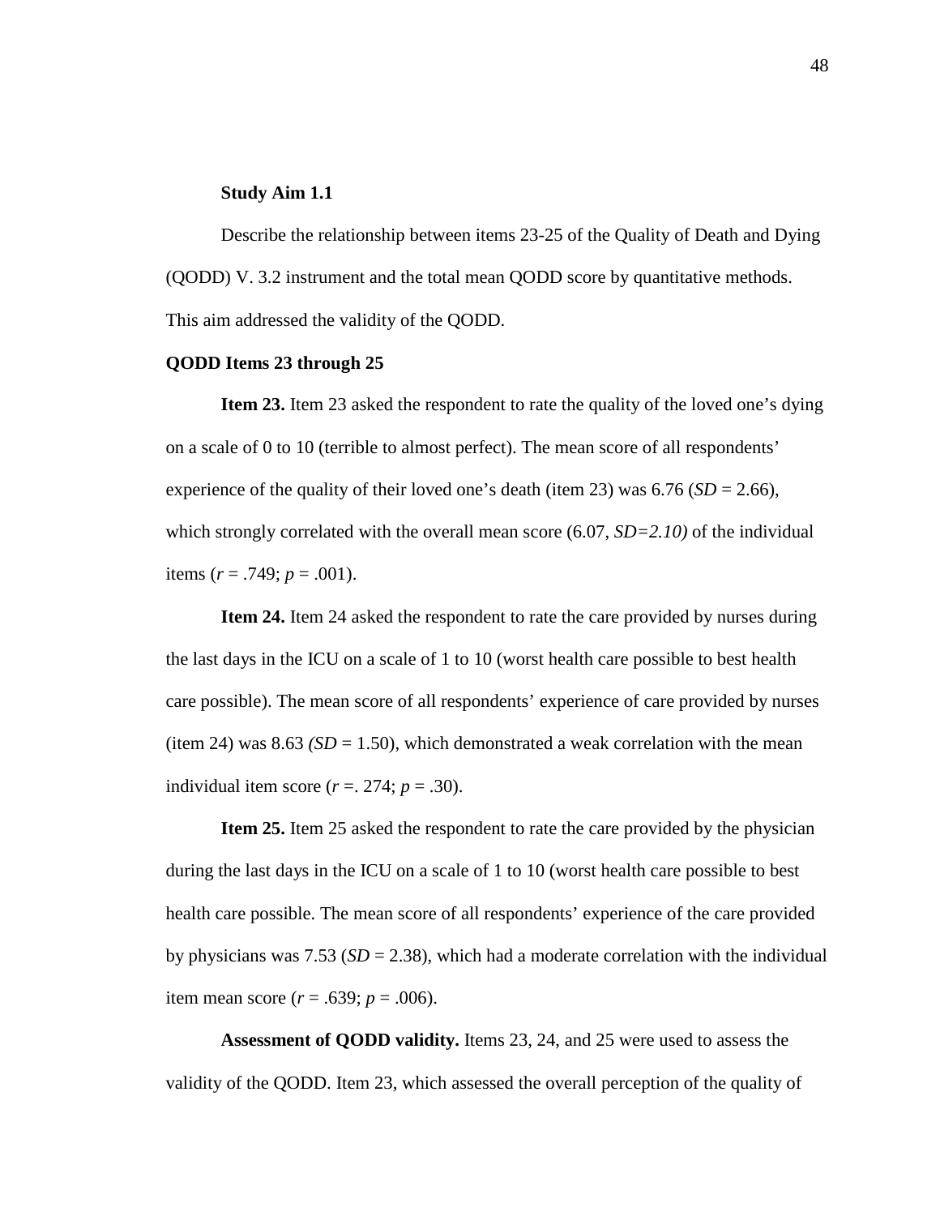**Study Aim 1.1**

Describe the relationship between items 23-25 of the Quality of Death and Dying (QODD) V. 3.2 instrument and the total mean QODD score by quantitative methods. This aim addressed the validity of the QODD.

**QODD Items 23 through 25**

**Item 23.** Item 23 asked the respondent to rate the quality of the loved one's dying on a scale of 0 to 10 (terrible to almost perfect). The mean score of all respondents' experience of the quality of their loved one's death (item 23) was 6.76 ($SD$ = 2.66), which strongly correlated with the overall mean score (6.07, $SD=2.10$) of the individual items ($r$ = .749; $p$ = .001).

**Item 24.** Item 24 asked the respondent to rate the care provided by nurses during the last days in the ICU on a scale of 1 to 10 (worst health care possible to best health care possible). The mean score of all respondents' experience of care provided by nurses (item 24) was 8.63 ($SD$ = 1.50), which demonstrated a weak correlation with the mean individual item score ($r$ =. 274; $p$ = .30).

**Item 25.** Item 25 asked the respondent to rate the care provided by the physician during the last days in the ICU on a scale of 1 to 10 (worst health care possible to best health care possible. The mean score of all respondents' experience of the care provided by physicians was 7.53 ($SD$ = 2.38), which had a moderate correlation with the individual item mean score ($r$ = .639; $p$ = .006).

**Assessment of QODD validity.** Items 23, 24, and 25 were used to assess the validity of the QODD. Item 23, which assessed the overall perception of the quality of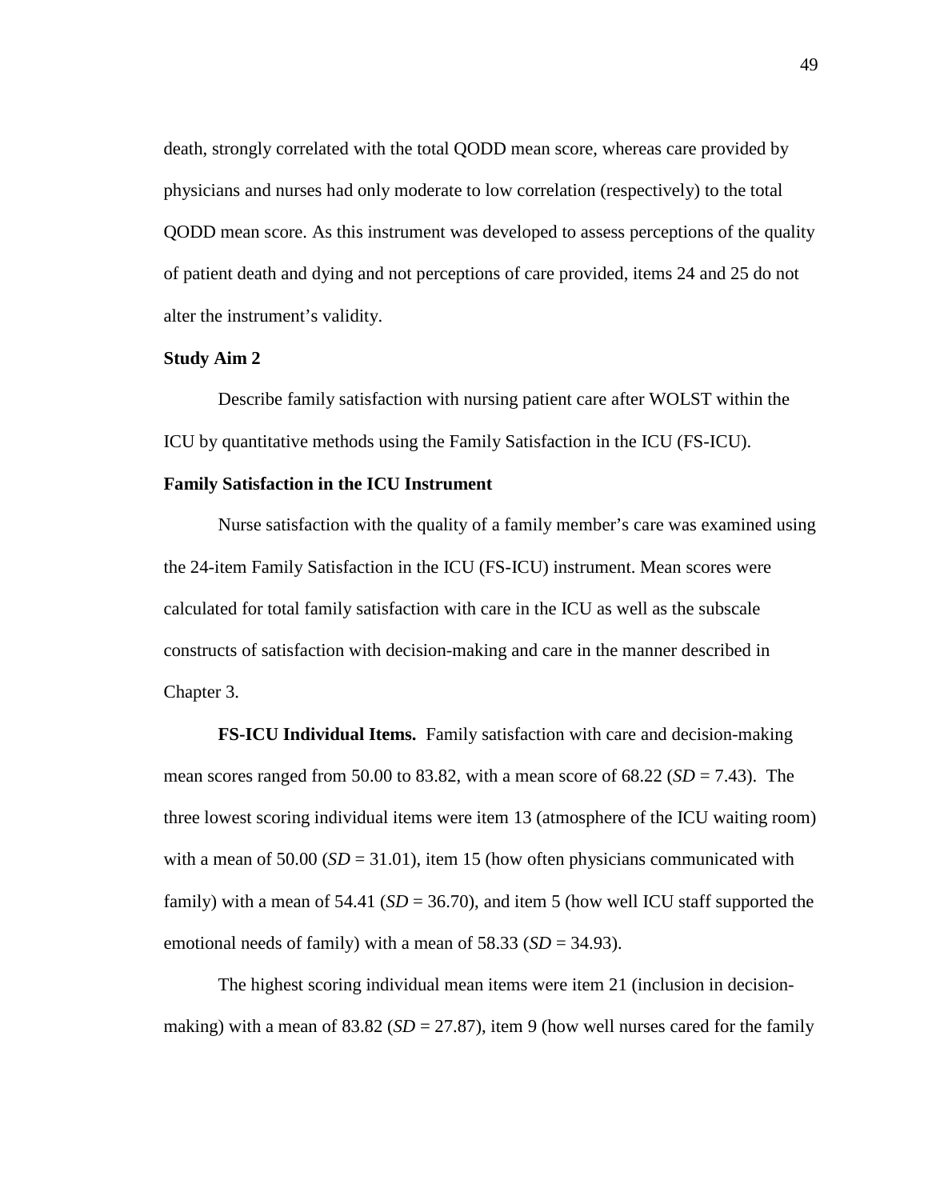death, strongly correlated with the total QODD mean score, whereas care provided by physicians and nurses had only moderate to low correlation (respectively) to the total QODD mean score. As this instrument was developed to assess perceptions of the quality of patient death and dying and not perceptions of care provided, items 24 and 25 do not alter the instrument's validity.

**Study Aim 2**

Describe family satisfaction with nursing patient care after WOLST within the ICU by quantitative methods using the Family Satisfaction in the ICU (FS-ICU).

**Family Satisfaction in the ICU Instrument**

Nurse satisfaction with the quality of a family member's care was examined using the 24-item Family Satisfaction in the ICU (FS-ICU) instrument. Mean scores were calculated for total family satisfaction with care in the ICU as well as the subscale constructs of satisfaction with decision-making and care in the manner described in Chapter 3.

**FS-ICU Individual Items.** Family satisfaction with care and decision-making mean scores ranged from 50.00 to 83.82, with a mean score of 68.22 (*SD* = 7.43). The three lowest scoring individual items were item 13 (atmosphere of the ICU waiting room) with a mean of 50.00 (*SD* = 31.01), item 15 (how often physicians communicated with family) with a mean of 54.41 (*SD* = 36.70), and item 5 (how well ICU staff supported the emotional needs of family) with a mean of 58.33 (*SD* = 34.93).

The highest scoring individual mean items were item 21 (inclusion in decision-making) with a mean of 83.82 (*SD* = 27.87), item 9 (how well nurses cared for the family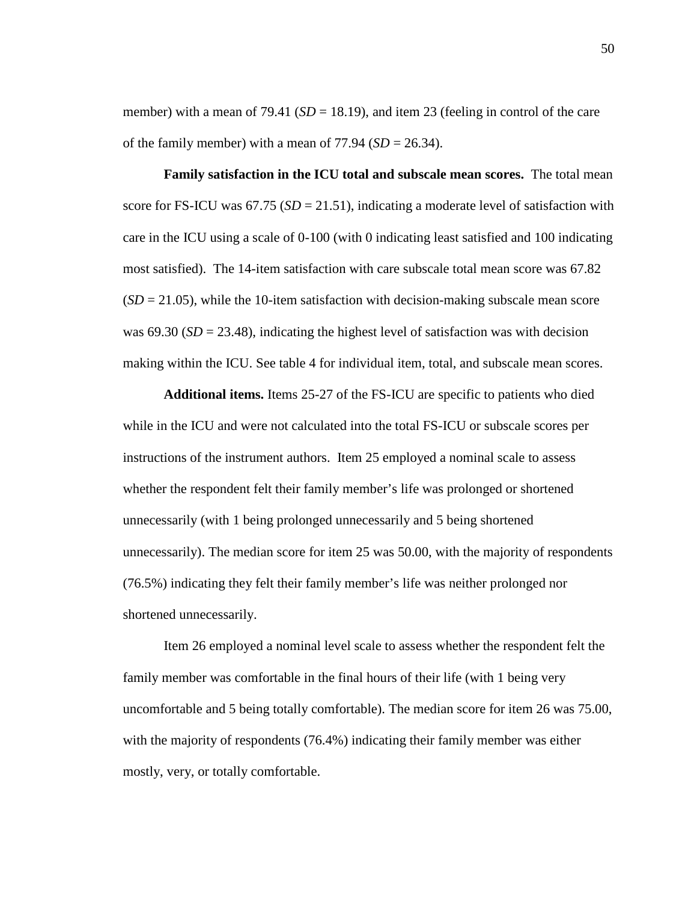member) with a mean of 79.41 (*SD* = 18.19), and item 23 (feeling in control of the care of the family member) with a mean of 77.94 (*SD* = 26.34).

**Family satisfaction in the ICU total and subscale mean scores.** The total mean score for FS-ICU was 67.75 (*SD* = 21.51), indicating a moderate level of satisfaction with care in the ICU using a scale of 0-100 (with 0 indicating least satisfied and 100 indicating most satisfied). The 14-item satisfaction with care subscale total mean score was 67.82 (*SD* = 21.05), while the 10-item satisfaction with decision-making subscale mean score was 69.30 (*SD* = 23.48), indicating the highest level of satisfaction was with decision making within the ICU. See table 4 for individual item, total, and subscale mean scores.

**Additional items.** Items 25-27 of the FS-ICU are specific to patients who died while in the ICU and were not calculated into the total FS-ICU or subscale scores per instructions of the instrument authors. Item 25 employed a nominal scale to assess whether the respondent felt their family member's life was prolonged or shortened unnecessarily (with 1 being prolonged unnecessarily and 5 being shortened unnecessarily). The median score for item 25 was 50.00, with the majority of respondents (76.5%) indicating they felt their family member's life was neither prolonged nor shortened unnecessarily.

Item 26 employed a nominal level scale to assess whether the respondent felt the family member was comfortable in the final hours of their life (with 1 being very uncomfortable and 5 being totally comfortable). The median score for item 26 was 75.00, with the majority of respondents (76.4%) indicating their family member was either mostly, very, or totally comfortable.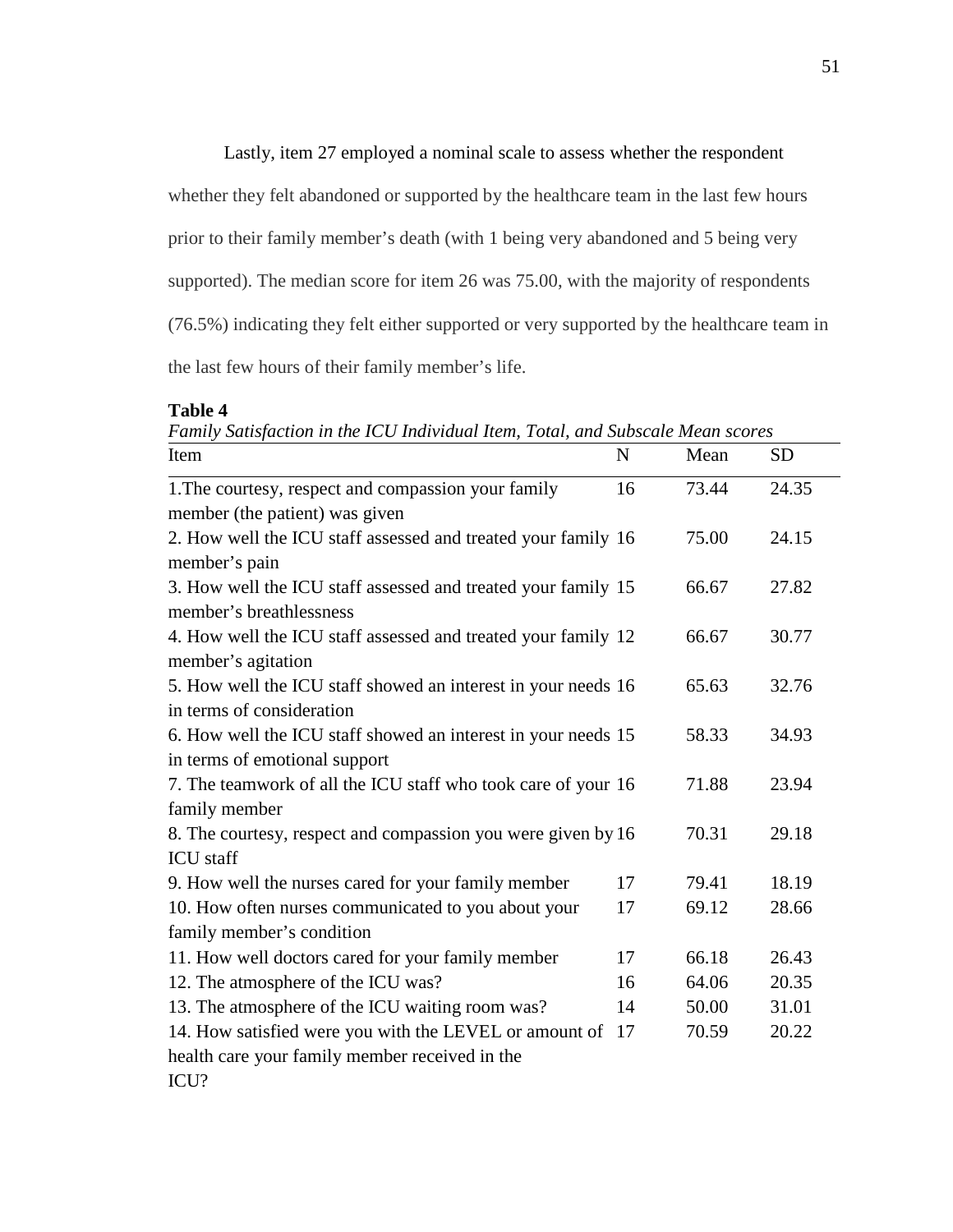Lastly, item 27 employed a nominal scale to assess whether the respondent whether they felt abandoned or supported by the healthcare team in the last few hours prior to their family member's death (with 1 being very abandoned and 5 being very supported). The median score for item 26 was 75.00, with the majority of respondents (76.5%) indicating they felt either supported or very supported by the healthcare team in the last few hours of their family member's life.

**Table 4**

*Family Satisfaction in the ICU Individual Item, Total, and Subscale Mean scores*

| Item | N | Mean | SD |
|---|---|---|---|
| 1.The courtesy, respect and compassion your family member (the patient) was given | 16 | 73.44 | 24.35 |
| 2. How well the ICU staff assessed and treated your family member's pain | 16 | 75.00 | 24.15 |
| 3. How well the ICU staff assessed and treated your family member's breathlessness | 15 | 66.67 | 27.82 |
| 4. How well the ICU staff assessed and treated your family member's agitation | 12 | 66.67 | 30.77 |
| 5. How well the ICU staff showed an interest in your needs in terms of consideration | 16 | 65.63 | 32.76 |
| 6. How well the ICU staff showed an interest in your needs in terms of emotional support | 15 | 58.33 | 34.93 |
| 7. The teamwork of all the ICU staff who took care of your family member | 16 | 71.88 | 23.94 |
| 8. The courtesy, respect and compassion you were given by ICU staff | 16 | 70.31 | 29.18 |
| 9. How well the nurses cared for your family member | 17 | 79.41 | 18.19 |
| 10. How often nurses communicated to you about your family member's condition | 17 | 69.12 | 28.66 |
| 11. How well doctors cared for your family member | 17 | 66.18 | 26.43 |
| 12. The atmosphere of the ICU was? | 16 | 64.06 | 20.35 |
| 13. The atmosphere of the ICU waiting room was? | 14 | 50.00 | 31.01 |
| 14. How satisfied were you with the LEVEL or amount of health care your family member received in the ICU? | 17 | 70.59 | 20.22 |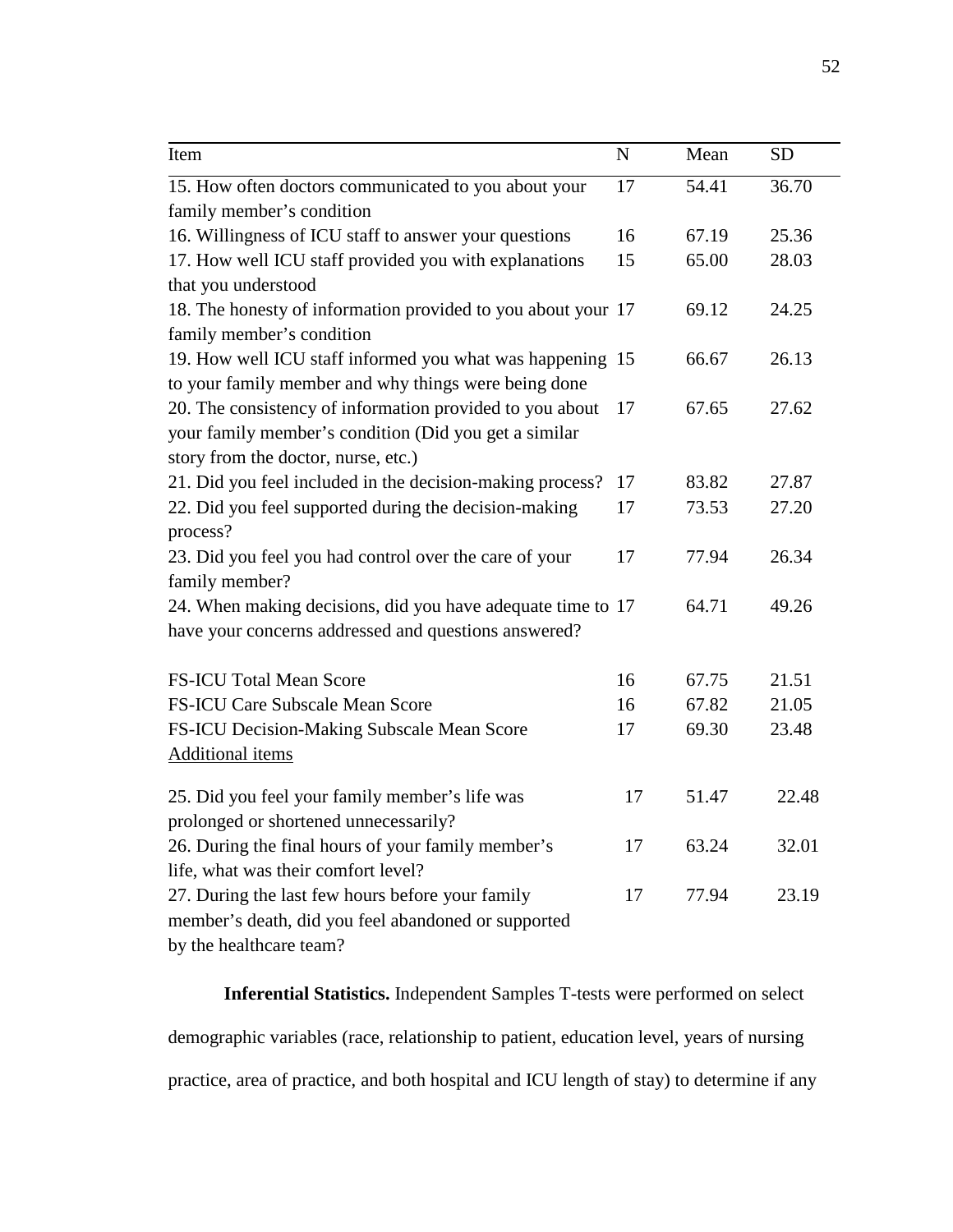| Item | N | Mean | SD |
| --- | --- | --- | --- |
| 15. How often doctors communicated to you about your family member's condition | 17 | 54.41 | 36.70 |
| 16. Willingness of ICU staff to answer your questions | 16 | 67.19 | 25.36 |
| 17. How well ICU staff provided you with explanations that you understood | 15 | 65.00 | 28.03 |
| 18. The honesty of information provided to you about your family member's condition | 17 | 69.12 | 24.25 |
| 19. How well ICU staff informed you what was happening to your family member and why things were being done | 15 | 66.67 | 26.13 |
| 20. The consistency of information provided to you about your family member's condition (Did you get a similar story from the doctor, nurse, etc.) | 17 | 67.65 | 27.62 |
| 21. Did you feel included in the decision-making process? | 17 | 83.82 | 27.87 |
| 22. Did you feel supported during the decision-making process? | 17 | 73.53 | 27.20 |
| 23. Did you feel you had control over the care of your family member? | 17 | 77.94 | 26.34 |
| 24. When making decisions, did you have adequate time to have your concerns addressed and questions answered? | 17 | 64.71 | 49.26 |
| FS-ICU Total Mean Score | 16 | 67.75 | 21.51 |
| FS-ICU Care Subscale Mean Score | 16 | 67.82 | 21.05 |
| FS-ICU Decision-Making Subscale Mean Score | 17 | 69.30 | 23.48 |
| Additional items | | | |
| 25. Did you feel your family member's life was prolonged or shortened unnecessarily? | 17 | 51.47 | 22.48 |
| 26. During the final hours of your family member's life, what was their comfort level? | 17 | 63.24 | 32.01 |
| 27. During the last few hours before your family member's death, did you feel abandoned or supported by the healthcare team? | 17 | 77.94 | 23.19 |

**Inferential Statistics.** Independent Samples T-tests were performed on select demographic variables (race, relationship to patient, education level, years of nursing practice, area of practice, and both hospital and ICU length of stay) to determine if any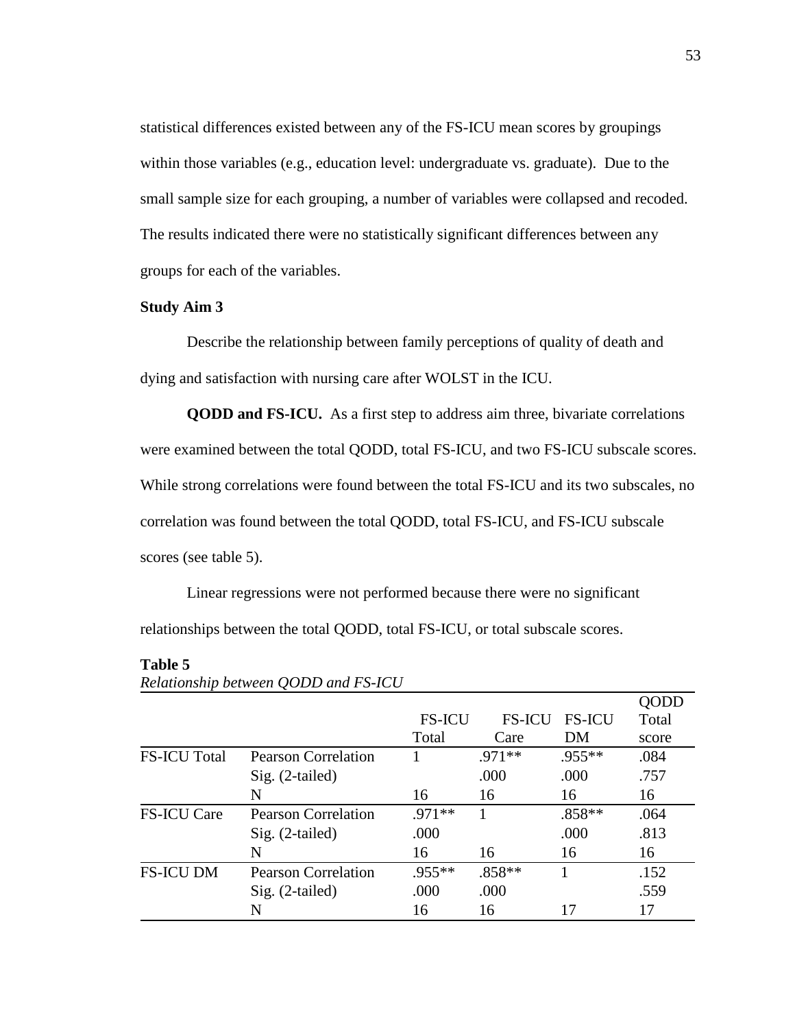statistical differences existed between any of the FS-ICU mean scores by groupings within those variables (e.g., education level: undergraduate vs. graduate). Due to the small sample size for each grouping, a number of variables were collapsed and recoded. The results indicated there were no statistically significant differences between any groups for each of the variables.

**Study Aim 3**

Describe the relationship between family perceptions of quality of death and dying and satisfaction with nursing care after WOLST in the ICU.

**QODD and FS-ICU.** As a first step to address aim three, bivariate correlations were examined between the total QODD, total FS-ICU, and two FS-ICU subscale scores. While strong correlations were found between the total FS-ICU and its two subscales, no correlation was found between the total QODD, total FS-ICU, and FS-ICU subscale scores (see table 5).

Linear regressions were not performed because there were no significant relationships between the total QODD, total FS-ICU, or total subscale scores.

**Table 5**
*Relationship between QODD and FS-ICU*

| | | FS-ICU Total | FS-ICU Care | FS-ICU DM | QODD Total score |
|---|---|---|---|---|---|
| FS-ICU Total | Pearson Correlation | 1 | .971** | .955** | .084 |
| | Sig. (2-tailed) | | .000 | .000 | .757 |
| | N | 16 | 16 | 16 | 16 |
| FS-ICU Care | Pearson Correlation | .971** | 1 | .858** | .064 |
| | Sig. (2-tailed) | .000 | | .000 | .813 |
| | N | 16 | 16 | 16 | 16 |
| FS-ICU DM | Pearson Correlation | .955** | .858** | 1 | .152 |
| | Sig. (2-tailed) | .000 | .000 | | .559 |
| | N | 16 | 16 | 17 | 17 |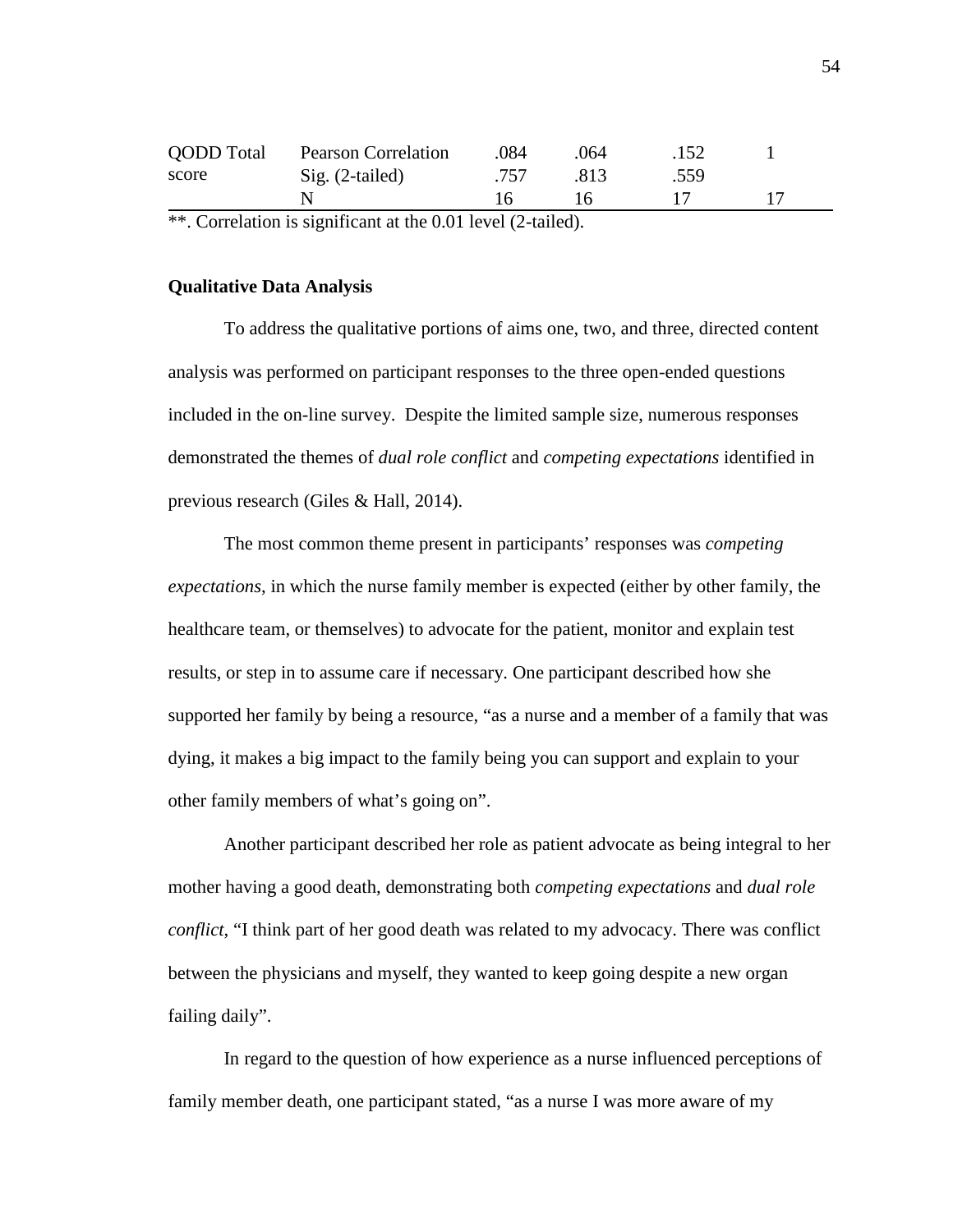| | | | | | |
|---|---|---|---|---|---|
| QODD Total score | Pearson Correlation | .084 | .064 | .152 | 1 |
| | Sig. (2-tailed) | .757 | .813 | .559 | |
| | N | 16 | 16 | 17 | 17 |

**. Correlation is significant at the 0.01 level (2-tailed).

**Qualitative Data Analysis**

To address the qualitative portions of aims one, two, and three, directed content analysis was performed on participant responses to the three open-ended questions included in the on-line survey. Despite the limited sample size, numerous responses demonstrated the themes of *dual role conflict* and *competing expectations* identified in previous research (Giles & Hall, 2014).

The most common theme present in participants' responses was *competing expectations*, in which the nurse family member is expected (either by other family, the healthcare team, or themselves) to advocate for the patient, monitor and explain test results, or step in to assume care if necessary. One participant described how she supported her family by being a resource, "as a nurse and a member of a family that was dying, it makes a big impact to the family being you can support and explain to your other family members of what's going on".

Another participant described her role as patient advocate as being integral to her mother having a good death, demonstrating both *competing expectations* and *dual role conflict*, "I think part of her good death was related to my advocacy. There was conflict between the physicians and myself, they wanted to keep going despite a new organ failing daily".

In regard to the question of how experience as a nurse influenced perceptions of family member death, one participant stated, "as a nurse I was more aware of my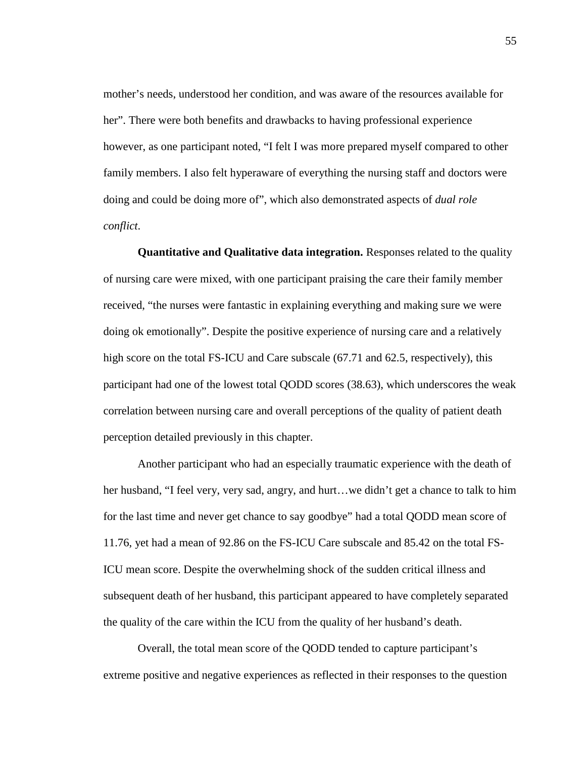mother's needs, understood her condition, and was aware of the resources available for her". There were both benefits and drawbacks to having professional experience however, as one participant noted, "I felt I was more prepared myself compared to other family members. I also felt hyperaware of everything the nursing staff and doctors were doing and could be doing more of", which also demonstrated aspects of *dual role conflict*.

**Quantitative and Qualitative data integration.** Responses related to the quality of nursing care were mixed, with one participant praising the care their family member received, "the nurses were fantastic in explaining everything and making sure we were doing ok emotionally". Despite the positive experience of nursing care and a relatively high score on the total FS-ICU and Care subscale (67.71 and 62.5, respectively), this participant had one of the lowest total QODD scores (38.63), which underscores the weak correlation between nursing care and overall perceptions of the quality of patient death perception detailed previously in this chapter.

Another participant who had an especially traumatic experience with the death of her husband, "I feel very, very sad, angry, and hurt…we didn't get a chance to talk to him for the last time and never get chance to say goodbye" had a total QODD mean score of 11.76, yet had a mean of 92.86 on the FS-ICU Care subscale and 85.42 on the total FS-ICU mean score. Despite the overwhelming shock of the sudden critical illness and subsequent death of her husband, this participant appeared to have completely separated the quality of the care within the ICU from the quality of her husband's death.

Overall, the total mean score of the QODD tended to capture participant's extreme positive and negative experiences as reflected in their responses to the question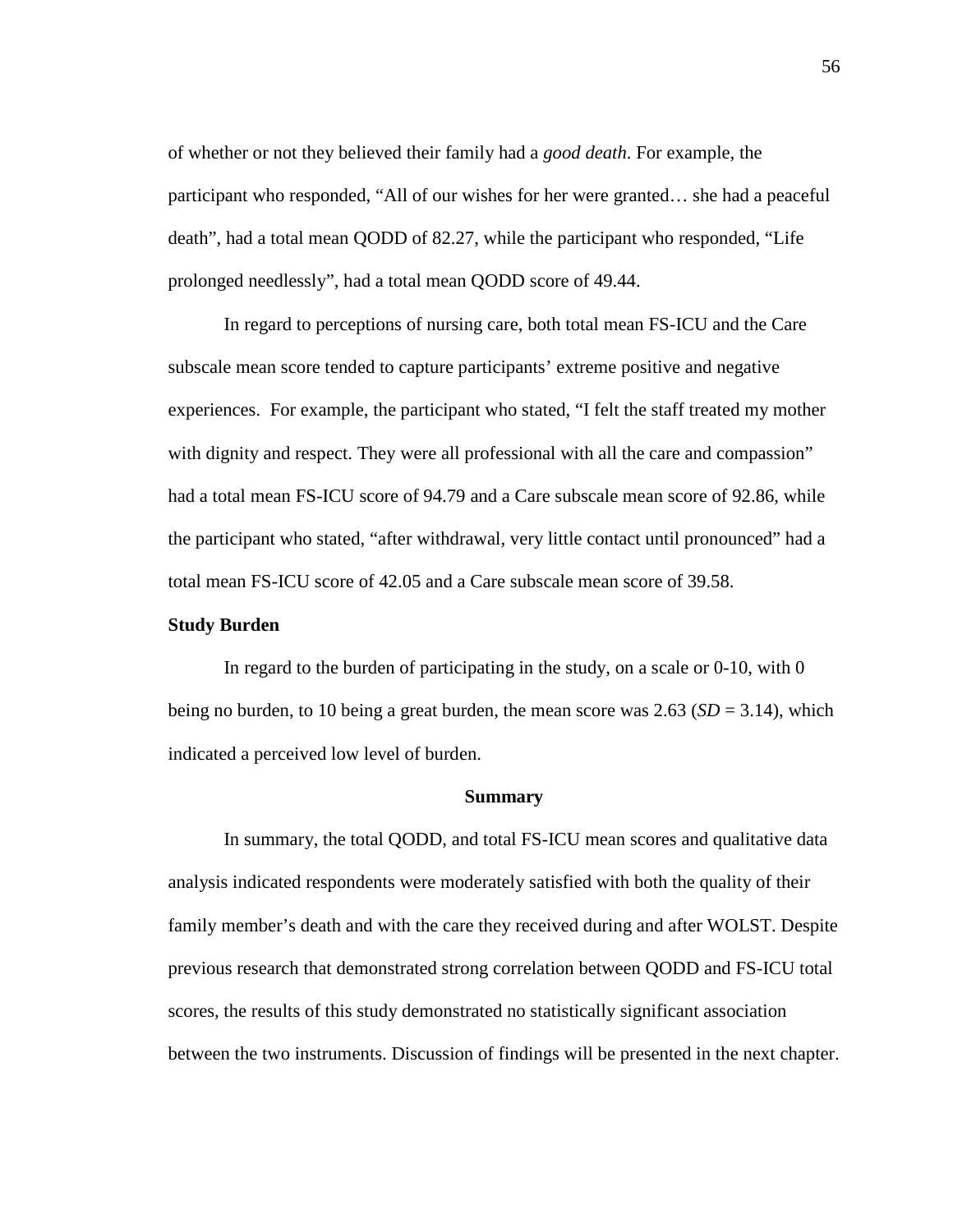of whether or not they believed their family had a *good death*. For example, the participant who responded, "All of our wishes for her were granted… she had a peaceful death", had a total mean QODD of 82.27, while the participant who responded, "Life prolonged needlessly", had a total mean QODD score of 49.44.

In regard to perceptions of nursing care, both total mean FS-ICU and the Care subscale mean score tended to capture participants' extreme positive and negative experiences. For example, the participant who stated, "I felt the staff treated my mother with dignity and respect. They were all professional with all the care and compassion" had a total mean FS-ICU score of 94.79 and a Care subscale mean score of 92.86, while the participant who stated, "after withdrawal, very little contact until pronounced" had a total mean FS-ICU score of 42.05 and a Care subscale mean score of 39.58.

### Study Burden

In regard to the burden of participating in the study, on a scale or 0-10, with 0 being no burden, to 10 being a great burden, the mean score was 2.63 ($SD$ = 3.14), which indicated a perceived low level of burden.

## Summary

In summary, the total QODD, and total FS-ICU mean scores and qualitative data analysis indicated respondents were moderately satisfied with both the quality of their family member's death and with the care they received during and after WOLST. Despite previous research that demonstrated strong correlation between QODD and FS-ICU total scores, the results of this study demonstrated no statistically significant association between the two instruments. Discussion of findings will be presented in the next chapter.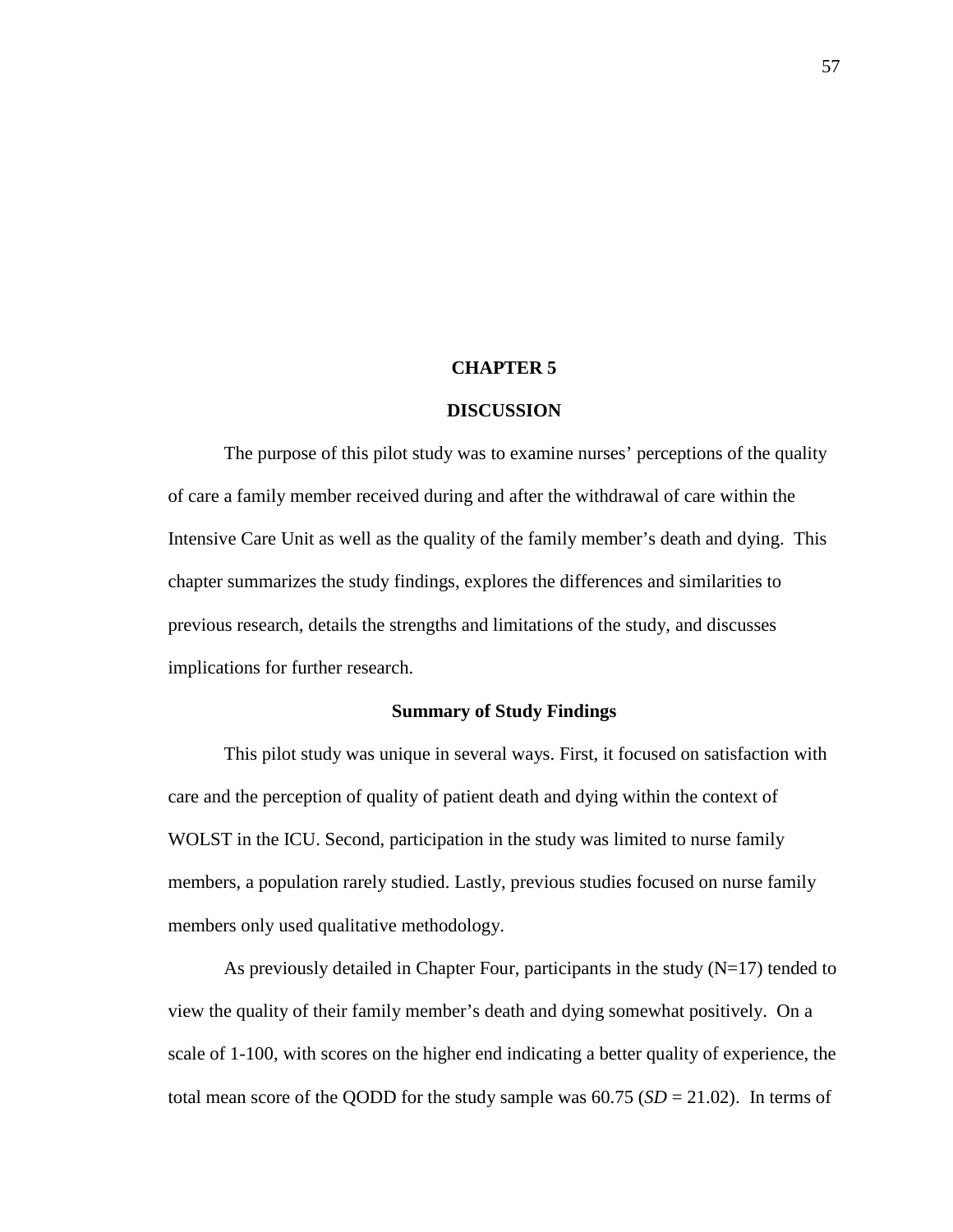# CHAPTER 5

# DISCUSSION

The purpose of this pilot study was to examine nurses' perceptions of the quality of care a family member received during and after the withdrawal of care within the Intensive Care Unit as well as the quality of the family member's death and dying. This chapter summarizes the study findings, explores the differences and similarities to previous research, details the strengths and limitations of the study, and discusses implications for further research.

## Summary of Study Findings

This pilot study was unique in several ways. First, it focused on satisfaction with care and the perception of quality of patient death and dying within the context of WOLST in the ICU. Second, participation in the study was limited to nurse family members, a population rarely studied. Lastly, previous studies focused on nurse family members only used qualitative methodology.

As previously detailed in Chapter Four, participants in the study (N=17) tended to view the quality of their family member's death and dying somewhat positively. On a scale of 1-100, with scores on the higher end indicating a better quality of experience, the total mean score of the QODD for the study sample was 60.75 (*SD* = 21.02). In terms of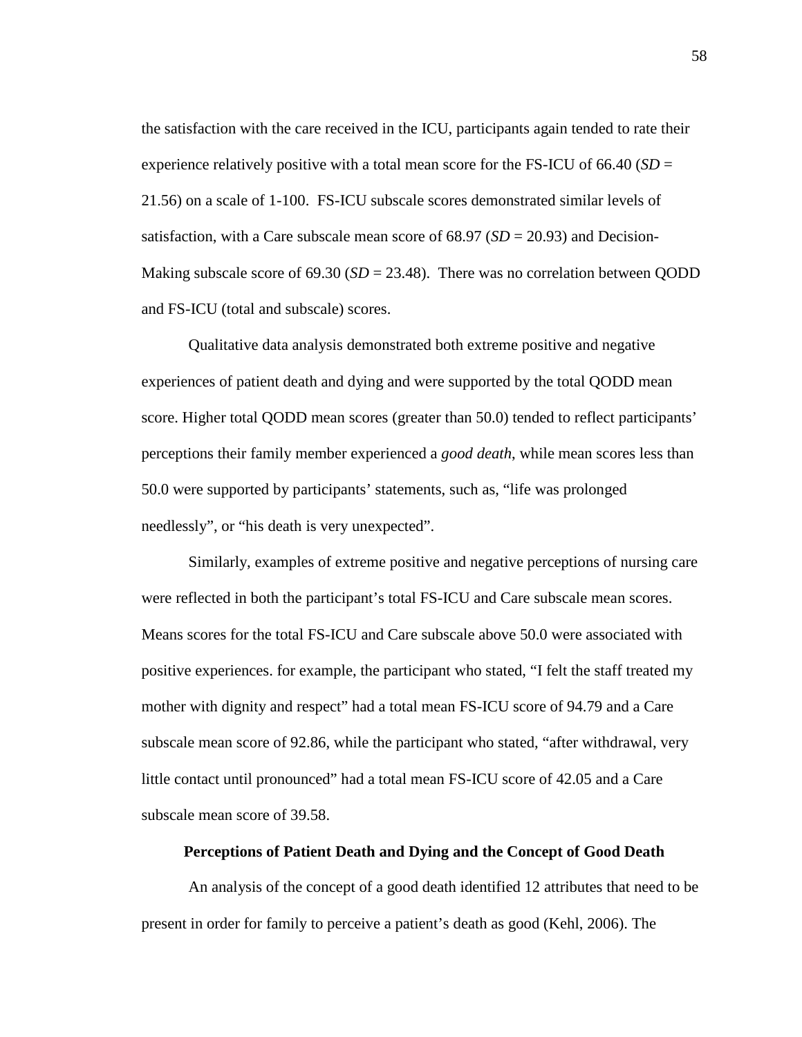the satisfaction with the care received in the ICU, participants again tended to rate their experience relatively positive with a total mean score for the FS-ICU of 66.40 (*SD* = 21.56) on a scale of 1-100. FS-ICU subscale scores demonstrated similar levels of satisfaction, with a Care subscale mean score of 68.97 (*SD* = 20.93) and Decision-Making subscale score of 69.30 (*SD* = 23.48). There was no correlation between QODD and FS-ICU (total and subscale) scores.

Qualitative data analysis demonstrated both extreme positive and negative experiences of patient death and dying and were supported by the total QODD mean score. Higher total QODD mean scores (greater than 50.0) tended to reflect participants' perceptions their family member experienced a *good death*, while mean scores less than 50.0 were supported by participants' statements, such as, "life was prolonged needlessly", or "his death is very unexpected".

Similarly, examples of extreme positive and negative perceptions of nursing care were reflected in both the participant's total FS-ICU and Care subscale mean scores. Means scores for the total FS-ICU and Care subscale above 50.0 were associated with positive experiences. for example, the participant who stated, "I felt the staff treated my mother with dignity and respect" had a total mean FS-ICU score of 94.79 and a Care subscale mean score of 92.86, while the participant who stated, "after withdrawal, very little contact until pronounced" had a total mean FS-ICU score of 42.05 and a Care subscale mean score of 39.58.

## Perceptions of Patient Death and Dying and the Concept of Good Death

An analysis of the concept of a good death identified 12 attributes that need to be present in order for family to perceive a patient's death as good (Kehl, 2006). The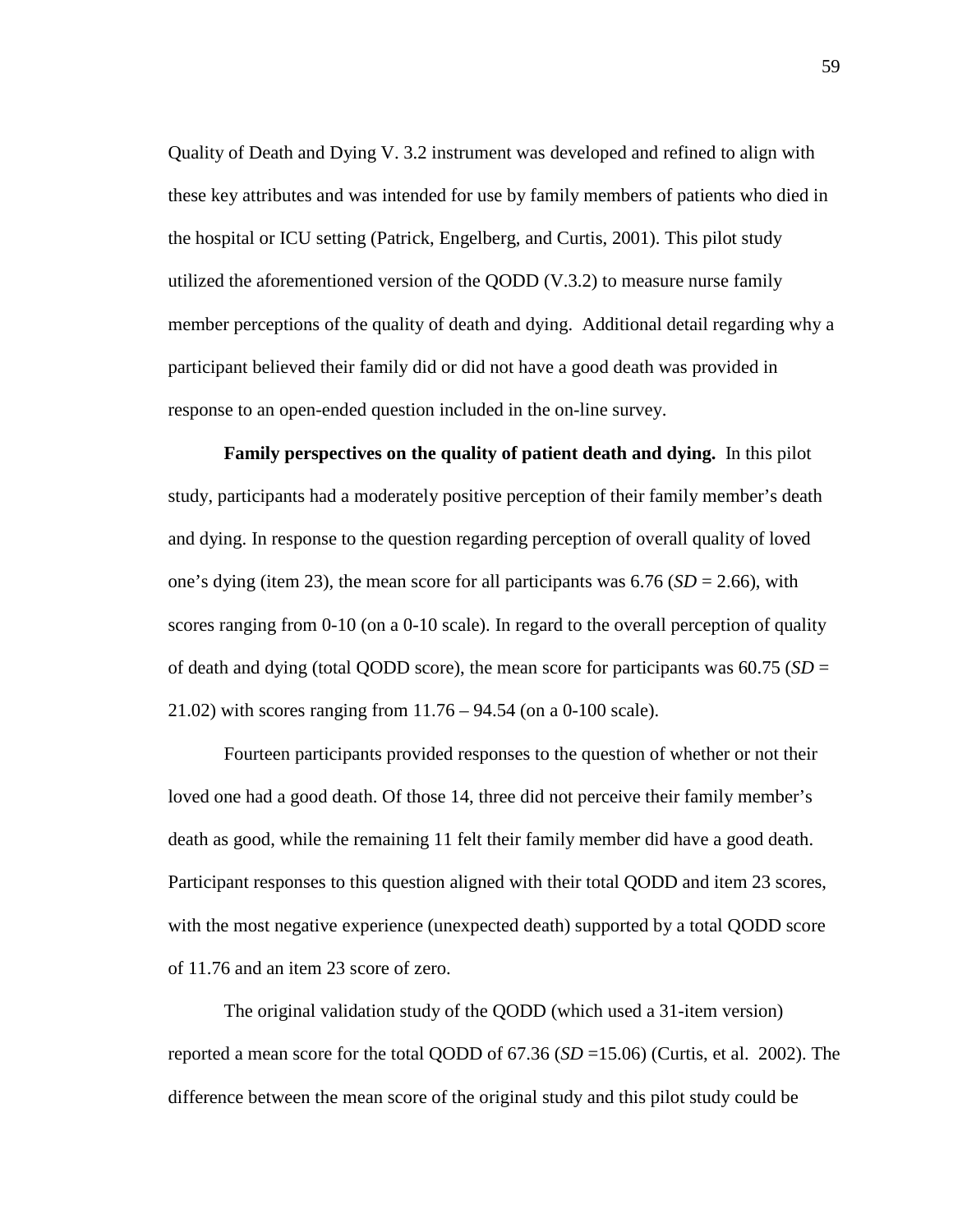Quality of Death and Dying V. 3.2 instrument was developed and refined to align with these key attributes and was intended for use by family members of patients who died in the hospital or ICU setting (Patrick, Engelberg, and Curtis, 2001). This pilot study utilized the aforementioned version of the QODD (V.3.2) to measure nurse family member perceptions of the quality of death and dying. Additional detail regarding why a participant believed their family did or did not have a good death was provided in response to an open-ended question included in the on-line survey.

**Family perspectives on the quality of patient death and dying.** In this pilot study, participants had a moderately positive perception of their family member's death and dying. In response to the question regarding perception of overall quality of loved one's dying (item 23), the mean score for all participants was 6.76 (*SD* = 2.66), with scores ranging from 0-10 (on a 0-10 scale). In regard to the overall perception of quality of death and dying (total QODD score), the mean score for participants was 60.75 (*SD* = 21.02) with scores ranging from 11.76 – 94.54 (on a 0-100 scale).

Fourteen participants provided responses to the question of whether or not their loved one had a good death. Of those 14, three did not perceive their family member's death as good, while the remaining 11 felt their family member did have a good death. Participant responses to this question aligned with their total QODD and item 23 scores, with the most negative experience (unexpected death) supported by a total QODD score of 11.76 and an item 23 score of zero.

The original validation study of the QODD (which used a 31-item version) reported a mean score for the total QODD of 67.36 (*SD* =15.06) (Curtis, et al. 2002). The difference between the mean score of the original study and this pilot study could be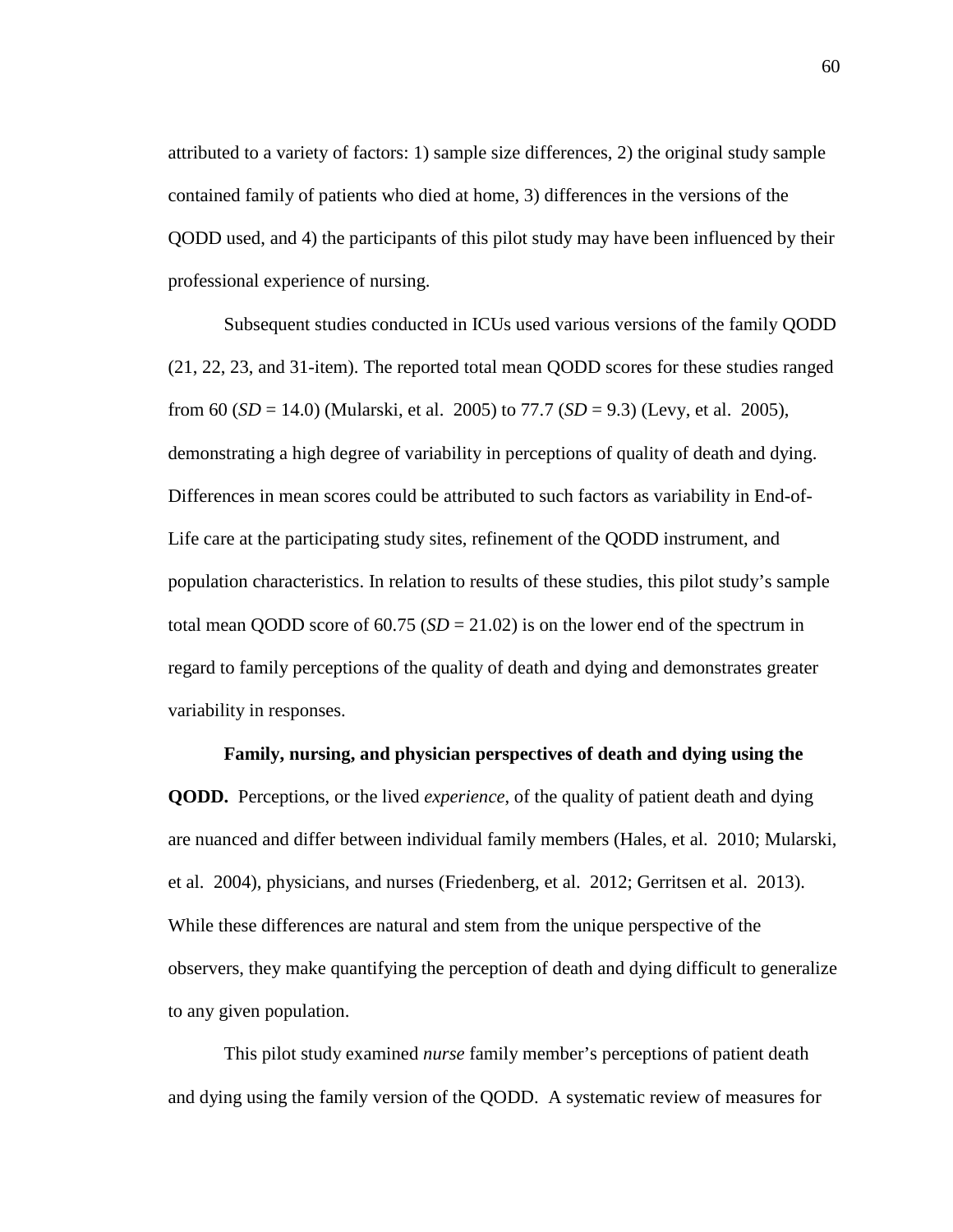attributed to a variety of factors: 1) sample size differences, 2) the original study sample contained family of patients who died at home, 3) differences in the versions of the QODD used, and 4) the participants of this pilot study may have been influenced by their professional experience of nursing.

Subsequent studies conducted in ICUs used various versions of the family QODD (21, 22, 23, and 31-item). The reported total mean QODD scores for these studies ranged from 60 (*SD* = 14.0) (Mularski, et al. 2005) to 77.7 (*SD* = 9.3) (Levy, et al. 2005), demonstrating a high degree of variability in perceptions of quality of death and dying. Differences in mean scores could be attributed to such factors as variability in End-of-Life care at the participating study sites, refinement of the QODD instrument, and population characteristics. In relation to results of these studies, this pilot study's sample total mean QODD score of 60.75 (*SD* = 21.02) is on the lower end of the spectrum in regard to family perceptions of the quality of death and dying and demonstrates greater variability in responses.

**Family, nursing, and physician perspectives of death and dying using the QODD.** Perceptions, or the lived *experience*, of the quality of patient death and dying are nuanced and differ between individual family members (Hales, et al. 2010; Mularski, et al. 2004), physicians, and nurses (Friedenberg, et al. 2012; Gerritsen et al. 2013). While these differences are natural and stem from the unique perspective of the observers, they make quantifying the perception of death and dying difficult to generalize to any given population.

This pilot study examined *nurse* family member's perceptions of patient death and dying using the family version of the QODD. A systematic review of measures for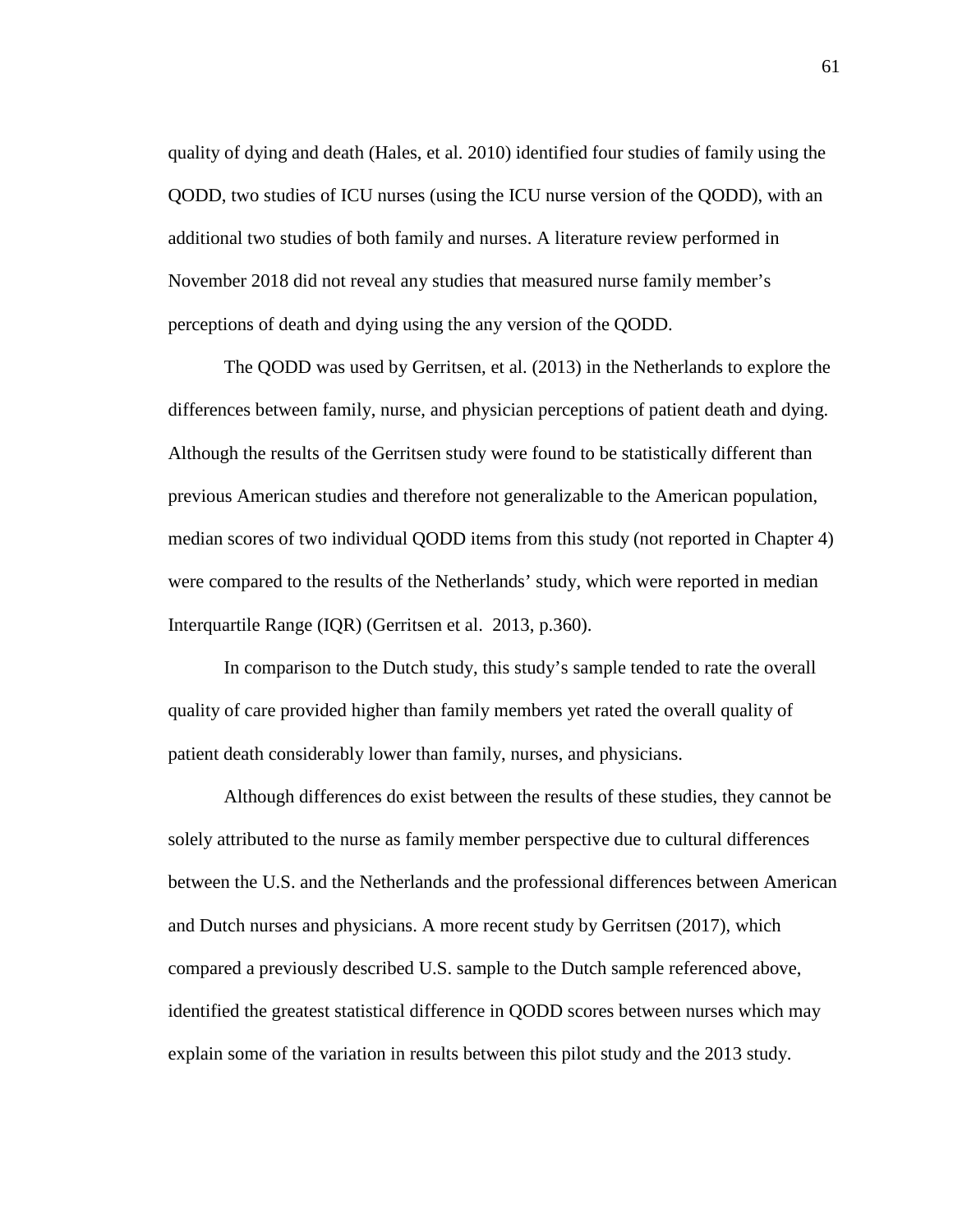quality of dying and death (Hales, et al. 2010) identified four studies of family using the QODD, two studies of ICU nurses (using the ICU nurse version of the QODD), with an additional two studies of both family and nurses. A literature review performed in November 2018 did not reveal any studies that measured nurse family member's perceptions of death and dying using the any version of the QODD.

The QODD was used by Gerritsen, et al. (2013) in the Netherlands to explore the differences between family, nurse, and physician perceptions of patient death and dying. Although the results of the Gerritsen study were found to be statistically different than previous American studies and therefore not generalizable to the American population, median scores of two individual QODD items from this study (not reported in Chapter 4) were compared to the results of the Netherlands' study, which were reported in median Interquartile Range (IQR) (Gerritsen et al. 2013, p.360).

In comparison to the Dutch study, this study's sample tended to rate the overall quality of care provided higher than family members yet rated the overall quality of patient death considerably lower than family, nurses, and physicians.

Although differences do exist between the results of these studies, they cannot be solely attributed to the nurse as family member perspective due to cultural differences between the U.S. and the Netherlands and the professional differences between American and Dutch nurses and physicians. A more recent study by Gerritsen (2017), which compared a previously described U.S. sample to the Dutch sample referenced above, identified the greatest statistical difference in QODD scores between nurses which may explain some of the variation in results between this pilot study and the 2013 study.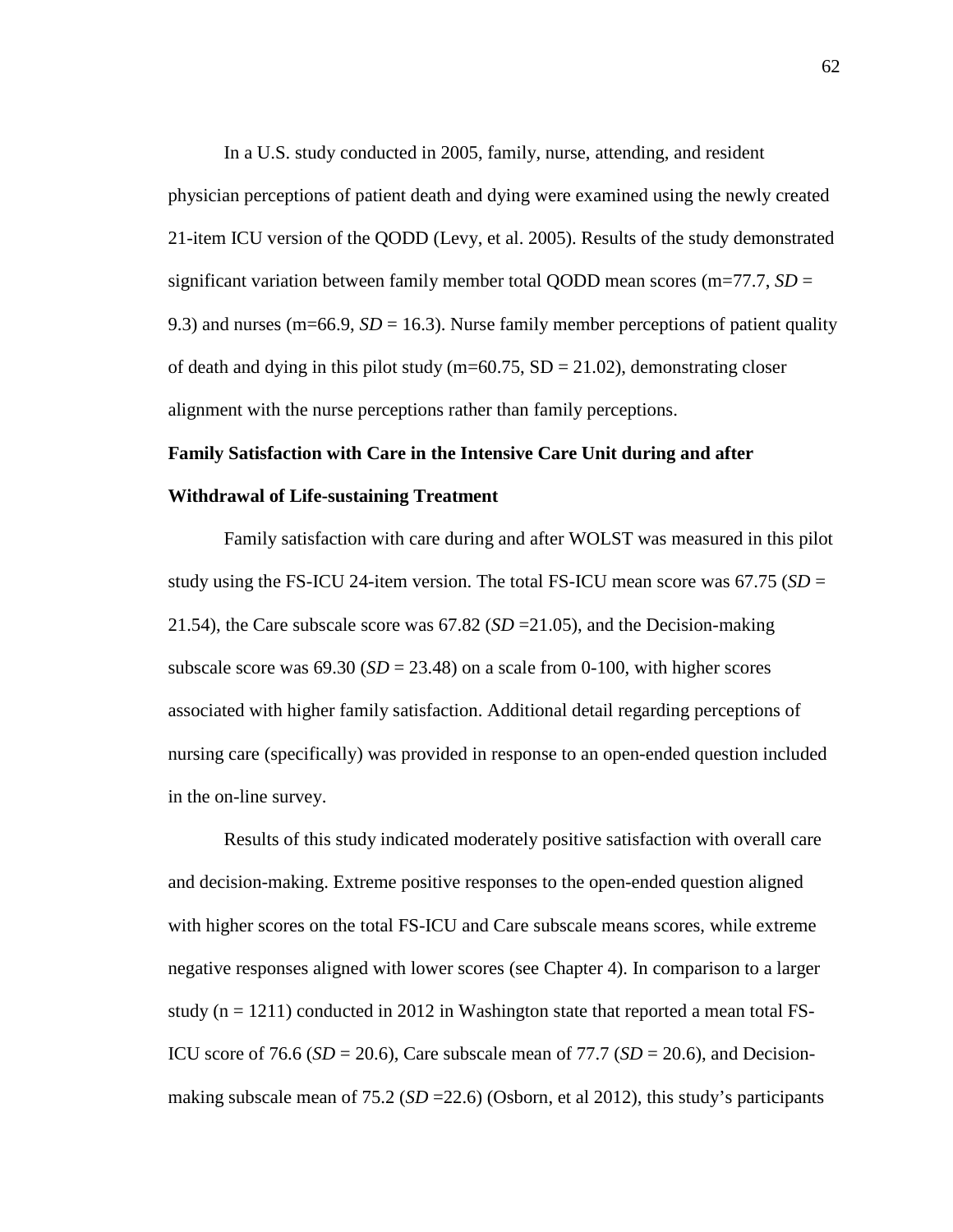In a U.S. study conducted in 2005, family, nurse, attending, and resident physician perceptions of patient death and dying were examined using the newly created 21-item ICU version of the QODD (Levy, et al. 2005). Results of the study demonstrated significant variation between family member total QODD mean scores (m=77.7, *SD* = 9.3) and nurses (m=66.9, *SD* = 16.3). Nurse family member perceptions of patient quality of death and dying in this pilot study (m=60.75, SD = 21.02), demonstrating closer alignment with the nurse perceptions rather than family perceptions.

**Family Satisfaction with Care in the Intensive Care Unit during and after Withdrawal of Life-sustaining Treatment**

Family satisfaction with care during and after WOLST was measured in this pilot study using the FS-ICU 24-item version. The total FS-ICU mean score was 67.75 (*SD* = 21.54), the Care subscale score was 67.82 (*SD* =21.05), and the Decision-making subscale score was 69.30 (*SD* = 23.48) on a scale from 0-100, with higher scores associated with higher family satisfaction. Additional detail regarding perceptions of nursing care (specifically) was provided in response to an open-ended question included in the on-line survey.

Results of this study indicated moderately positive satisfaction with overall care and decision-making. Extreme positive responses to the open-ended question aligned with higher scores on the total FS-ICU and Care subscale means scores, while extreme negative responses aligned with lower scores (see Chapter 4). In comparison to a larger study (n = 1211) conducted in 2012 in Washington state that reported a mean total FS-ICU score of 76.6 (*SD* = 20.6), Care subscale mean of 77.7 (*SD* = 20.6), and Decision-making subscale mean of 75.2 (*SD* =22.6) (Osborn, et al 2012), this study's participants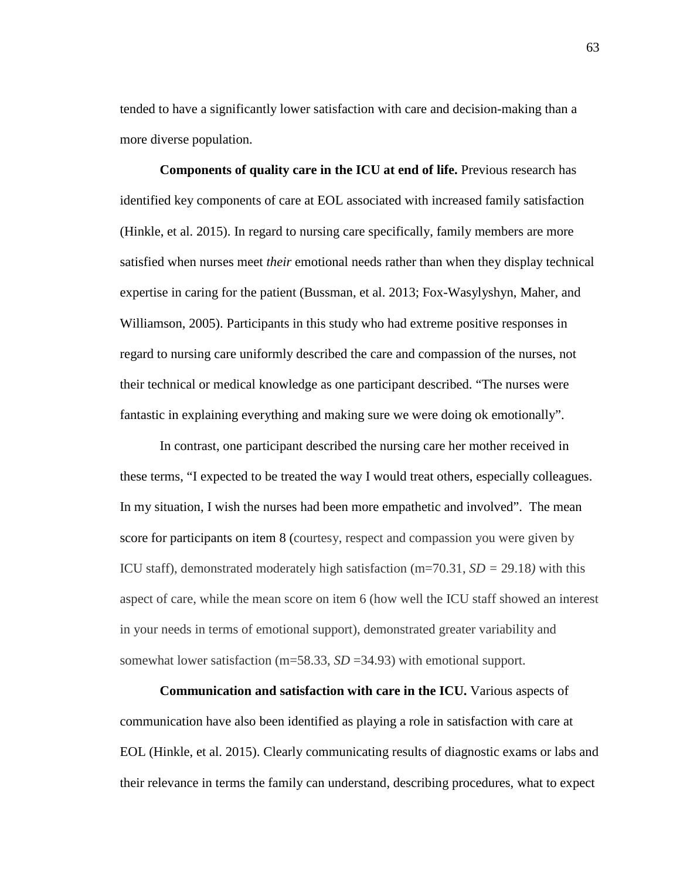tended to have a significantly lower satisfaction with care and decision-making than a more diverse population.

**Components of quality care in the ICU at end of life.** Previous research has identified key components of care at EOL associated with increased family satisfaction (Hinkle, et al. 2015). In regard to nursing care specifically, family members are more satisfied when nurses meet *their* emotional needs rather than when they display technical expertise in caring for the patient (Bussman, et al. 2013; Fox-Wasylyshyn, Maher, and Williamson, 2005). Participants in this study who had extreme positive responses in regard to nursing care uniformly described the care and compassion of the nurses, not their technical or medical knowledge as one participant described. "The nurses were fantastic in explaining everything and making sure we were doing ok emotionally".

In contrast, one participant described the nursing care her mother received in these terms, "I expected to be treated the way I would treat others, especially colleagues. In my situation, I wish the nurses had been more empathetic and involved". The mean score for participants on item 8 (courtesy, respect and compassion you were given by ICU staff), demonstrated moderately high satisfaction (m=70.31, *SD =* 29.18*)* with this aspect of care, while the mean score on item 6 (how well the ICU staff showed an interest in your needs in terms of emotional support), demonstrated greater variability and somewhat lower satisfaction (m=58.33, *SD* =34.93) with emotional support.

**Communication and satisfaction with care in the ICU.** Various aspects of communication have also been identified as playing a role in satisfaction with care at EOL (Hinkle, et al. 2015). Clearly communicating results of diagnostic exams or labs and their relevance in terms the family can understand, describing procedures, what to expect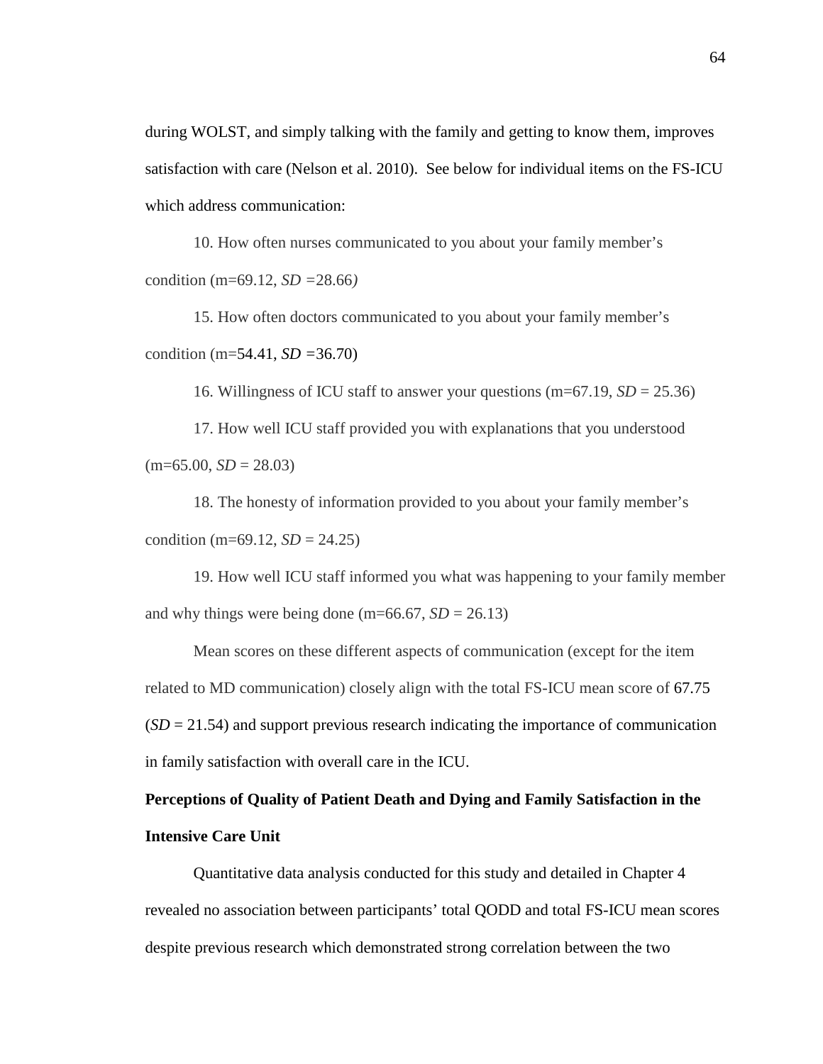during WOLST, and simply talking with the family and getting to know them, improves satisfaction with care (Nelson et al. 2010). See below for individual items on the FS-ICU which address communication:

10. How often nurses communicated to you about your family member's condition (m=69.12, *SD* =28.66)

15. How often doctors communicated to you about your family member's condition (m=54.41, *SD* =36.70)

16. Willingness of ICU staff to answer your questions (m=67.19, *SD* = 25.36)

17. How well ICU staff provided you with explanations that you understood (m=65.00, *SD* = 28.03)

18. The honesty of information provided to you about your family member's condition (m=69.12, *SD* = 24.25)

19. How well ICU staff informed you what was happening to your family member and why things were being done (m=66.67, *SD* = 26.13)

Mean scores on these different aspects of communication (except for the item related to MD communication) closely align with the total FS-ICU mean score of 67.75 (*SD* = 21.54) and support previous research indicating the importance of communication in family satisfaction with overall care in the ICU.

**Perceptions of Quality of Patient Death and Dying and Family Satisfaction in the Intensive Care Unit**

Quantitative data analysis conducted for this study and detailed in Chapter 4 revealed no association between participants' total QODD and total FS-ICU mean scores despite previous research which demonstrated strong correlation between the two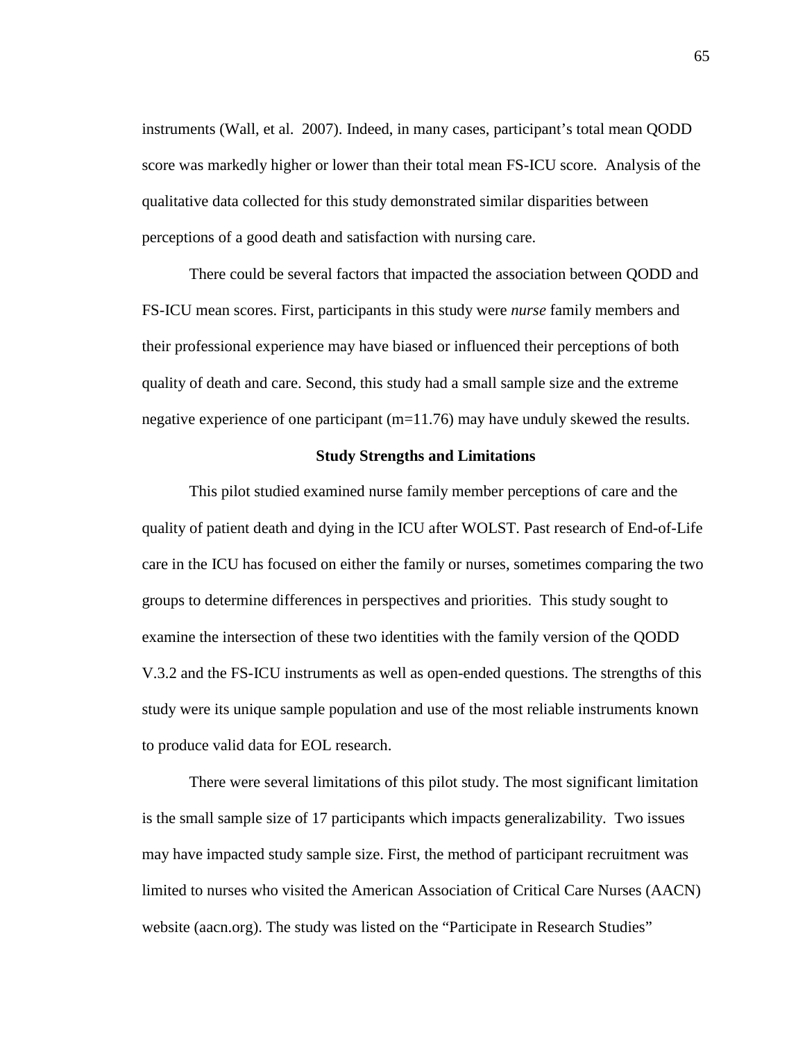instruments (Wall, et al. 2007). Indeed, in many cases, participant's total mean QODD score was markedly higher or lower than their total mean FS-ICU score. Analysis of the qualitative data collected for this study demonstrated similar disparities between perceptions of a good death and satisfaction with nursing care.

There could be several factors that impacted the association between QODD and FS-ICU mean scores. First, participants in this study were *nurse* family members and their professional experience may have biased or influenced their perceptions of both quality of death and care. Second, this study had a small sample size and the extreme negative experience of one participant (m=11.76) may have unduly skewed the results.

## Study Strengths and Limitations

This pilot studied examined nurse family member perceptions of care and the quality of patient death and dying in the ICU after WOLST. Past research of End-of-Life care in the ICU has focused on either the family or nurses, sometimes comparing the two groups to determine differences in perspectives and priorities. This study sought to examine the intersection of these two identities with the family version of the QODD V.3.2 and the FS-ICU instruments as well as open-ended questions. The strengths of this study were its unique sample population and use of the most reliable instruments known to produce valid data for EOL research.

There were several limitations of this pilot study. The most significant limitation is the small sample size of 17 participants which impacts generalizability. Two issues may have impacted study sample size. First, the method of participant recruitment was limited to nurses who visited the American Association of Critical Care Nurses (AACN) website (aacn.org). The study was listed on the "Participate in Research Studies"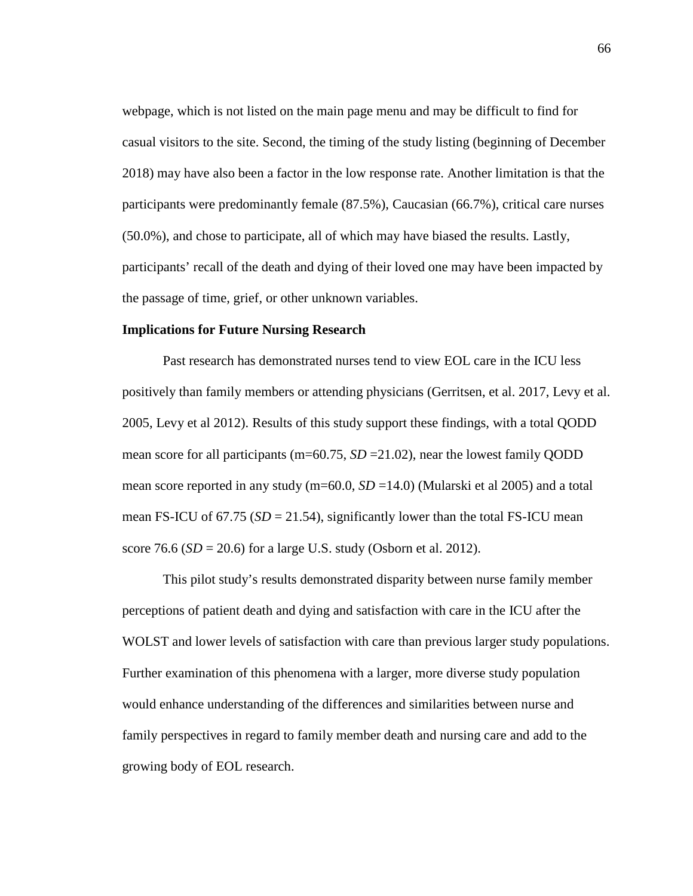webpage, which is not listed on the main page menu and may be difficult to find for casual visitors to the site. Second, the timing of the study listing (beginning of December 2018) may have also been a factor in the low response rate. Another limitation is that the participants were predominantly female (87.5%), Caucasian (66.7%), critical care nurses (50.0%), and chose to participate, all of which may have biased the results. Lastly, participants' recall of the death and dying of their loved one may have been impacted by the passage of time, grief, or other unknown variables.

**Implications for Future Nursing Research**

Past research has demonstrated nurses tend to view EOL care in the ICU less positively than family members or attending physicians (Gerritsen, et al. 2017, Levy et al. 2005, Levy et al 2012). Results of this study support these findings, with a total QODD mean score for all participants (m=60.75, *SD* =21.02), near the lowest family QODD mean score reported in any study (m=60.0, *SD* =14.0) (Mularski et al 2005) and a total mean FS-ICU of 67.75 (*SD* = 21.54), significantly lower than the total FS-ICU mean score 76.6 (*SD* = 20.6) for a large U.S. study (Osborn et al. 2012).

This pilot study's results demonstrated disparity between nurse family member perceptions of patient death and dying and satisfaction with care in the ICU after the WOLST and lower levels of satisfaction with care than previous larger study populations. Further examination of this phenomena with a larger, more diverse study population would enhance understanding of the differences and similarities between nurse and family perspectives in regard to family member death and nursing care and add to the growing body of EOL research.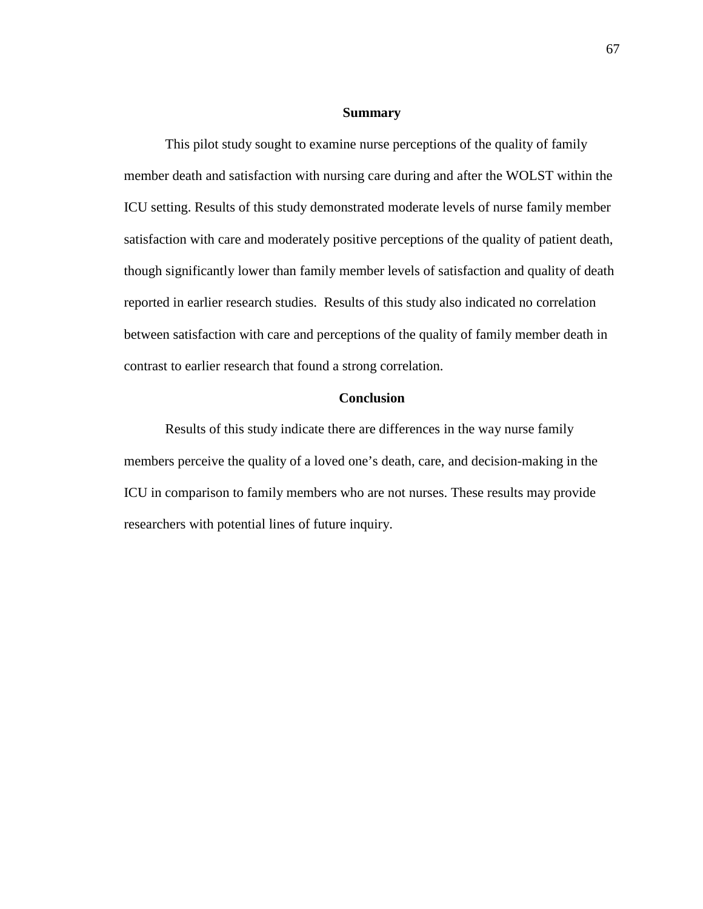## Summary

This pilot study sought to examine nurse perceptions of the quality of family member death and satisfaction with nursing care during and after the WOLST within the ICU setting. Results of this study demonstrated moderate levels of nurse family member satisfaction with care and moderately positive perceptions of the quality of patient death, though significantly lower than family member levels of satisfaction and quality of death reported in earlier research studies. Results of this study also indicated no correlation between satisfaction with care and perceptions of the quality of family member death in contrast to earlier research that found a strong correlation.

## Conclusion

Results of this study indicate there are differences in the way nurse family members perceive the quality of a loved one's death, care, and decision-making in the ICU in comparison to family members who are not nurses. These results may provide researchers with potential lines of future inquiry.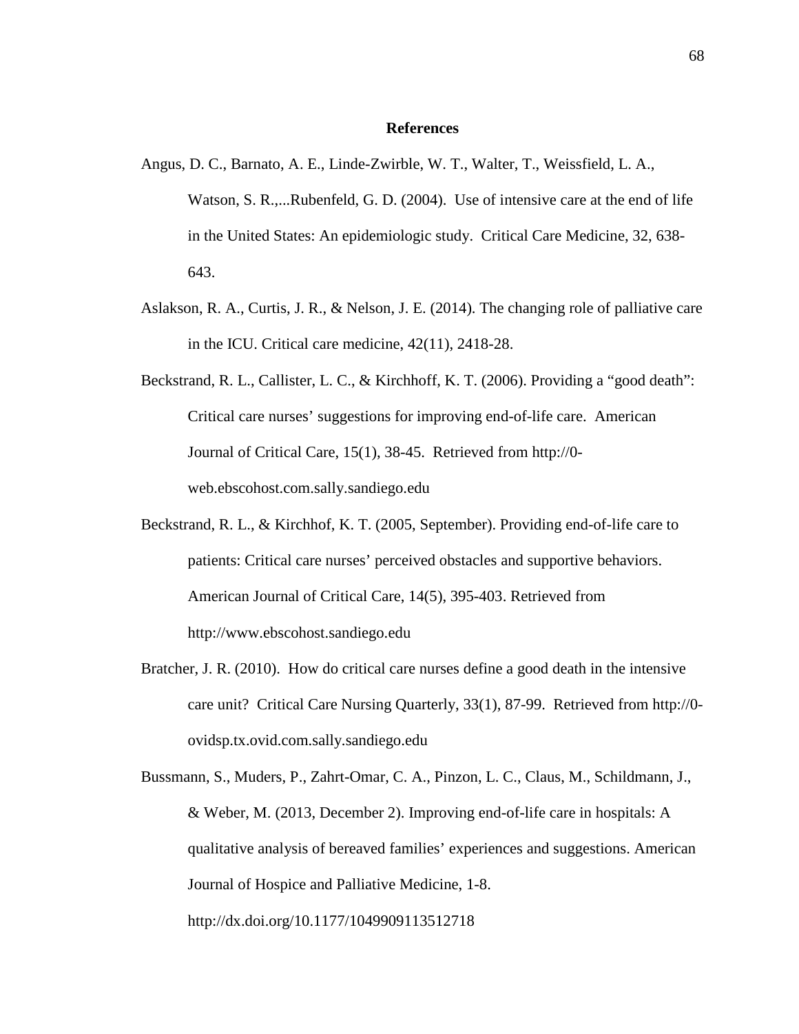# References

Angus, D. C., Barnato, A. E., Linde-Zwirble, W. T., Walter, T., Weissfield, L. A., Watson, S. R.,...Rubenfeld, G. D. (2004). Use of intensive care at the end of life in the United States: An epidemiologic study. Critical Care Medicine, 32, 638-643.

Aslakson, R. A., Curtis, J. R., & Nelson, J. E. (2014). The changing role of palliative care in the ICU. Critical care medicine, 42(11), 2418-28.

Beckstrand, R. L., Callister, L. C., & Kirchhoff, K. T. (2006). Providing a “good death”: Critical care nurses’ suggestions for improving end-of-life care. American Journal of Critical Care, 15(1), 38-45. Retrieved from http://0-web.ebscohost.com.sally.sandiego.edu

Beckstrand, R. L., & Kirchhof, K. T. (2005, September). Providing end-of-life care to patients: Critical care nurses’ perceived obstacles and supportive behaviors. American Journal of Critical Care, 14(5), 395-403. Retrieved from http://www.ebscohost.sandiego.edu

Bratcher, J. R. (2010). How do critical care nurses define a good death in the intensive care unit? Critical Care Nursing Quarterly, 33(1), 87-99. Retrieved from http://0-ovidsp.tx.ovid.com.sally.sandiego.edu

Bussmann, S., Muders, P., Zahrt-Omar, C. A., Pinzon, L. C., Claus, M., Schildmann, J., & Weber, M. (2013, December 2). Improving end-of-life care in hospitals: A qualitative analysis of bereaved families’ experiences and suggestions. American Journal of Hospice and Palliative Medicine, 1-8. http://dx.doi.org/10.1177/1049909113512718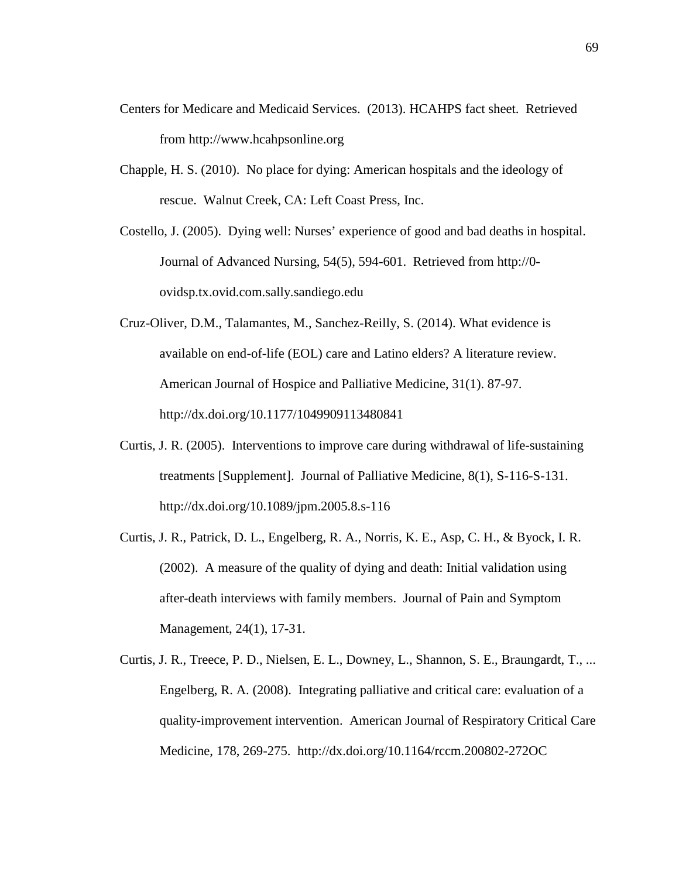Centers for Medicare and Medicaid Services. (2013). HCAHPS fact sheet. Retrieved from http://www.hcahpsonline.org

Chapple, H. S. (2010). No place for dying: American hospitals and the ideology of rescue. Walnut Creek, CA: Left Coast Press, Inc.

Costello, J. (2005). Dying well: Nurses' experience of good and bad deaths in hospital. Journal of Advanced Nursing, 54(5), 594-601. Retrieved from http://0-ovidsp.tx.ovid.com.sally.sandiego.edu

Cruz-Oliver, D.M., Talamantes, M., Sanchez-Reilly, S. (2014). What evidence is available on end-of-life (EOL) care and Latino elders? A literature review. American Journal of Hospice and Palliative Medicine, 31(1). 87-97. http://dx.doi.org/10.1177/1049909113480841

Curtis, J. R. (2005). Interventions to improve care during withdrawal of life-sustaining treatments [Supplement]. Journal of Palliative Medicine, 8(1), S-116-S-131. http://dx.doi.org/10.1089/jpm.2005.8.s-116

Curtis, J. R., Patrick, D. L., Engelberg, R. A., Norris, K. E., Asp, C. H., & Byock, I. R. (2002). A measure of the quality of dying and death: Initial validation using after-death interviews with family members. Journal of Pain and Symptom Management, 24(1), 17-31.

Curtis, J. R., Treece, P. D., Nielsen, E. L., Downey, L., Shannon, S. E., Braungardt, T., ... Engelberg, R. A. (2008). Integrating palliative and critical care: evaluation of a quality-improvement intervention. American Journal of Respiratory Critical Care Medicine, 178, 269-275. http://dx.doi.org/10.1164/rccm.200802-272OC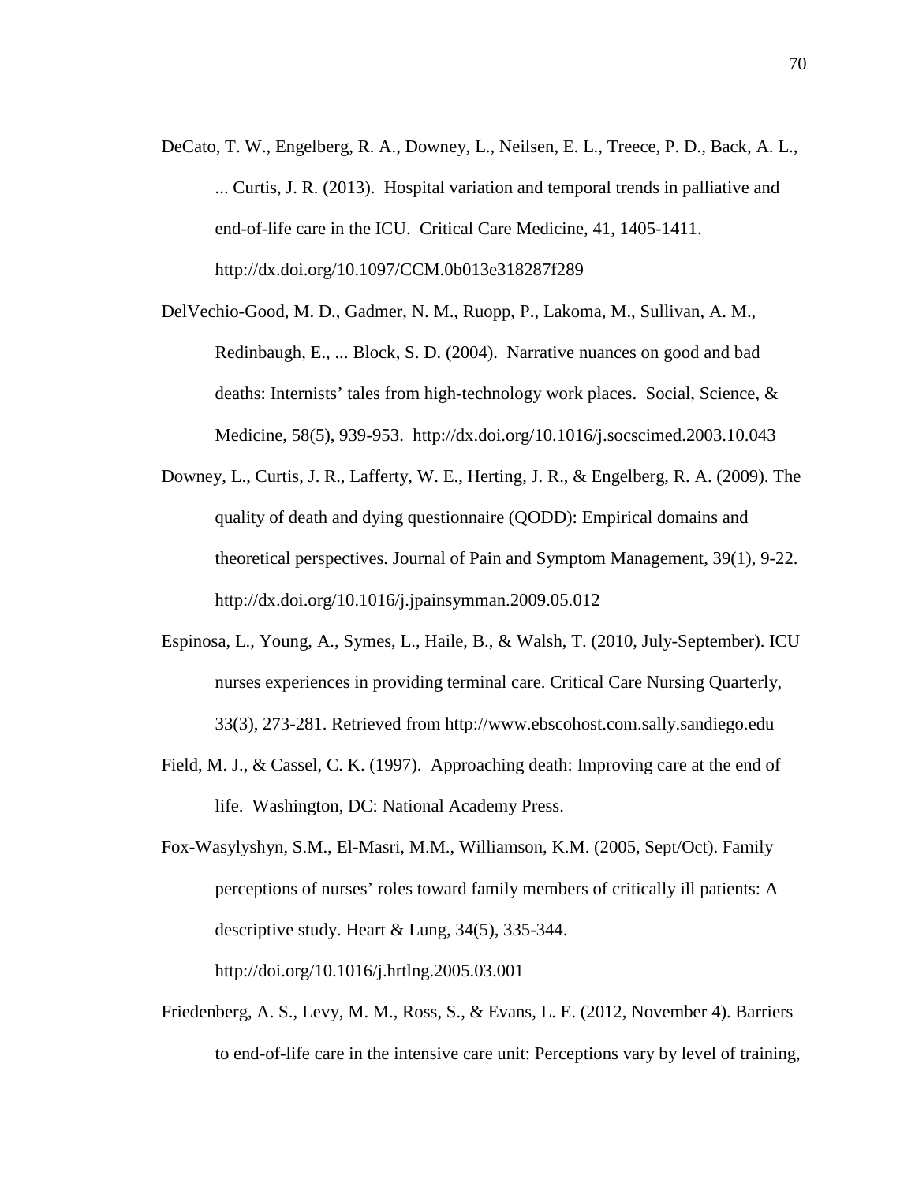DeCato, T. W., Engelberg, R. A., Downey, L., Neilsen, E. L., Treece, P. D., Back, A. L., ... Curtis, J. R. (2013). Hospital variation and temporal trends in palliative and end-of-life care in the ICU. Critical Care Medicine, 41, 1405-1411. http://dx.doi.org/10.1097/CCM.0b013e318287f289

DelVechio-Good, M. D., Gadmer, N. M., Ruopp, P., Lakoma, M., Sullivan, A. M., Redinbaugh, E., ... Block, S. D. (2004). Narrative nuances on good and bad deaths: Internists' tales from high-technology work places. Social, Science, & Medicine, 58(5), 939-953. http://dx.doi.org/10.1016/j.socscimed.2003.10.043

Downey, L., Curtis, J. R., Lafferty, W. E., Herting, J. R., & Engelberg, R. A. (2009). The quality of death and dying questionnaire (QODD): Empirical domains and theoretical perspectives. Journal of Pain and Symptom Management, 39(1), 9-22. http://dx.doi.org/10.1016/j.jpainsymman.2009.05.012

Espinosa, L., Young, A., Symes, L., Haile, B., & Walsh, T. (2010, July-September). ICU nurses experiences in providing terminal care. Critical Care Nursing Quarterly, 33(3), 273-281. Retrieved from http://www.ebscohost.com.sally.sandiego.edu

Field, M. J., & Cassel, C. K. (1997). Approaching death: Improving care at the end of life. Washington, DC: National Academy Press.

Fox-Wasylyshyn, S.M., El-Masri, M.M., Williamson, K.M. (2005, Sept/Oct). Family perceptions of nurses' roles toward family members of critically ill patients: A descriptive study. Heart & Lung, 34(5), 335-344. http://doi.org/10.1016/j.hrtlng.2005.03.001

Friedenberg, A. S., Levy, M. M., Ross, S., & Evans, L. E. (2012, November 4). Barriers to end-of-life care in the intensive care unit: Perceptions vary by level of training,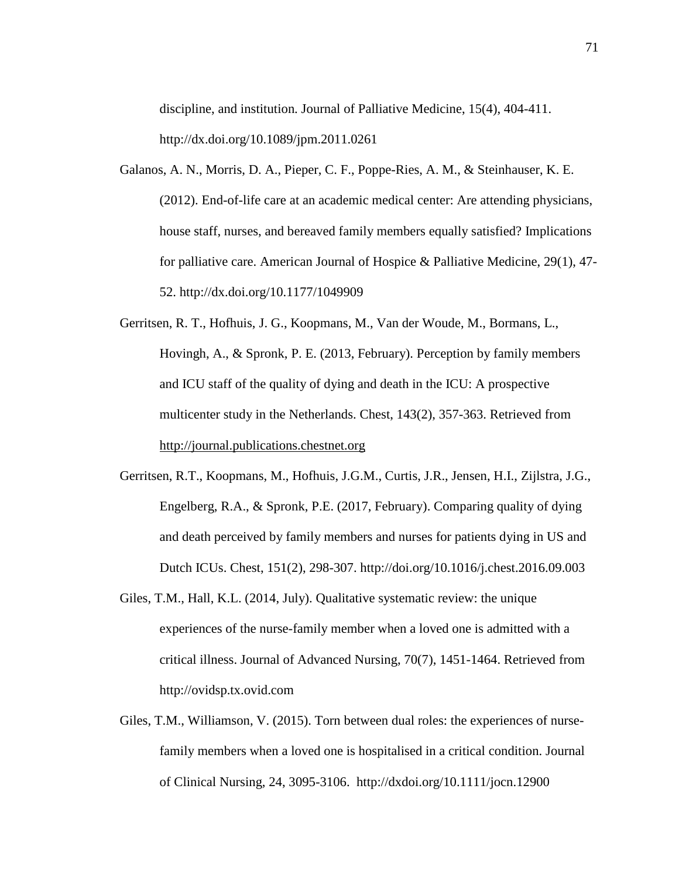discipline, and institution. Journal of Palliative Medicine, 15(4), 404-411. http://dx.doi.org/10.1089/jpm.2011.0261

Galanos, A. N., Morris, D. A., Pieper, C. F., Poppe-Ries, A. M., & Steinhauser, K. E. (2012). End-of-life care at an academic medical center: Are attending physicians, house staff, nurses, and bereaved family members equally satisfied? Implications for palliative care. American Journal of Hospice & Palliative Medicine, 29(1), 47-52. http://dx.doi.org/10.1177/1049909

Gerritsen, R. T., Hofhuis, J. G., Koopmans, M., Van der Woude, M., Bormans, L., Hovingh, A., & Spronk, P. E. (2013, February). Perception by family members and ICU staff of the quality of dying and death in the ICU: A prospective multicenter study in the Netherlands. Chest, 143(2), 357-363. Retrieved from http://journal.publications.chestnet.org

Gerritsen, R.T., Koopmans, M., Hofhuis, J.G.M., Curtis, J.R., Jensen, H.I., Zijlstra, J.G., Engelberg, R.A., & Spronk, P.E. (2017, February). Comparing quality of dying and death perceived by family members and nurses for patients dying in US and Dutch ICUs. Chest, 151(2), 298-307. http://doi.org/10.1016/j.chest.2016.09.003

Giles, T.M., Hall, K.L. (2014, July). Qualitative systematic review: the unique experiences of the nurse-family member when a loved one is admitted with a critical illness. Journal of Advanced Nursing, 70(7), 1451-1464. Retrieved from http://ovidsp.tx.ovid.com

Giles, T.M., Williamson, V. (2015). Torn between dual roles: the experiences of nurse-family members when a loved one is hospitalised in a critical condition. Journal of Clinical Nursing, 24, 3095-3106. http://dxdoi.org/10.1111/jocn.12900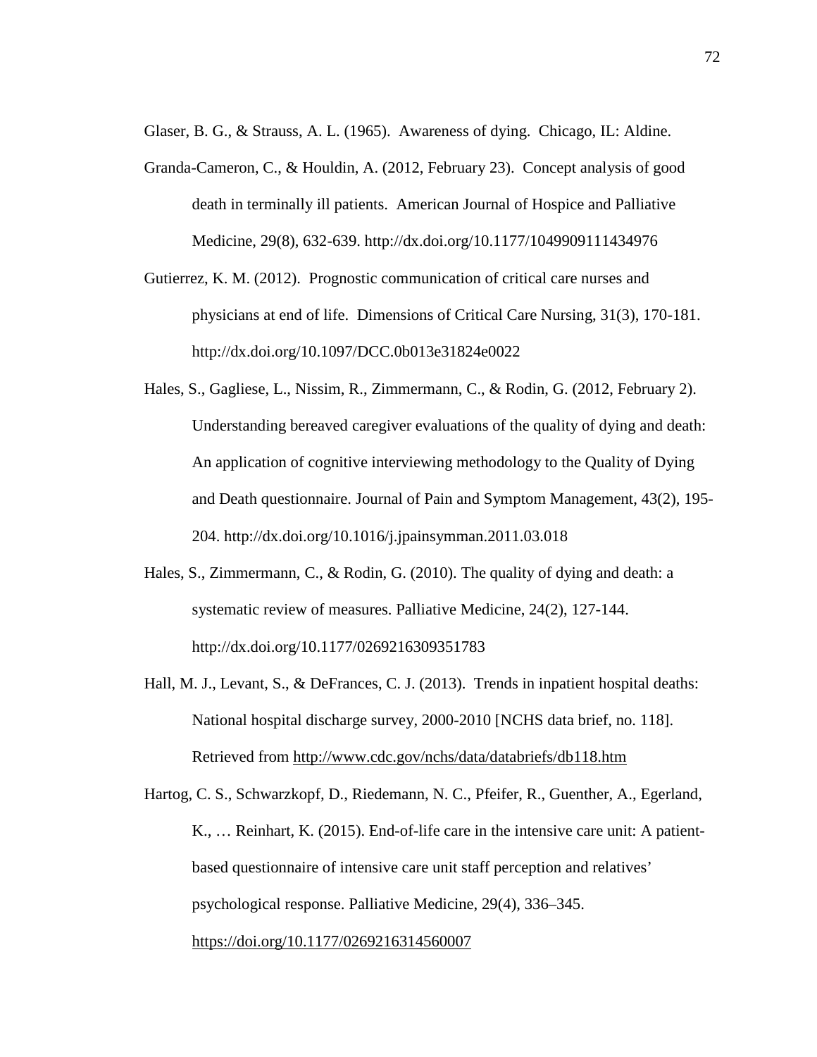Glaser, B. G., & Strauss, A. L. (1965). Awareness of dying. Chicago, IL: Aldine.

Granda-Cameron, C., & Houldin, A. (2012, February 23). Concept analysis of good death in terminally ill patients. American Journal of Hospice and Palliative Medicine, 29(8), 632-639. http://dx.doi.org/10.1177/1049909111434976

Gutierrez, K. M. (2012). Prognostic communication of critical care nurses and physicians at end of life. Dimensions of Critical Care Nursing, 31(3), 170-181. http://dx.doi.org/10.1097/DCC.0b013e31824e0022

Hales, S., Gagliese, L., Nissim, R., Zimmermann, C., & Rodin, G. (2012, February 2). Understanding bereaved caregiver evaluations of the quality of dying and death: An application of cognitive interviewing methodology to the Quality of Dying and Death questionnaire. Journal of Pain and Symptom Management, 43(2), 195-204. http://dx.doi.org/10.1016/j.jpainsymman.2011.03.018

Hales, S., Zimmermann, C., & Rodin, G. (2010). The quality of dying and death: a systematic review of measures. Palliative Medicine, 24(2), 127-144. http://dx.doi.org/10.1177/0269216309351783

Hall, M. J., Levant, S., & DeFrances, C. J. (2013). Trends in inpatient hospital deaths: National hospital discharge survey, 2000-2010 [NCHS data brief, no. 118]. Retrieved from http://www.cdc.gov/nchs/data/databriefs/db118.htm

Hartog, C. S., Schwarzkopf, D., Riedemann, N. C., Pfeifer, R., Guenther, A., Egerland, K., … Reinhart, K. (2015). End-of-life care in the intensive care unit: A patient-based questionnaire of intensive care unit staff perception and relatives' psychological response. Palliative Medicine, 29(4), 336–345. https://doi.org/10.1177/0269216314560007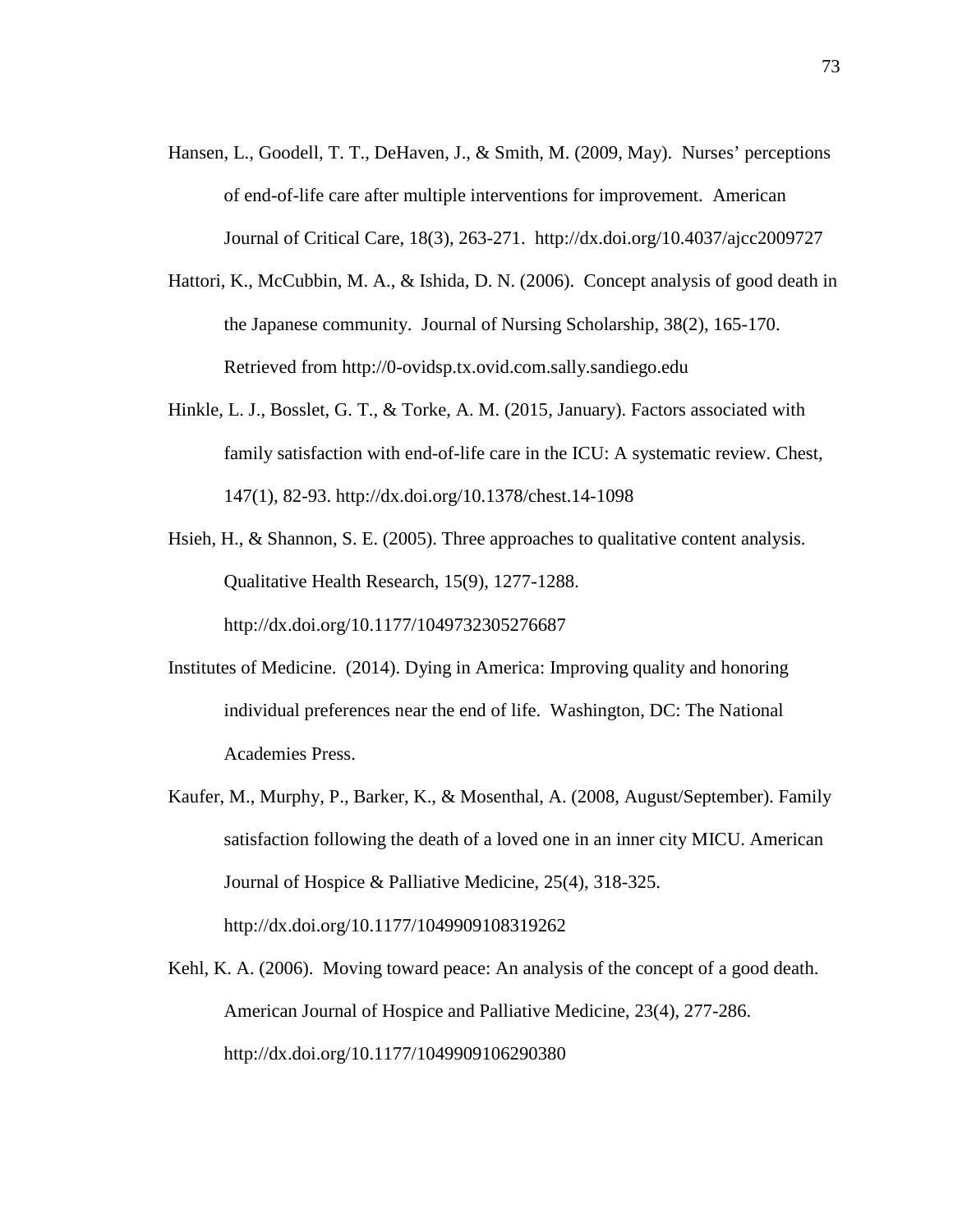Hansen, L., Goodell, T. T., DeHaven, J., & Smith, M. (2009, May). Nurses' perceptions of end-of-life care after multiple interventions for improvement. American Journal of Critical Care, 18(3), 263-271. http://dx.doi.org/10.4037/ajcc2009727

Hattori, K., McCubbin, M. A., & Ishida, D. N. (2006). Concept analysis of good death in the Japanese community. Journal of Nursing Scholarship, 38(2), 165-170. Retrieved from http://0-ovidsp.tx.ovid.com.sally.sandiego.edu

Hinkle, L. J., Bosslet, G. T., & Torke, A. M. (2015, January). Factors associated with family satisfaction with end-of-life care in the ICU: A systematic review. Chest, 147(1), 82-93. http://dx.doi.org/10.1378/chest.14-1098

Hsieh, H., & Shannon, S. E. (2005). Three approaches to qualitative content analysis. Qualitative Health Research, 15(9), 1277-1288. http://dx.doi.org/10.1177/1049732305276687

Institutes of Medicine. (2014). Dying in America: Improving quality and honoring individual preferences near the end of life. Washington, DC: The National Academies Press.

Kaufer, M., Murphy, P., Barker, K., & Mosenthal, A. (2008, August/September). Family satisfaction following the death of a loved one in an inner city MICU. American Journal of Hospice & Palliative Medicine, 25(4), 318-325. http://dx.doi.org/10.1177/1049909108319262

Kehl, K. A. (2006). Moving toward peace: An analysis of the concept of a good death. American Journal of Hospice and Palliative Medicine, 23(4), 277-286. http://dx.doi.org/10.1177/1049909106290380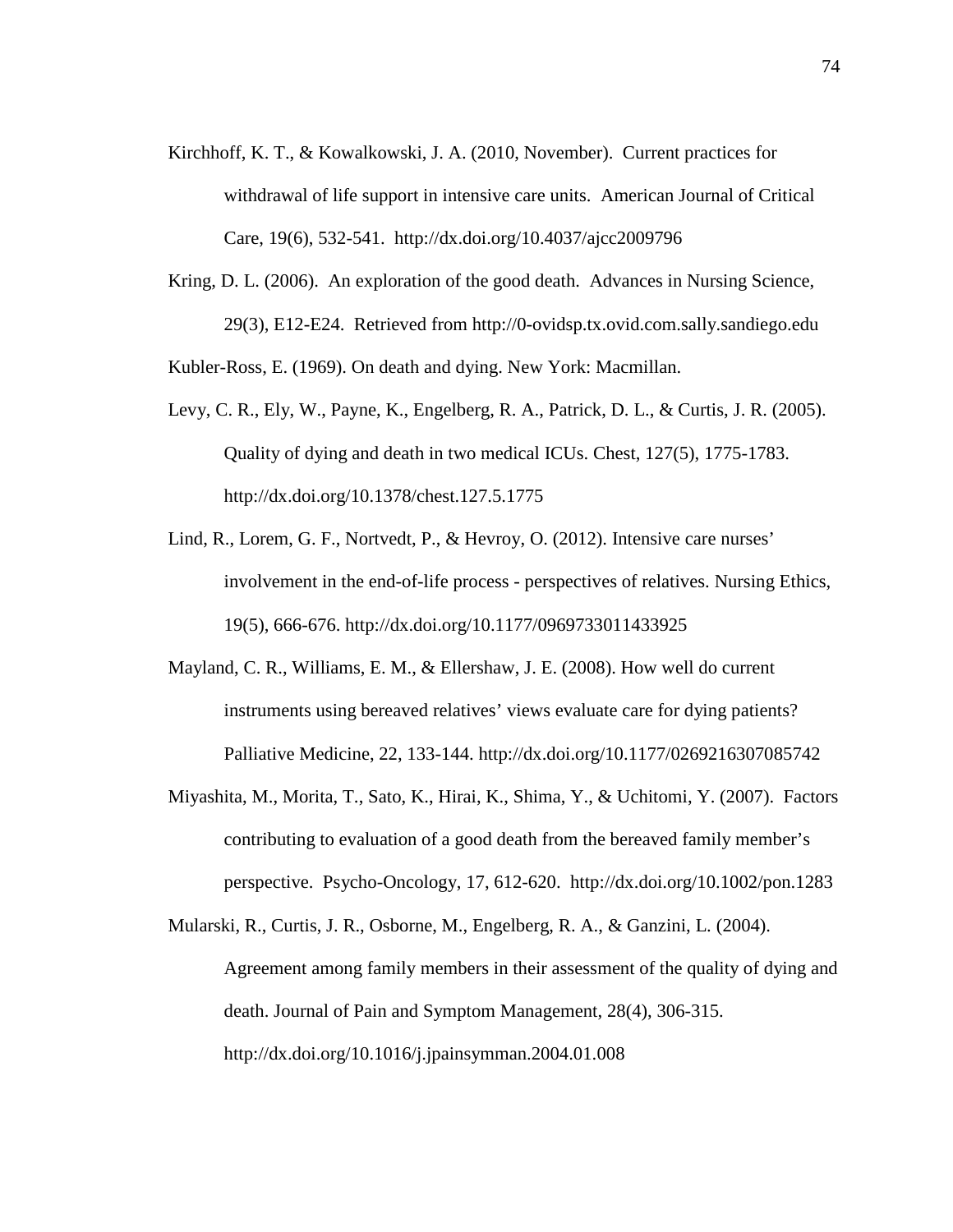Kirchhoff, K. T., & Kowalkowski, J. A. (2010, November). Current practices for withdrawal of life support in intensive care units. American Journal of Critical Care, 19(6), 532-541. http://dx.doi.org/10.4037/ajcc2009796

Kring, D. L. (2006). An exploration of the good death. Advances in Nursing Science, 29(3), E12-E24. Retrieved from http://0-ovidsp.tx.ovid.com.sally.sandiego.edu

Kubler-Ross, E. (1969). On death and dying. New York: Macmillan.

Levy, C. R., Ely, W., Payne, K., Engelberg, R. A., Patrick, D. L., & Curtis, J. R. (2005). Quality of dying and death in two medical ICUs. Chest, 127(5), 1775-1783. http://dx.doi.org/10.1378/chest.127.5.1775

Lind, R., Lorem, G. F., Nortvedt, P., & Hevroy, O. (2012). Intensive care nurses' involvement in the end-of-life process - perspectives of relatives. Nursing Ethics, 19(5), 666-676. http://dx.doi.org/10.1177/0969733011433925

Mayland, C. R., Williams, E. M., & Ellershaw, J. E. (2008). How well do current instruments using bereaved relatives' views evaluate care for dying patients? Palliative Medicine, 22, 133-144. http://dx.doi.org/10.1177/0269216307085742

Miyashita, M., Morita, T., Sato, K., Hirai, K., Shima, Y., & Uchitomi, Y. (2007). Factors contributing to evaluation of a good death from the bereaved family member's perspective. Psycho-Oncology, 17, 612-620. http://dx.doi.org/10.1002/pon.1283

Mularski, R., Curtis, J. R., Osborne, M., Engelberg, R. A., & Ganzini, L. (2004). Agreement among family members in their assessment of the quality of dying and death. Journal of Pain and Symptom Management, 28(4), 306-315. http://dx.doi.org/10.1016/j.jpainsymman.2004.01.008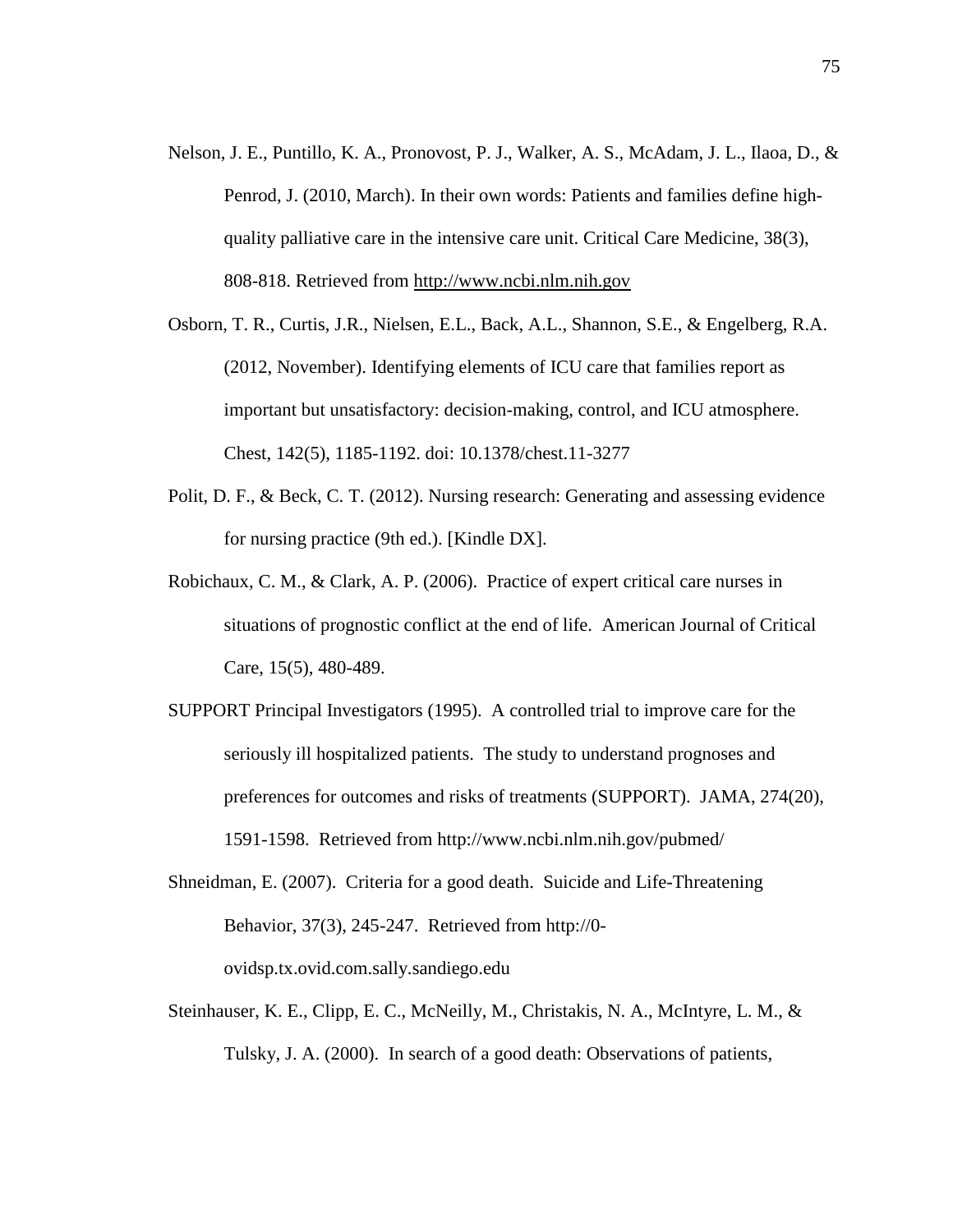Nelson, J. E., Puntillo, K. A., Pronovost, P. J., Walker, A. S., McAdam, J. L., Ilaoa, D., & Penrod, J. (2010, March). In their own words: Patients and families define high-quality palliative care in the intensive care unit. Critical Care Medicine, 38(3), 808-818. Retrieved from http://www.ncbi.nlm.nih.gov

Osborn, T. R., Curtis, J.R., Nielsen, E.L., Back, A.L., Shannon, S.E., & Engelberg, R.A. (2012, November). Identifying elements of ICU care that families report as important but unsatisfactory: decision-making, control, and ICU atmosphere. Chest, 142(5), 1185-1192. doi: 10.1378/chest.11-3277

Polit, D. F., & Beck, C. T. (2012). Nursing research: Generating and assessing evidence for nursing practice (9th ed.). [Kindle DX].

Robichaux, C. M., & Clark, A. P. (2006). Practice of expert critical care nurses in situations of prognostic conflict at the end of life. American Journal of Critical Care, 15(5), 480-489.

SUPPORT Principal Investigators (1995). A controlled trial to improve care for the seriously ill hospitalized patients. The study to understand prognoses and preferences for outcomes and risks of treatments (SUPPORT). JAMA, 274(20), 1591-1598. Retrieved from http://www.ncbi.nlm.nih.gov/pubmed/

Shneidman, E. (2007). Criteria for a good death. Suicide and Life-Threatening Behavior, 37(3), 245-247. Retrieved from http://0-ovidsp.tx.ovid.com.sally.sandiego.edu

Steinhauser, K. E., Clipp, E. C., McNeilly, M., Christakis, N. A., McIntyre, L. M., & Tulsky, J. A. (2000). In search of a good death: Observations of patients,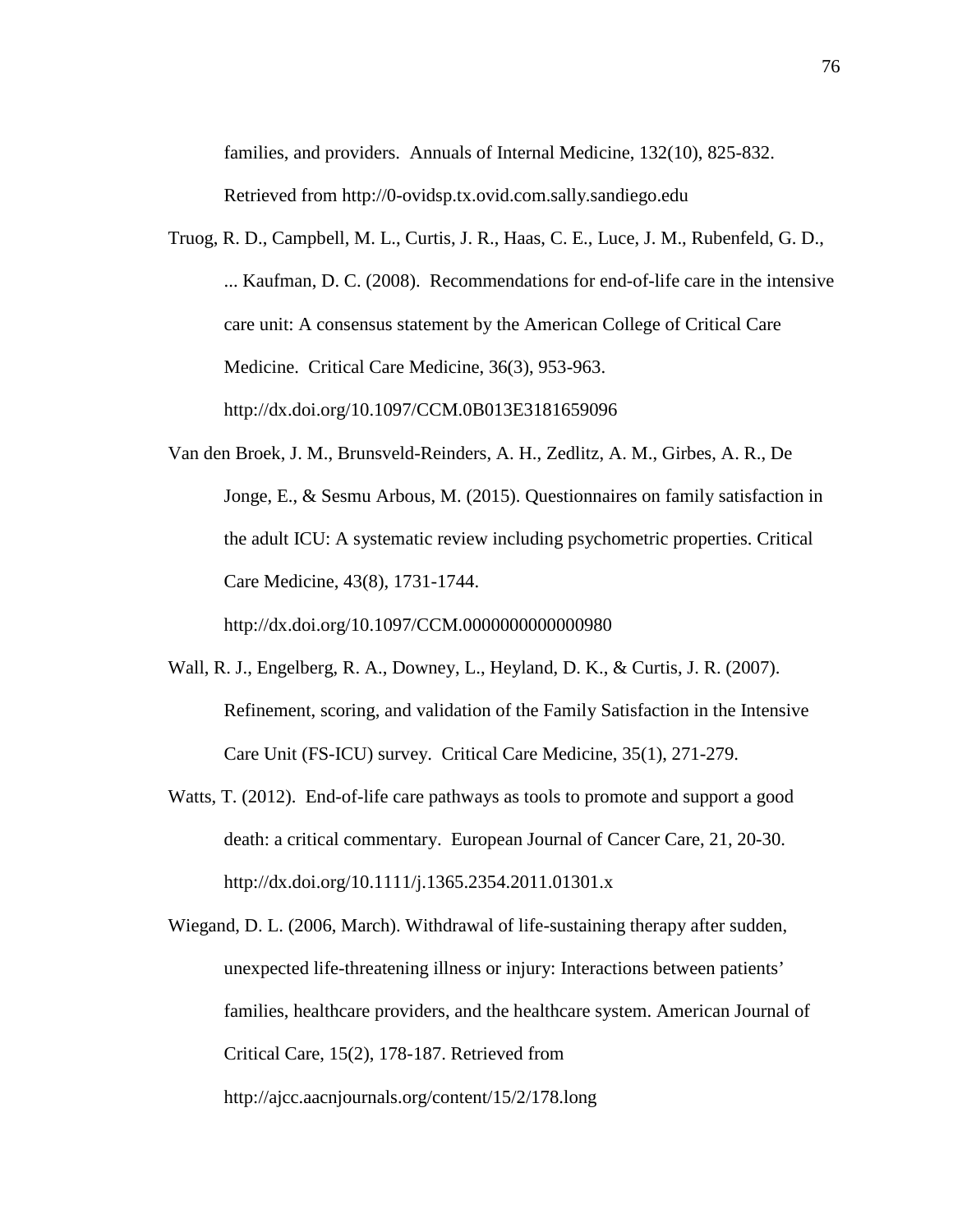families, and providers. Annuals of Internal Medicine, 132(10), 825-832. Retrieved from http://0-ovidsp.tx.ovid.com.sally.sandiego.edu

Truog, R. D., Campbell, M. L., Curtis, J. R., Haas, C. E., Luce, J. M., Rubenfeld, G. D., ... Kaufman, D. C. (2008). Recommendations for end-of-life care in the intensive care unit: A consensus statement by the American College of Critical Care Medicine. Critical Care Medicine, 36(3), 953-963. http://dx.doi.org/10.1097/CCM.0B013E3181659096

Van den Broek, J. M., Brunsveld-Reinders, A. H., Zedlitz, A. M., Girbes, A. R., De Jonge, E., & Sesmu Arbous, M. (2015). Questionnaires on family satisfaction in the adult ICU: A systematic review including psychometric properties. Critical Care Medicine, 43(8), 1731-1744. http://dx.doi.org/10.1097/CCM.0000000000000980

Wall, R. J., Engelberg, R. A., Downey, L., Heyland, D. K., & Curtis, J. R. (2007). Refinement, scoring, and validation of the Family Satisfaction in the Intensive Care Unit (FS-ICU) survey. Critical Care Medicine, 35(1), 271-279.

Watts, T. (2012). End-of-life care pathways as tools to promote and support a good death: a critical commentary. European Journal of Cancer Care, 21, 20-30. http://dx.doi.org/10.1111/j.1365.2354.2011.01301.x

Wiegand, D. L. (2006, March). Withdrawal of life-sustaining therapy after sudden, unexpected life-threatening illness or injury: Interactions between patients' families, healthcare providers, and the healthcare system. American Journal of Critical Care, 15(2), 178-187. Retrieved from http://ajcc.aacnjournals.org/content/15/2/178.long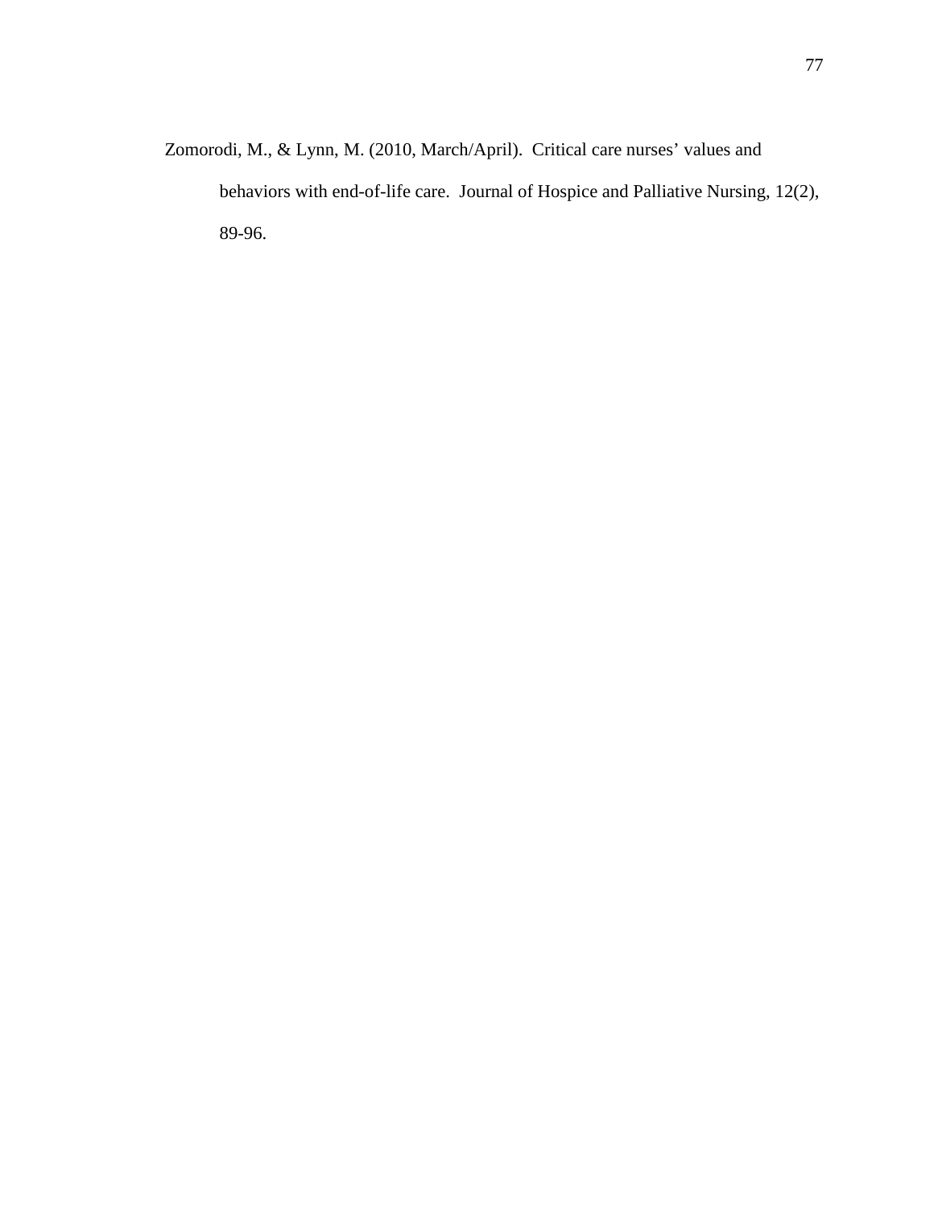Zomorodi, M., & Lynn, M. (2010, March/April). Critical care nurses’ values and behaviors with end-of-life care. Journal of Hospice and Palliative Nursing, 12(2), 89-96.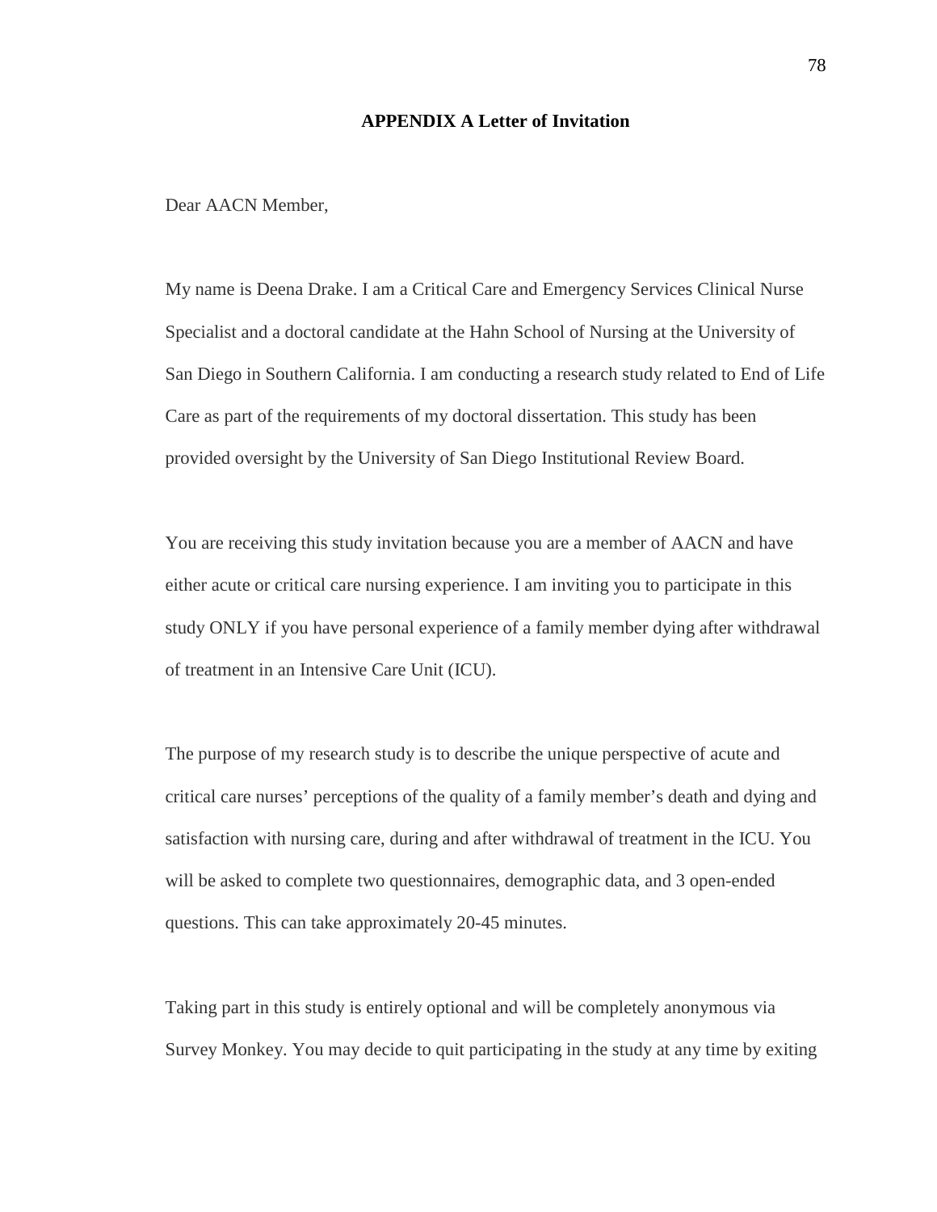## APPENDIX A Letter of Invitation

Dear AACN Member,

My name is Deena Drake. I am a Critical Care and Emergency Services Clinical Nurse Specialist and a doctoral candidate at the Hahn School of Nursing at the University of San Diego in Southern California. I am conducting a research study related to End of Life Care as part of the requirements of my doctoral dissertation. This study has been provided oversight by the University of San Diego Institutional Review Board.

You are receiving this study invitation because you are a member of AACN and have either acute or critical care nursing experience. I am inviting you to participate in this study ONLY if you have personal experience of a family member dying after withdrawal of treatment in an Intensive Care Unit (ICU).

The purpose of my research study is to describe the unique perspective of acute and critical care nurses' perceptions of the quality of a family member's death and dying and satisfaction with nursing care, during and after withdrawal of treatment in the ICU. You will be asked to complete two questionnaires, demographic data, and 3 open-ended questions. This can take approximately 20-45 minutes.

Taking part in this study is entirely optional and will be completely anonymous via Survey Monkey. You may decide to quit participating in the study at any time by exiting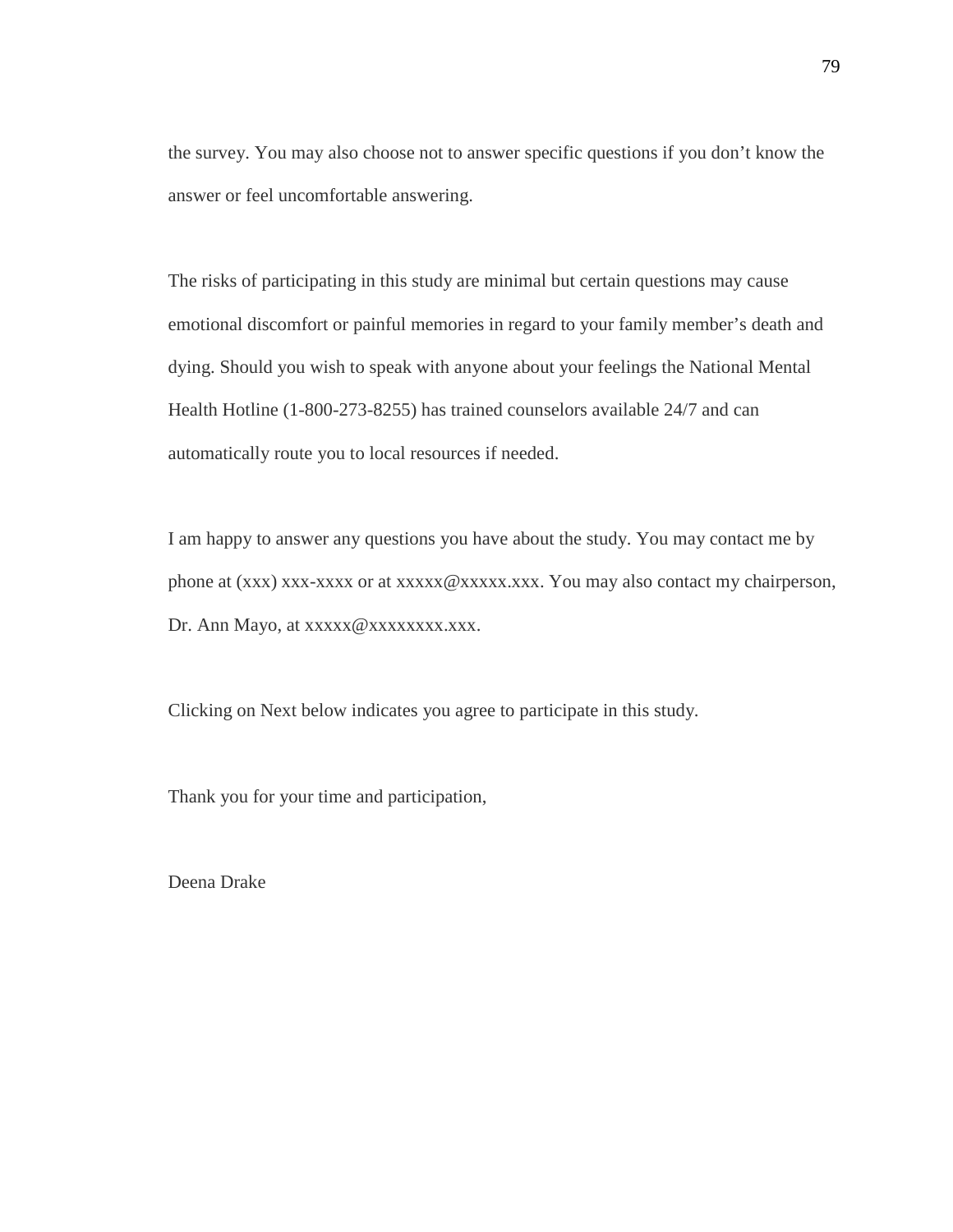the survey. You may also choose not to answer specific questions if you don't know the answer or feel uncomfortable answering.

The risks of participating in this study are minimal but certain questions may cause emotional discomfort or painful memories in regard to your family member's death and dying. Should you wish to speak with anyone about your feelings the National Mental Health Hotline (1-800-273-8255) has trained counselors available 24/7 and can automatically route you to local resources if needed.

I am happy to answer any questions you have about the study. You may contact me by phone at (xxx) xxx-xxxx or at xxxxx@xxxxx.xxx. You may also contact my chairperson, Dr. Ann Mayo, at xxxxx@xxxxxxxx.xxx.

Clicking on Next below indicates you agree to participate in this study.

Thank you for your time and participation,

Deena Drake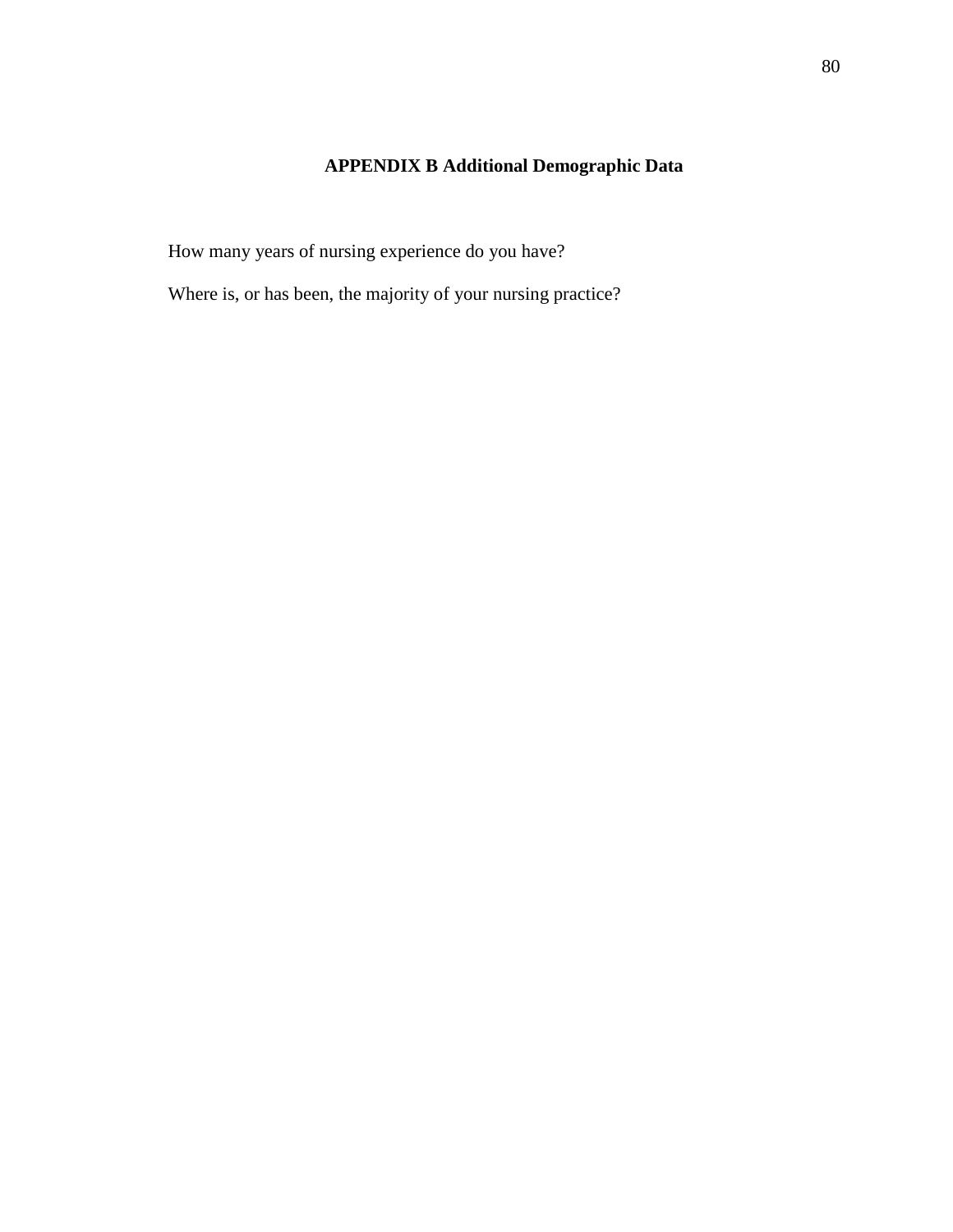## APPENDIX B Additional Demographic Data

How many years of nursing experience do you have?

Where is, or has been, the majority of your nursing practice?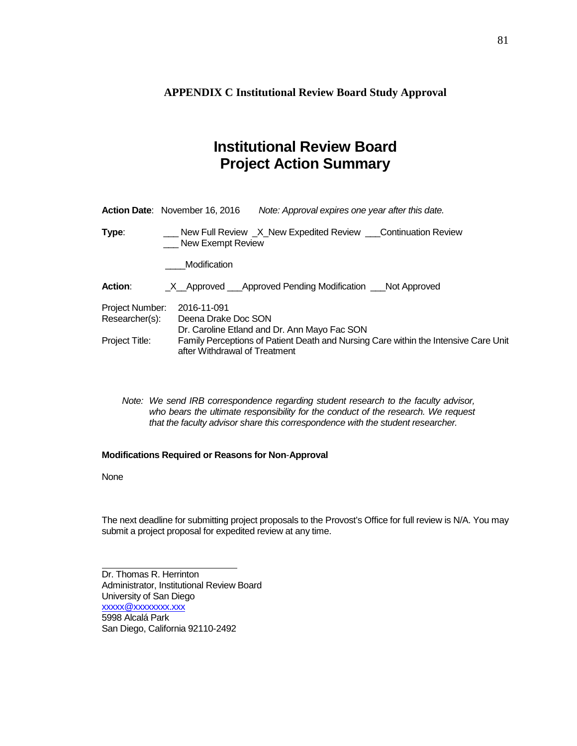**APPENDIX C Institutional Review Board Study Approval**

# Institutional Review Board
# Project Action Summary

**Action Date**: November 16, 2016 *Note: Approval expires one year after this date.*

**Type**: ___ New Full Review _X_New Expedited Review ___Continuation Review ___ New Exempt Review

____Modification

**Action**: _X__Approved ___Approved Pending Modification ___Not Approved

Project Number: 2016-11-091
Researcher(s): Deena Drake Doc SON
Dr. Caroline Etland and Dr. Ann Mayo Fac SON
Project Title: Family Perceptions of Patient Death and Nursing Care within the Intensive Care Unit after Withdrawal of Treatment

*Note: We send IRB correspondence regarding student research to the faculty advisor, who bears the ultimate responsibility for the conduct of the research. We request that the faculty advisor share this correspondence with the student researcher.*

**Modifications Required or Reasons for Non-Approval**

None

The next deadline for submitting project proposals to the Provost's Office for full review is N/A. You may submit a project proposal for expedited review at any time.

Dr. Thomas R. Herrinton
Administrator, Institutional Review Board
University of San Diego
xxxxx@xxxxxxxx.xxx
5998 Alcalá Park
San Diego, California 92110-2492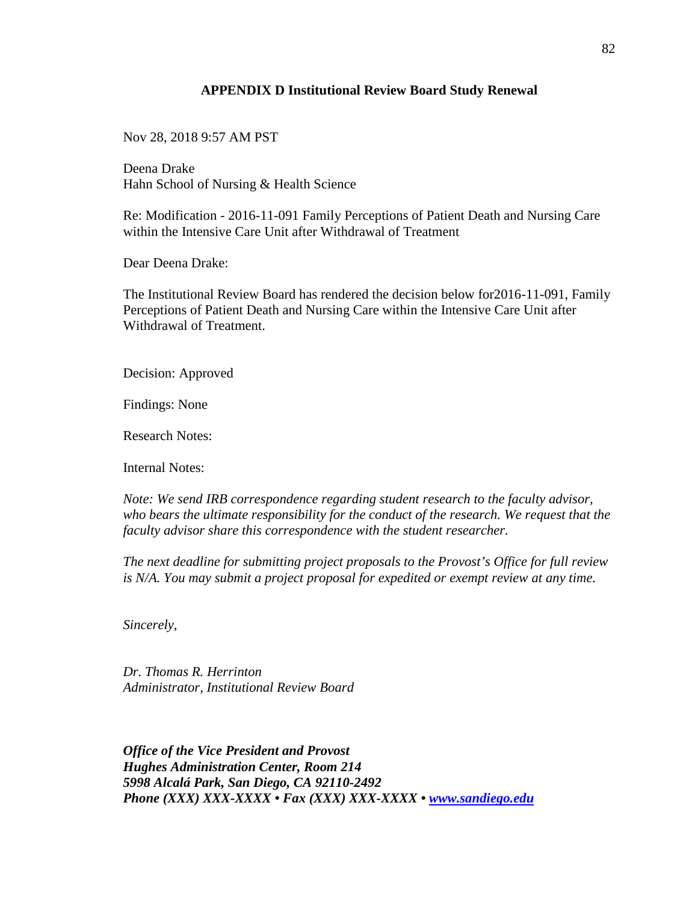**APPENDIX D Institutional Review Board Study Renewal**

Nov 28, 2018 9:57 AM PST

Deena Drake
Hahn School of Nursing & Health Science

Re: Modification - 2016-11-091 Family Perceptions of Patient Death and Nursing Care within the Intensive Care Unit after Withdrawal of Treatment

Dear Deena Drake:

The Institutional Review Board has rendered the decision below for2016-11-091, Family Perceptions of Patient Death and Nursing Care within the Intensive Care Unit after Withdrawal of Treatment.

Decision: Approved

Findings: None

Research Notes:

Internal Notes:

*Note: We send IRB correspondence regarding student research to the faculty advisor, who bears the ultimate responsibility for the conduct of the research. We request that the faculty advisor share this correspondence with the student researcher.*

*The next deadline for submitting project proposals to the Provost's Office for full review is N/A. You may submit a project proposal for expedited or exempt review at any time.*

*Sincerely,*

*Dr. Thomas R. Herrinton*
*Administrator, Institutional Review Board*

***Office of the Vice President and Provost***
***Hughes Administration Center, Room 214***
***5998 Alcalá Park, San Diego, CA 92110-2492***
***Phone (XXX) XXX-XXXX • Fax (XXX) XXX-XXXX • www.sandiego.edu***